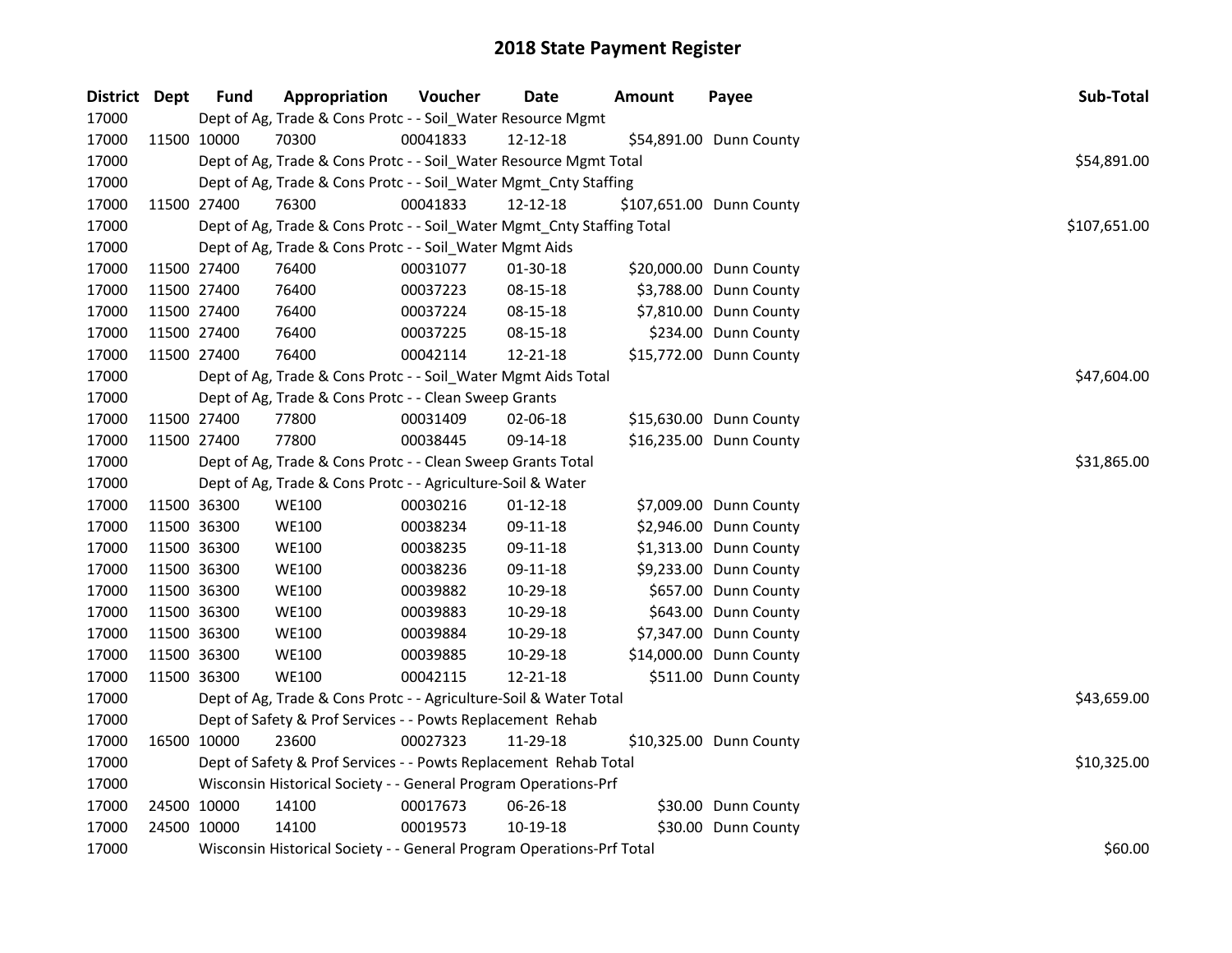# 2018 State Payment Register

| District | Dept | Fund | Appropriation | Voucher | Date | Amount | Payee | Sub-Total |
|---|---|---|---|---|---|---|---|---|
| 17000 | | Dept of Ag, Trade & Cons Protc - - Soil_Water Resource Mgmt | | | | | | |
| 17000 | 11500 | 10000 | 70300 | 00041833 | 12-12-18 | $54,891.00 | Dunn County | |
| 17000 | | Dept of Ag, Trade & Cons Protc - - Soil_Water Resource Mgmt Total | | | | | | $54,891.00 |
| 17000 | | Dept of Ag, Trade & Cons Protc - - Soil_Water Mgmt_Cnty Staffing | | | | | | |
| 17000 | 11500 | 27400 | 76300 | 00041833 | 12-12-18 | $107,651.00 | Dunn County | |
| 17000 | | Dept of Ag, Trade & Cons Protc - - Soil_Water Mgmt_Cnty Staffing Total | | | | | | $107,651.00 |
| 17000 | | Dept of Ag, Trade & Cons Protc - - Soil_Water Mgmt Aids | | | | | | |
| 17000 | 11500 | 27400 | 76400 | 00031077 | 01-30-18 | $20,000.00 | Dunn County | |
| 17000 | 11500 | 27400 | 76400 | 00037223 | 08-15-18 | $3,788.00 | Dunn County | |
| 17000 | 11500 | 27400 | 76400 | 00037224 | 08-15-18 | $7,810.00 | Dunn County | |
| 17000 | 11500 | 27400 | 76400 | 00037225 | 08-15-18 | $234.00 | Dunn County | |
| 17000 | 11500 | 27400 | 76400 | 00042114 | 12-21-18 | $15,772.00 | Dunn County | |
| 17000 | | Dept of Ag, Trade & Cons Protc - - Soil_Water Mgmt Aids Total | | | | | | $47,604.00 |
| 17000 | | Dept of Ag, Trade & Cons Protc - - Clean Sweep Grants | | | | | | |
| 17000 | 11500 | 27400 | 77800 | 00031409 | 02-06-18 | $15,630.00 | Dunn County | |
| 17000 | 11500 | 27400 | 77800 | 00038445 | 09-14-18 | $16,235.00 | Dunn County | |
| 17000 | | Dept of Ag, Trade & Cons Protc - - Clean Sweep Grants Total | | | | | | $31,865.00 |
| 17000 | | Dept of Ag, Trade & Cons Protc - - Agriculture-Soil & Water | | | | | | |
| 17000 | 11500 | 36300 | WE100 | 00030216 | 01-12-18 | $7,009.00 | Dunn County | |
| 17000 | 11500 | 36300 | WE100 | 00038234 | 09-11-18 | $2,946.00 | Dunn County | |
| 17000 | 11500 | 36300 | WE100 | 00038235 | 09-11-18 | $1,313.00 | Dunn County | |
| 17000 | 11500 | 36300 | WE100 | 00038236 | 09-11-18 | $9,233.00 | Dunn County | |
| 17000 | 11500 | 36300 | WE100 | 00039882 | 10-29-18 | $657.00 | Dunn County | |
| 17000 | 11500 | 36300 | WE100 | 00039883 | 10-29-18 | $643.00 | Dunn County | |
| 17000 | 11500 | 36300 | WE100 | 00039884 | 10-29-18 | $7,347.00 | Dunn County | |
| 17000 | 11500 | 36300 | WE100 | 00039885 | 10-29-18 | $14,000.00 | Dunn County | |
| 17000 | 11500 | 36300 | WE100 | 00042115 | 12-21-18 | $511.00 | Dunn County | |
| 17000 | | Dept of Ag, Trade & Cons Protc - - Agriculture-Soil & Water Total | | | | | | $43,659.00 |
| 17000 | | Dept of Safety & Prof Services - - Powts Replacement Rehab | | | | | | |
| 17000 | 16500 | 10000 | 23600 | 00027323 | 11-29-18 | $10,325.00 | Dunn County | |
| 17000 | | Dept of Safety & Prof Services - - Powts Replacement Rehab Total | | | | | | $10,325.00 |
| 17000 | | Wisconsin Historical Society - - General Program Operations-Prf | | | | | | |
| 17000 | 24500 | 10000 | 14100 | 00017673 | 06-26-18 | $30.00 | Dunn County | |
| 17000 | 24500 | 10000 | 14100 | 00019573 | 10-19-18 | $30.00 | Dunn County | |
| 17000 | | Wisconsin Historical Society - - General Program Operations-Prf Total | | | | | | $60.00 |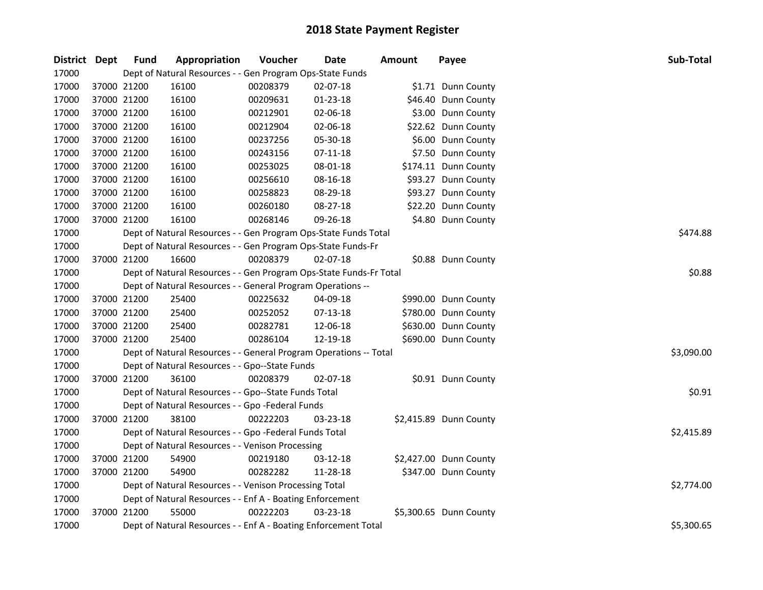# 2018 State Payment Register

| District | Dept | Fund | Appropriation | Voucher | Date | Amount | Payee | Sub-Total |
|---|---|---|---|---|---|---|---|---|
| 17000 | | Dept of Natural Resources - - Gen Program Ops-State Funds | | | | | | |
| 17000 | 37000 | 21200 | 16100 | 00208379 | 02-07-18 | $1.71 | Dunn County | |
| 17000 | 37000 | 21200 | 16100 | 00209631 | 01-23-18 | $46.40 | Dunn County | |
| 17000 | 37000 | 21200 | 16100 | 00212901 | 02-06-18 | $3.00 | Dunn County | |
| 17000 | 37000 | 21200 | 16100 | 00212904 | 02-06-18 | $22.62 | Dunn County | |
| 17000 | 37000 | 21200 | 16100 | 00237256 | 05-30-18 | $6.00 | Dunn County | |
| 17000 | 37000 | 21200 | 16100 | 00243156 | 07-11-18 | $7.50 | Dunn County | |
| 17000 | 37000 | 21200 | 16100 | 00253025 | 08-01-18 | $174.11 | Dunn County | |
| 17000 | 37000 | 21200 | 16100 | 00256610 | 08-16-18 | $93.27 | Dunn County | |
| 17000 | 37000 | 21200 | 16100 | 00258823 | 08-29-18 | $93.27 | Dunn County | |
| 17000 | 37000 | 21200 | 16100 | 00260180 | 08-27-18 | $22.20 | Dunn County | |
| 17000 | 37000 | 21200 | 16100 | 00268146 | 09-26-18 | $4.80 | Dunn County | |
| 17000 | | Dept of Natural Resources - - Gen Program Ops-State Funds Total | | | | | | $474.88 |
| 17000 | | Dept of Natural Resources - - Gen Program Ops-State Funds-Fr | | | | | | |
| 17000 | 37000 | 21200 | 16600 | 00208379 | 02-07-18 | $0.88 | Dunn County | |
| 17000 | | Dept of Natural Resources - - Gen Program Ops-State Funds-Fr Total | | | | | | $0.88 |
| 17000 | | Dept of Natural Resources - - General Program Operations -- | | | | | | |
| 17000 | 37000 | 21200 | 25400 | 00225632 | 04-09-18 | $990.00 | Dunn County | |
| 17000 | 37000 | 21200 | 25400 | 00252052 | 07-13-18 | $780.00 | Dunn County | |
| 17000 | 37000 | 21200 | 25400 | 00282781 | 12-06-18 | $630.00 | Dunn County | |
| 17000 | 37000 | 21200 | 25400 | 00286104 | 12-19-18 | $690.00 | Dunn County | |
| 17000 | | Dept of Natural Resources - - General Program Operations -- Total | | | | | | $3,090.00 |
| 17000 | | Dept of Natural Resources - - Gpo--State Funds | | | | | | |
| 17000 | 37000 | 21200 | 36100 | 00208379 | 02-07-18 | $0.91 | Dunn County | |
| 17000 | | Dept of Natural Resources - - Gpo--State Funds Total | | | | | | $0.91 |
| 17000 | | Dept of Natural Resources - - Gpo -Federal Funds | | | | | | |
| 17000 | 37000 | 21200 | 38100 | 00222203 | 03-23-18 | $2,415.89 | Dunn County | |
| 17000 | | Dept of Natural Resources - - Gpo -Federal Funds Total | | | | | | $2,415.89 |
| 17000 | | Dept of Natural Resources - - Venison Processing | | | | | | |
| 17000 | 37000 | 21200 | 54900 | 00219180 | 03-12-18 | $2,427.00 | Dunn County | |
| 17000 | 37000 | 21200 | 54900 | 00282282 | 11-28-18 | $347.00 | Dunn County | |
| 17000 | | Dept of Natural Resources - - Venison Processing Total | | | | | | $2,774.00 |
| 17000 | | Dept of Natural Resources - - Enf A - Boating Enforcement | | | | | | |
| 17000 | 37000 | 21200 | 55000 | 00222203 | 03-23-18 | $5,300.65 | Dunn County | |
| 17000 | | Dept of Natural Resources - - Enf A - Boating Enforcement Total | | | | | | $5,300.65 |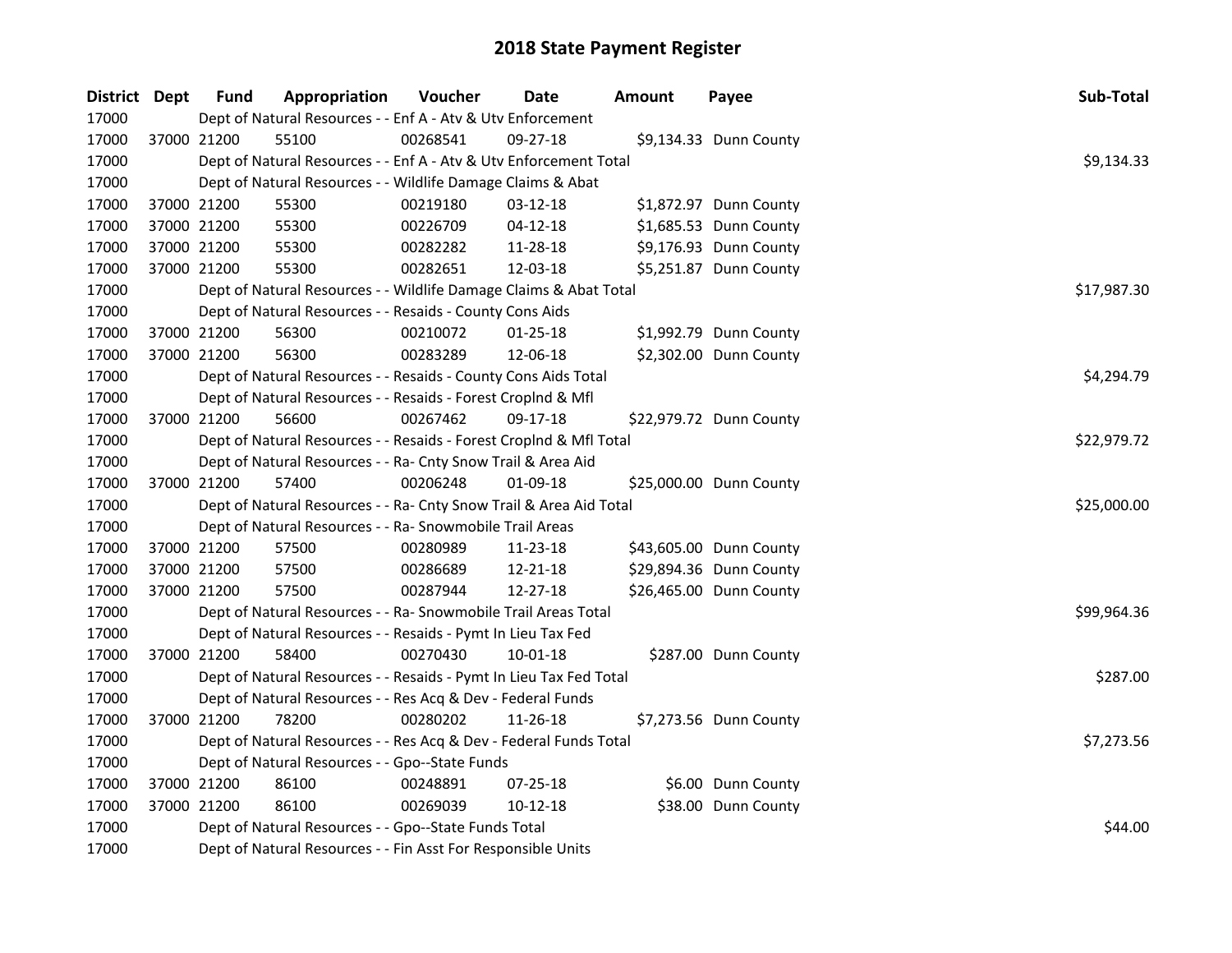# 2018 State Payment Register

| District | Dept | Fund | Appropriation | Voucher | Date | Amount | Payee | Sub-Total |
|---|---|---|---|---|---|---|---|---|
| 17000 | | Dept of Natural Resources - - Enf A - Atv & Utv Enforcement | | | | | | |
| 17000 | 37000 | 21200 | 55100 | 00268541 | 09-27-18 | $9,134.33 | Dunn County | |
| 17000 | | Dept of Natural Resources - - Enf A - Atv & Utv Enforcement Total | | | | | | $9,134.33 |
| 17000 | | Dept of Natural Resources - - Wildlife Damage Claims & Abat | | | | | | |
| 17000 | 37000 | 21200 | 55300 | 00219180 | 03-12-18 | $1,872.97 | Dunn County | |
| 17000 | 37000 | 21200 | 55300 | 00226709 | 04-12-18 | $1,685.53 | Dunn County | |
| 17000 | 37000 | 21200 | 55300 | 00282282 | 11-28-18 | $9,176.93 | Dunn County | |
| 17000 | 37000 | 21200 | 55300 | 00282651 | 12-03-18 | $5,251.87 | Dunn County | |
| 17000 | | Dept of Natural Resources - - Wildlife Damage Claims & Abat Total | | | | | | $17,987.30 |
| 17000 | | Dept of Natural Resources - - Resaids - County Cons Aids | | | | | | |
| 17000 | 37000 | 21200 | 56300 | 00210072 | 01-25-18 | $1,992.79 | Dunn County | |
| 17000 | 37000 | 21200 | 56300 | 00283289 | 12-06-18 | $2,302.00 | Dunn County | |
| 17000 | | Dept of Natural Resources - - Resaids - County Cons Aids Total | | | | | | $4,294.79 |
| 17000 | | Dept of Natural Resources - - Resaids - Forest Croplnd & Mfl | | | | | | |
| 17000 | 37000 | 21200 | 56600 | 00267462 | 09-17-18 | $22,979.72 | Dunn County | |
| 17000 | | Dept of Natural Resources - - Resaids - Forest Croplnd & Mfl Total | | | | | | $22,979.72 |
| 17000 | | Dept of Natural Resources - - Ra- Cnty Snow Trail & Area Aid | | | | | | |
| 17000 | 37000 | 21200 | 57400 | 00206248 | 01-09-18 | $25,000.00 | Dunn County | |
| 17000 | | Dept of Natural Resources - - Ra- Cnty Snow Trail & Area Aid Total | | | | | | $25,000.00 |
| 17000 | | Dept of Natural Resources - - Ra- Snowmobile Trail Areas | | | | | | |
| 17000 | 37000 | 21200 | 57500 | 00280989 | 11-23-18 | $43,605.00 | Dunn County | |
| 17000 | 37000 | 21200 | 57500 | 00286689 | 12-21-18 | $29,894.36 | Dunn County | |
| 17000 | 37000 | 21200 | 57500 | 00287944 | 12-27-18 | $26,465.00 | Dunn County | |
| 17000 | | Dept of Natural Resources - - Ra- Snowmobile Trail Areas Total | | | | | | $99,964.36 |
| 17000 | | Dept of Natural Resources - - Resaids - Pymt In Lieu Tax Fed | | | | | | |
| 17000 | 37000 | 21200 | 58400 | 00270430 | 10-01-18 | $287.00 | Dunn County | |
| 17000 | | Dept of Natural Resources - - Resaids - Pymt In Lieu Tax Fed Total | | | | | | $287.00 |
| 17000 | | Dept of Natural Resources - - Res Acq & Dev - Federal Funds | | | | | | |
| 17000 | 37000 | 21200 | 78200 | 00280202 | 11-26-18 | $7,273.56 | Dunn County | |
| 17000 | | Dept of Natural Resources - - Res Acq & Dev - Federal Funds Total | | | | | | $7,273.56 |
| 17000 | | Dept of Natural Resources - - Gpo--State Funds | | | | | | |
| 17000 | 37000 | 21200 | 86100 | 00248891 | 07-25-18 | $6.00 | Dunn County | |
| 17000 | 37000 | 21200 | 86100 | 00269039 | 10-12-18 | $38.00 | Dunn County | |
| 17000 | | Dept of Natural Resources - - Gpo--State Funds Total | | | | | | $44.00 |
| 17000 | | Dept of Natural Resources - - Fin Asst For Responsible Units | | | | | | |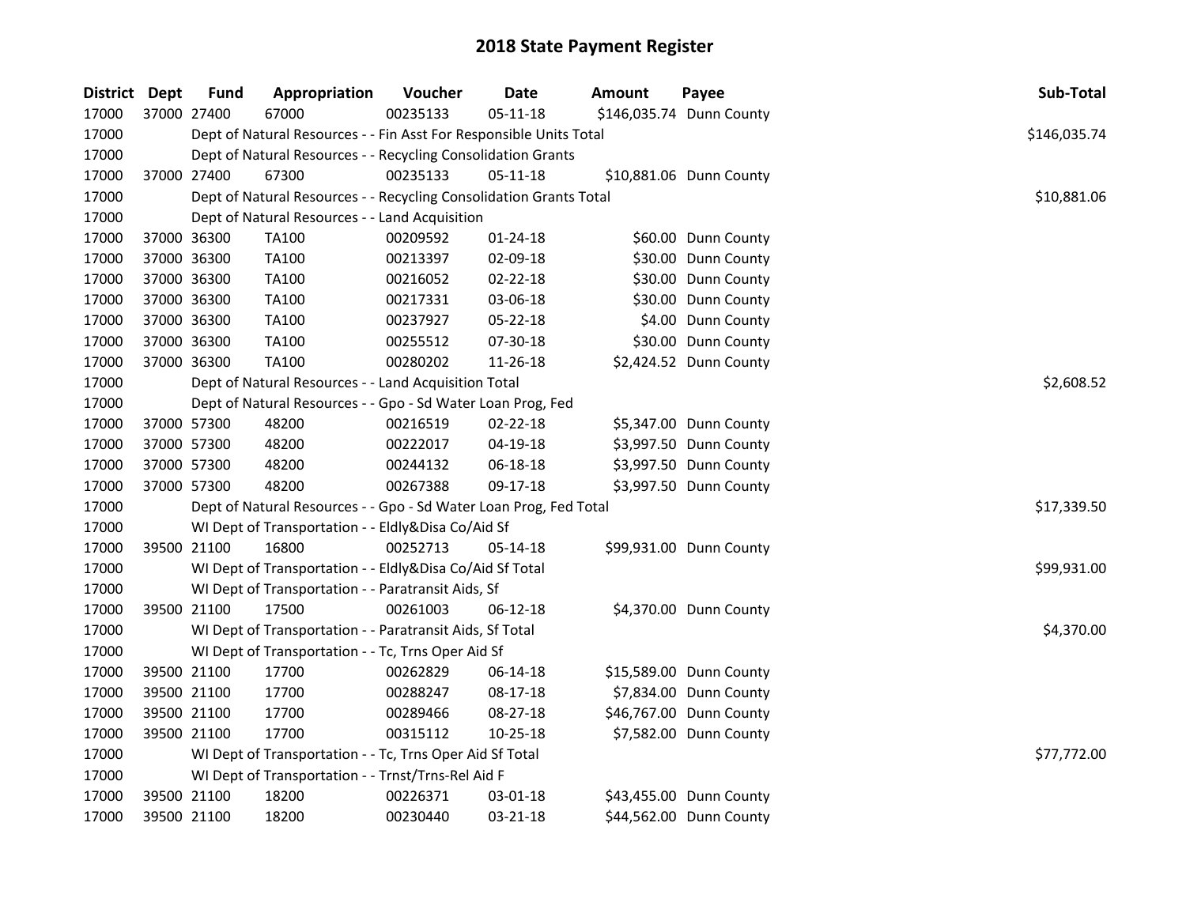# 2018 State Payment Register

| District | Dept | Fund | Appropriation | Voucher | Date | Amount | Payee | Sub-Total |
|---|---|---|---|---|---|---|---|---|
| 17000 | 37000 | 27400 | 67000 | 00235133 | 05-11-18 | $146,035.74 | Dunn County | |
| 17000 | | Dept of Natural Resources - - Fin Asst For Responsible Units Total | | | | | | $146,035.74 |
| 17000 | | Dept of Natural Resources - - Recycling Consolidation Grants | | | | | | |
| 17000 | 37000 | 27400 | 67300 | 00235133 | 05-11-18 | $10,881.06 | Dunn County | |
| 17000 | | Dept of Natural Resources - - Recycling Consolidation Grants Total | | | | | | $10,881.06 |
| 17000 | | Dept of Natural Resources - - Land Acquisition | | | | | | |
| 17000 | 37000 | 36300 | TA100 | 00209592 | 01-24-18 | $60.00 | Dunn County | |
| 17000 | 37000 | 36300 | TA100 | 00213397 | 02-09-18 | $30.00 | Dunn County | |
| 17000 | 37000 | 36300 | TA100 | 00216052 | 02-22-18 | $30.00 | Dunn County | |
| 17000 | 37000 | 36300 | TA100 | 00217331 | 03-06-18 | $30.00 | Dunn County | |
| 17000 | 37000 | 36300 | TA100 | 00237927 | 05-22-18 | $4.00 | Dunn County | |
| 17000 | 37000 | 36300 | TA100 | 00255512 | 07-30-18 | $30.00 | Dunn County | |
| 17000 | 37000 | 36300 | TA100 | 00280202 | 11-26-18 | $2,424.52 | Dunn County | |
| 17000 | | Dept of Natural Resources - - Land Acquisition Total | | | | | | $2,608.52 |
| 17000 | | Dept of Natural Resources - - Gpo - Sd Water Loan Prog, Fed | | | | | | |
| 17000 | 37000 | 57300 | 48200 | 00216519 | 02-22-18 | $5,347.00 | Dunn County | |
| 17000 | 37000 | 57300 | 48200 | 00222017 | 04-19-18 | $3,997.50 | Dunn County | |
| 17000 | 37000 | 57300 | 48200 | 00244132 | 06-18-18 | $3,997.50 | Dunn County | |
| 17000 | 37000 | 57300 | 48200 | 00267388 | 09-17-18 | $3,997.50 | Dunn County | |
| 17000 | | Dept of Natural Resources - - Gpo - Sd Water Loan Prog, Fed Total | | | | | | $17,339.50 |
| 17000 | | WI Dept of Transportation - - Eldly&Disa Co/Aid Sf | | | | | | |
| 17000 | 39500 | 21100 | 16800 | 00252713 | 05-14-18 | $99,931.00 | Dunn County | |
| 17000 | | WI Dept of Transportation - - Eldly&Disa Co/Aid Sf Total | | | | | | $99,931.00 |
| 17000 | | WI Dept of Transportation - - Paratransit Aids, Sf | | | | | | |
| 17000 | 39500 | 21100 | 17500 | 00261003 | 06-12-18 | $4,370.00 | Dunn County | |
| 17000 | | WI Dept of Transportation - - Paratransit Aids, Sf Total | | | | | | $4,370.00 |
| 17000 | | WI Dept of Transportation - - Tc, Trns Oper Aid Sf | | | | | | |
| 17000 | 39500 | 21100 | 17700 | 00262829 | 06-14-18 | $15,589.00 | Dunn County | |
| 17000 | 39500 | 21100 | 17700 | 00288247 | 08-17-18 | $7,834.00 | Dunn County | |
| 17000 | 39500 | 21100 | 17700 | 00289466 | 08-27-18 | $46,767.00 | Dunn County | |
| 17000 | 39500 | 21100 | 17700 | 00315112 | 10-25-18 | $7,582.00 | Dunn County | |
| 17000 | | WI Dept of Transportation - - Tc, Trns Oper Aid Sf Total | | | | | | $77,772.00 |
| 17000 | | WI Dept of Transportation - - Trnst/Trns-Rel Aid F | | | | | | |
| 17000 | 39500 | 21100 | 18200 | 00226371 | 03-01-18 | $43,455.00 | Dunn County | |
| 17000 | 39500 | 21100 | 18200 | 00230440 | 03-21-18 | $44,562.00 | Dunn County | |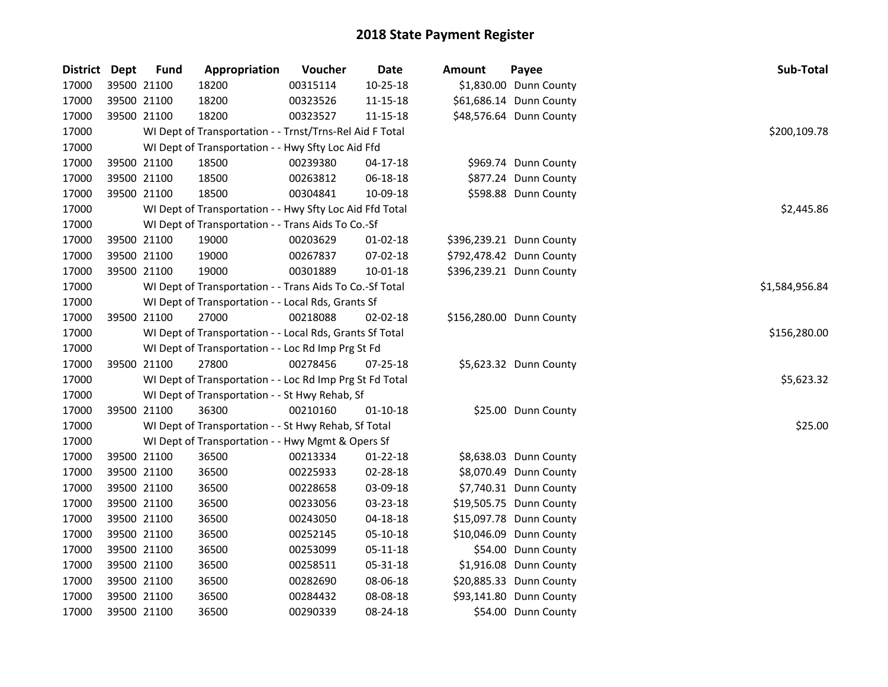# 2018 State Payment Register

| District | Dept | Fund | Appropriation | Voucher | Date | Amount | Payee | Sub-Total |
|---|---|---|---|---|---|---|---|---|
| 17000 | 39500 | 21100 | 18200 | 00315114 | 10-25-18 | $1,830.00 | Dunn County | |
| 17000 | 39500 | 21100 | 18200 | 00323526 | 11-15-18 | $61,686.14 | Dunn County | |
| 17000 | 39500 | 21100 | 18200 | 00323527 | 11-15-18 | $48,576.64 | Dunn County | |
| 17000 | | | WI Dept of Transportation - - Trnst/Trns-Rel Aid F Total | | | | | $200,109.78 |
| 17000 | | | WI Dept of Transportation - - Hwy Sfty Loc Aid Ffd | | | | | |
| 17000 | 39500 | 21100 | 18500 | 00239380 | 04-17-18 | $969.74 | Dunn County | |
| 17000 | 39500 | 21100 | 18500 | 00263812 | 06-18-18 | $877.24 | Dunn County | |
| 17000 | 39500 | 21100 | 18500 | 00304841 | 10-09-18 | $598.88 | Dunn County | |
| 17000 | | | WI Dept of Transportation - - Hwy Sfty Loc Aid Ffd Total | | | | | $2,445.86 |
| 17000 | | | WI Dept of Transportation - - Trans Aids To Co.-Sf | | | | | |
| 17000 | 39500 | 21100 | 19000 | 00203629 | 01-02-18 | $396,239.21 | Dunn County | |
| 17000 | 39500 | 21100 | 19000 | 00267837 | 07-02-18 | $792,478.42 | Dunn County | |
| 17000 | 39500 | 21100 | 19000 | 00301889 | 10-01-18 | $396,239.21 | Dunn County | |
| 17000 | | | WI Dept of Transportation - - Trans Aids To Co.-Sf Total | | | | | $1,584,956.84 |
| 17000 | | | WI Dept of Transportation - - Local Rds, Grants Sf | | | | | |
| 17000 | 39500 | 21100 | 27000 | 00218088 | 02-02-18 | $156,280.00 | Dunn County | |
| 17000 | | | WI Dept of Transportation - - Local Rds, Grants Sf Total | | | | | $156,280.00 |
| 17000 | | | WI Dept of Transportation - - Loc Rd Imp Prg St Fd | | | | | |
| 17000 | 39500 | 21100 | 27800 | 00278456 | 07-25-18 | $5,623.32 | Dunn County | |
| 17000 | | | WI Dept of Transportation - - Loc Rd Imp Prg St Fd Total | | | | | $5,623.32 |
| 17000 | | | WI Dept of Transportation - - St Hwy Rehab, Sf | | | | | |
| 17000 | 39500 | 21100 | 36300 | 00210160 | 01-10-18 | $25.00 | Dunn County | |
| 17000 | | | WI Dept of Transportation - - St Hwy Rehab, Sf Total | | | | | $25.00 |
| 17000 | | | WI Dept of Transportation - - Hwy Mgmt & Opers Sf | | | | | |
| 17000 | 39500 | 21100 | 36500 | 00213334 | 01-22-18 | $8,638.03 | Dunn County | |
| 17000 | 39500 | 21100 | 36500 | 00225933 | 02-28-18 | $8,070.49 | Dunn County | |
| 17000 | 39500 | 21100 | 36500 | 00228658 | 03-09-18 | $7,740.31 | Dunn County | |
| 17000 | 39500 | 21100 | 36500 | 00233056 | 03-23-18 | $19,505.75 | Dunn County | |
| 17000 | 39500 | 21100 | 36500 | 00243050 | 04-18-18 | $15,097.78 | Dunn County | |
| 17000 | 39500 | 21100 | 36500 | 00252145 | 05-10-18 | $10,046.09 | Dunn County | |
| 17000 | 39500 | 21100 | 36500 | 00253099 | 05-11-18 | $54.00 | Dunn County | |
| 17000 | 39500 | 21100 | 36500 | 00258511 | 05-31-18 | $1,916.08 | Dunn County | |
| 17000 | 39500 | 21100 | 36500 | 00282690 | 08-06-18 | $20,885.33 | Dunn County | |
| 17000 | 39500 | 21100 | 36500 | 00284432 | 08-08-18 | $93,141.80 | Dunn County | |
| 17000 | 39500 | 21100 | 36500 | 00290339 | 08-24-18 | $54.00 | Dunn County | |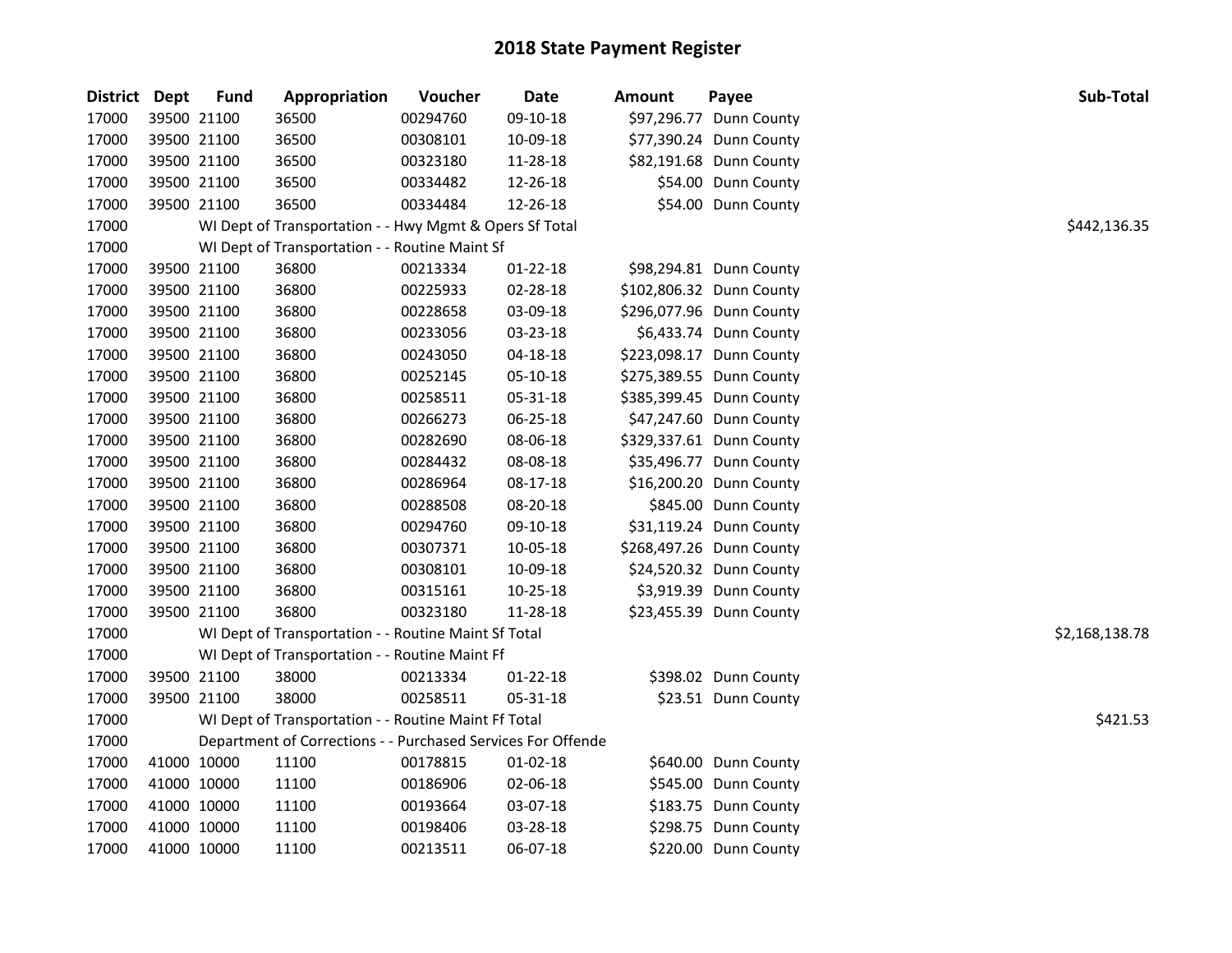# 2018 State Payment Register

| District | Dept | Fund | Appropriation | Voucher | Date | Amount | Payee | Sub-Total |
|---|---|---|---|---|---|---|---|---|
| 17000 | 39500 | 21100 | 36500 | 00294760 | 09-10-18 | $97,296.77 | Dunn County | |
| 17000 | 39500 | 21100 | 36500 | 00308101 | 10-09-18 | $77,390.24 | Dunn County | |
| 17000 | 39500 | 21100 | 36500 | 00323180 | 11-28-18 | $82,191.68 | Dunn County | |
| 17000 | 39500 | 21100 | 36500 | 00334482 | 12-26-18 | $54.00 | Dunn County | |
| 17000 | 39500 | 21100 | 36500 | 00334484 | 12-26-18 | $54.00 | Dunn County | |
| 17000 | | WI Dept of Transportation - - Hwy Mgmt & Opers Sf Total | | | | | | $442,136.35 |
| 17000 | | WI Dept of Transportation - - Routine Maint Sf | | | | | | |
| 17000 | 39500 | 21100 | 36800 | 00213334 | 01-22-18 | $98,294.81 | Dunn County | |
| 17000 | 39500 | 21100 | 36800 | 00225933 | 02-28-18 | $102,806.32 | Dunn County | |
| 17000 | 39500 | 21100 | 36800 | 00228658 | 03-09-18 | $296,077.96 | Dunn County | |
| 17000 | 39500 | 21100 | 36800 | 00233056 | 03-23-18 | $6,433.74 | Dunn County | |
| 17000 | 39500 | 21100 | 36800 | 00243050 | 04-18-18 | $223,098.17 | Dunn County | |
| 17000 | 39500 | 21100 | 36800 | 00252145 | 05-10-18 | $275,389.55 | Dunn County | |
| 17000 | 39500 | 21100 | 36800 | 00258511 | 05-31-18 | $385,399.45 | Dunn County | |
| 17000 | 39500 | 21100 | 36800 | 00266273 | 06-25-18 | $47,247.60 | Dunn County | |
| 17000 | 39500 | 21100 | 36800 | 00282690 | 08-06-18 | $329,337.61 | Dunn County | |
| 17000 | 39500 | 21100 | 36800 | 00284432 | 08-08-18 | $35,496.77 | Dunn County | |
| 17000 | 39500 | 21100 | 36800 | 00286964 | 08-17-18 | $16,200.20 | Dunn County | |
| 17000 | 39500 | 21100 | 36800 | 00288508 | 08-20-18 | $845.00 | Dunn County | |
| 17000 | 39500 | 21100 | 36800 | 00294760 | 09-10-18 | $31,119.24 | Dunn County | |
| 17000 | 39500 | 21100 | 36800 | 00307371 | 10-05-18 | $268,497.26 | Dunn County | |
| 17000 | 39500 | 21100 | 36800 | 00308101 | 10-09-18 | $24,520.32 | Dunn County | |
| 17000 | 39500 | 21100 | 36800 | 00315161 | 10-25-18 | $3,919.39 | Dunn County | |
| 17000 | 39500 | 21100 | 36800 | 00323180 | 11-28-18 | $23,455.39 | Dunn County | |
| 17000 | | WI Dept of Transportation - - Routine Maint Sf Total | | | | | | $2,168,138.78 |
| 17000 | | WI Dept of Transportation - - Routine Maint Ff | | | | | | |
| 17000 | 39500 | 21100 | 38000 | 00213334 | 01-22-18 | $398.02 | Dunn County | |
| 17000 | 39500 | 21100 | 38000 | 00258511 | 05-31-18 | $23.51 | Dunn County | |
| 17000 | | WI Dept of Transportation - - Routine Maint Ff Total | | | | | | $421.53 |
| 17000 | | Department of Corrections - - Purchased Services For Offende | | | | | | |
| 17000 | 41000 | 10000 | 11100 | 00178815 | 01-02-18 | $640.00 | Dunn County | |
| 17000 | 41000 | 10000 | 11100 | 00186906 | 02-06-18 | $545.00 | Dunn County | |
| 17000 | 41000 | 10000 | 11100 | 00193664 | 03-07-18 | $183.75 | Dunn County | |
| 17000 | 41000 | 10000 | 11100 | 00198406 | 03-28-18 | $298.75 | Dunn County | |
| 17000 | 41000 | 10000 | 11100 | 00213511 | 06-07-18 | $220.00 | Dunn County | |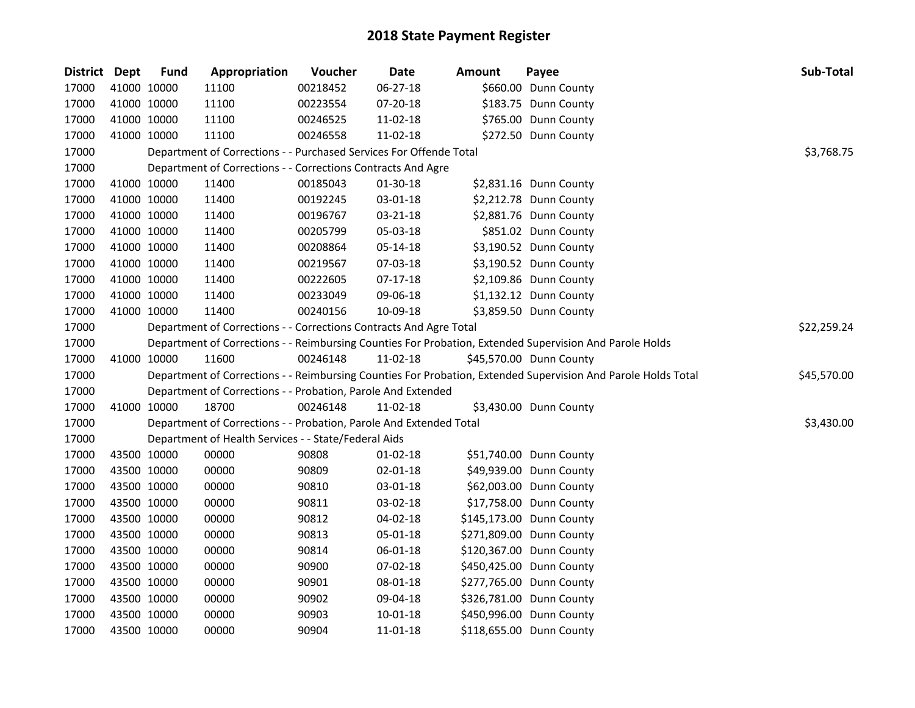# 2018 State Payment Register

| District | Dept | Fund | Appropriation | Voucher | Date | Amount | Payee | Sub-Total |
|---|---|---|---|---|---|---|---|---|
| 17000 | 41000 | 10000 | 11100 | 00218452 | 06-27-18 | $660.00 | Dunn County | |
| 17000 | 41000 | 10000 | 11100 | 00223554 | 07-20-18 | $183.75 | Dunn County | |
| 17000 | 41000 | 10000 | 11100 | 00246525 | 11-02-18 | $765.00 | Dunn County | |
| 17000 | 41000 | 10000 | 11100 | 00246558 | 11-02-18 | $272.50 | Dunn County | |
| 17000 | | Department of Corrections - - Purchased Services For Offende Total | | | | | | $3,768.75 |
| 17000 | | Department of Corrections - - Corrections Contracts And Agre | | | | | | |
| 17000 | 41000 | 10000 | 11400 | 00185043 | 01-30-18 | $2,831.16 | Dunn County | |
| 17000 | 41000 | 10000 | 11400 | 00192245 | 03-01-18 | $2,212.78 | Dunn County | |
| 17000 | 41000 | 10000 | 11400 | 00196767 | 03-21-18 | $2,881.76 | Dunn County | |
| 17000 | 41000 | 10000 | 11400 | 00205799 | 05-03-18 | $851.02 | Dunn County | |
| 17000 | 41000 | 10000 | 11400 | 00208864 | 05-14-18 | $3,190.52 | Dunn County | |
| 17000 | 41000 | 10000 | 11400 | 00219567 | 07-03-18 | $3,190.52 | Dunn County | |
| 17000 | 41000 | 10000 | 11400 | 00222605 | 07-17-18 | $2,109.86 | Dunn County | |
| 17000 | 41000 | 10000 | 11400 | 00233049 | 09-06-18 | $1,132.12 | Dunn County | |
| 17000 | 41000 | 10000 | 11400 | 00240156 | 10-09-18 | $3,859.50 | Dunn County | |
| 17000 | | Department of Corrections - - Corrections Contracts And Agre Total | | | | | | $22,259.24 |
| 17000 | | Department of Corrections - - Reimbursing Counties For Probation, Extended Supervision And Parole Holds | | | | | | |
| 17000 | 41000 | 10000 | 11600 | 00246148 | 11-02-18 | $45,570.00 | Dunn County | |
| 17000 | | Department of Corrections - - Reimbursing Counties For Probation, Extended Supervision And Parole Holds Total | | | | | | $45,570.00 |
| 17000 | | Department of Corrections - - Probation, Parole And Extended | | | | | | |
| 17000 | 41000 | 10000 | 18700 | 00246148 | 11-02-18 | $3,430.00 | Dunn County | |
| 17000 | | Department of Corrections - - Probation, Parole And Extended Total | | | | | | $3,430.00 |
| 17000 | | Department of Health Services - - State/Federal Aids | | | | | | |
| 17000 | 43500 | 10000 | 00000 | 90808 | 01-02-18 | $51,740.00 | Dunn County | |
| 17000 | 43500 | 10000 | 00000 | 90809 | 02-01-18 | $49,939.00 | Dunn County | |
| 17000 | 43500 | 10000 | 00000 | 90810 | 03-01-18 | $62,003.00 | Dunn County | |
| 17000 | 43500 | 10000 | 00000 | 90811 | 03-02-18 | $17,758.00 | Dunn County | |
| 17000 | 43500 | 10000 | 00000 | 90812 | 04-02-18 | $145,173.00 | Dunn County | |
| 17000 | 43500 | 10000 | 00000 | 90813 | 05-01-18 | $271,809.00 | Dunn County | |
| 17000 | 43500 | 10000 | 00000 | 90814 | 06-01-18 | $120,367.00 | Dunn County | |
| 17000 | 43500 | 10000 | 00000 | 90900 | 07-02-18 | $450,425.00 | Dunn County | |
| 17000 | 43500 | 10000 | 00000 | 90901 | 08-01-18 | $277,765.00 | Dunn County | |
| 17000 | 43500 | 10000 | 00000 | 90902 | 09-04-18 | $326,781.00 | Dunn County | |
| 17000 | 43500 | 10000 | 00000 | 90903 | 10-01-18 | $450,996.00 | Dunn County | |
| 17000 | 43500 | 10000 | 00000 | 90904 | 11-01-18 | $118,655.00 | Dunn County | |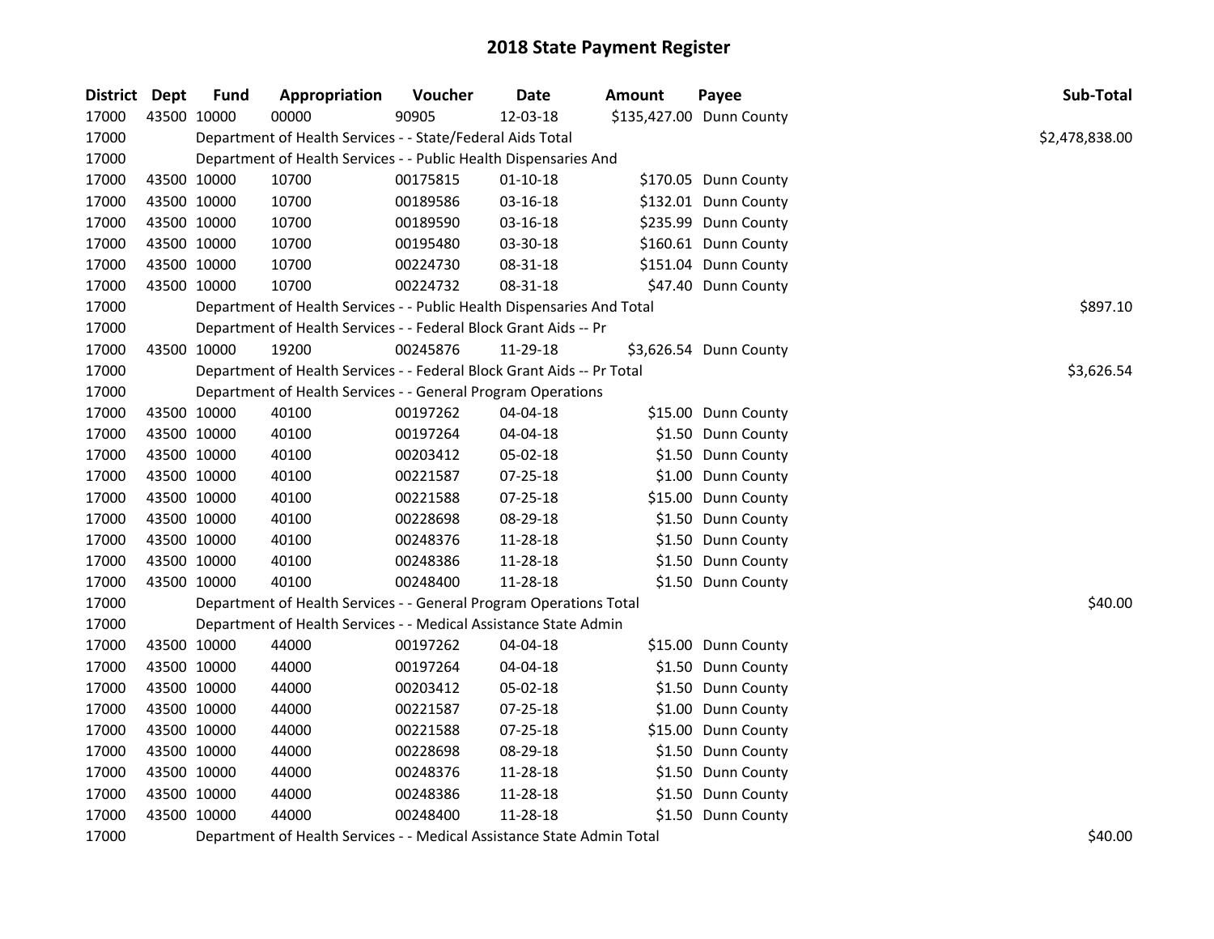# 2018 State Payment Register

| District | Dept | Fund | Appropriation | Voucher | Date | Amount | Payee | Sub-Total |
|---|---|---|---|---|---|---|---|---|
| 17000 | 43500 | 10000 | 00000 | 90905 | 12-03-18 | $135,427.00 | Dunn County | |
| 17000 | | Department of Health Services - - State/Federal Aids Total | | | | | | $2,478,838.00 |
| 17000 | | Department of Health Services - - Public Health Dispensaries And | | | | | | |
| 17000 | 43500 | 10000 | 10700 | 00175815 | 01-10-18 | $170.05 | Dunn County | |
| 17000 | 43500 | 10000 | 10700 | 00189586 | 03-16-18 | $132.01 | Dunn County | |
| 17000 | 43500 | 10000 | 10700 | 00189590 | 03-16-18 | $235.99 | Dunn County | |
| 17000 | 43500 | 10000 | 10700 | 00195480 | 03-30-18 | $160.61 | Dunn County | |
| 17000 | 43500 | 10000 | 10700 | 00224730 | 08-31-18 | $151.04 | Dunn County | |
| 17000 | 43500 | 10000 | 10700 | 00224732 | 08-31-18 | $47.40 | Dunn County | |
| 17000 | | Department of Health Services - - Public Health Dispensaries And Total | | | | | | $897.10 |
| 17000 | | Department of Health Services - - Federal Block Grant Aids -- Pr | | | | | | |
| 17000 | 43500 | 10000 | 19200 | 00245876 | 11-29-18 | $3,626.54 | Dunn County | |
| 17000 | | Department of Health Services - - Federal Block Grant Aids -- Pr Total | | | | | | $3,626.54 |
| 17000 | | Department of Health Services - - General Program Operations | | | | | | |
| 17000 | 43500 | 10000 | 40100 | 00197262 | 04-04-18 | $15.00 | Dunn County | |
| 17000 | 43500 | 10000 | 40100 | 00197264 | 04-04-18 | $1.50 | Dunn County | |
| 17000 | 43500 | 10000 | 40100 | 00203412 | 05-02-18 | $1.50 | Dunn County | |
| 17000 | 43500 | 10000 | 40100 | 00221587 | 07-25-18 | $1.00 | Dunn County | |
| 17000 | 43500 | 10000 | 40100 | 00221588 | 07-25-18 | $15.00 | Dunn County | |
| 17000 | 43500 | 10000 | 40100 | 00228698 | 08-29-18 | $1.50 | Dunn County | |
| 17000 | 43500 | 10000 | 40100 | 00248376 | 11-28-18 | $1.50 | Dunn County | |
| 17000 | 43500 | 10000 | 40100 | 00248386 | 11-28-18 | $1.50 | Dunn County | |
| 17000 | 43500 | 10000 | 40100 | 00248400 | 11-28-18 | $1.50 | Dunn County | |
| 17000 | | Department of Health Services - - General Program Operations Total | | | | | | $40.00 |
| 17000 | | Department of Health Services - - Medical Assistance State Admin | | | | | | |
| 17000 | 43500 | 10000 | 44000 | 00197262 | 04-04-18 | $15.00 | Dunn County | |
| 17000 | 43500 | 10000 | 44000 | 00197264 | 04-04-18 | $1.50 | Dunn County | |
| 17000 | 43500 | 10000 | 44000 | 00203412 | 05-02-18 | $1.50 | Dunn County | |
| 17000 | 43500 | 10000 | 44000 | 00221587 | 07-25-18 | $1.00 | Dunn County | |
| 17000 | 43500 | 10000 | 44000 | 00221588 | 07-25-18 | $15.00 | Dunn County | |
| 17000 | 43500 | 10000 | 44000 | 00228698 | 08-29-18 | $1.50 | Dunn County | |
| 17000 | 43500 | 10000 | 44000 | 00248376 | 11-28-18 | $1.50 | Dunn County | |
| 17000 | 43500 | 10000 | 44000 | 00248386 | 11-28-18 | $1.50 | Dunn County | |
| 17000 | 43500 | 10000 | 44000 | 00248400 | 11-28-18 | $1.50 | Dunn County | |
| 17000 | | Department of Health Services - - Medical Assistance State Admin Total | | | | | | $40.00 |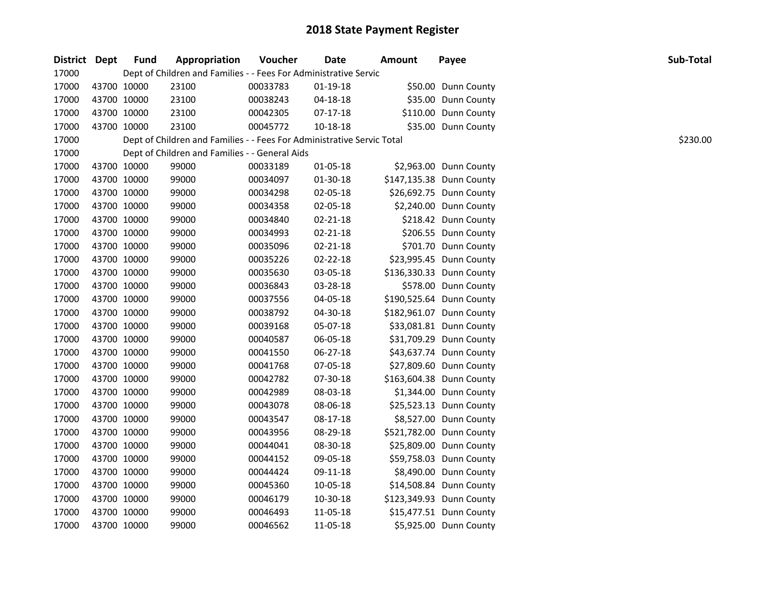# 2018 State Payment Register

| District | Dept | Fund | Appropriation | Voucher | Date | Amount | Payee | Sub-Total |
|---|---|---|---|---|---|---|---|---|
| 17000 | | Dept of Children and Families - - Fees For Administrative Servic | | | | | | |
| 17000 | 43700 | 10000 | 23100 | 00033783 | 01-19-18 | $50.00 | Dunn County | |
| 17000 | 43700 | 10000 | 23100 | 00038243 | 04-18-18 | $35.00 | Dunn County | |
| 17000 | 43700 | 10000 | 23100 | 00042305 | 07-17-18 | $110.00 | Dunn County | |
| 17000 | 43700 | 10000 | 23100 | 00045772 | 10-18-18 | $35.00 | Dunn County | |
| 17000 | | Dept of Children and Families - - Fees For Administrative Servic Total | | | | | | $230.00 |
| 17000 | | Dept of Children and Families - - General Aids | | | | | | |
| 17000 | 43700 | 10000 | 99000 | 00033189 | 01-05-18 | $2,963.00 | Dunn County | |
| 17000 | 43700 | 10000 | 99000 | 00034097 | 01-30-18 | $147,135.38 | Dunn County | |
| 17000 | 43700 | 10000 | 99000 | 00034298 | 02-05-18 | $26,692.75 | Dunn County | |
| 17000 | 43700 | 10000 | 99000 | 00034358 | 02-05-18 | $2,240.00 | Dunn County | |
| 17000 | 43700 | 10000 | 99000 | 00034840 | 02-21-18 | $218.42 | Dunn County | |
| 17000 | 43700 | 10000 | 99000 | 00034993 | 02-21-18 | $206.55 | Dunn County | |
| 17000 | 43700 | 10000 | 99000 | 00035096 | 02-21-18 | $701.70 | Dunn County | |
| 17000 | 43700 | 10000 | 99000 | 00035226 | 02-22-18 | $23,995.45 | Dunn County | |
| 17000 | 43700 | 10000 | 99000 | 00035630 | 03-05-18 | $136,330.33 | Dunn County | |
| 17000 | 43700 | 10000 | 99000 | 00036843 | 03-28-18 | $578.00 | Dunn County | |
| 17000 | 43700 | 10000 | 99000 | 00037556 | 04-05-18 | $190,525.64 | Dunn County | |
| 17000 | 43700 | 10000 | 99000 | 00038792 | 04-30-18 | $182,961.07 | Dunn County | |
| 17000 | 43700 | 10000 | 99000 | 00039168 | 05-07-18 | $33,081.81 | Dunn County | |
| 17000 | 43700 | 10000 | 99000 | 00040587 | 06-05-18 | $31,709.29 | Dunn County | |
| 17000 | 43700 | 10000 | 99000 | 00041550 | 06-27-18 | $43,637.74 | Dunn County | |
| 17000 | 43700 | 10000 | 99000 | 00041768 | 07-05-18 | $27,809.60 | Dunn County | |
| 17000 | 43700 | 10000 | 99000 | 00042782 | 07-30-18 | $163,604.38 | Dunn County | |
| 17000 | 43700 | 10000 | 99000 | 00042989 | 08-03-18 | $1,344.00 | Dunn County | |
| 17000 | 43700 | 10000 | 99000 | 00043078 | 08-06-18 | $25,523.13 | Dunn County | |
| 17000 | 43700 | 10000 | 99000 | 00043547 | 08-17-18 | $8,527.00 | Dunn County | |
| 17000 | 43700 | 10000 | 99000 | 00043956 | 08-29-18 | $521,782.00 | Dunn County | |
| 17000 | 43700 | 10000 | 99000 | 00044041 | 08-30-18 | $25,809.00 | Dunn County | |
| 17000 | 43700 | 10000 | 99000 | 00044152 | 09-05-18 | $59,758.03 | Dunn County | |
| 17000 | 43700 | 10000 | 99000 | 00044424 | 09-11-18 | $8,490.00 | Dunn County | |
| 17000 | 43700 | 10000 | 99000 | 00045360 | 10-05-18 | $14,508.84 | Dunn County | |
| 17000 | 43700 | 10000 | 99000 | 00046179 | 10-30-18 | $123,349.93 | Dunn County | |
| 17000 | 43700 | 10000 | 99000 | 00046493 | 11-05-18 | $15,477.51 | Dunn County | |
| 17000 | 43700 | 10000 | 99000 | 00046562 | 11-05-18 | $5,925.00 | Dunn County | |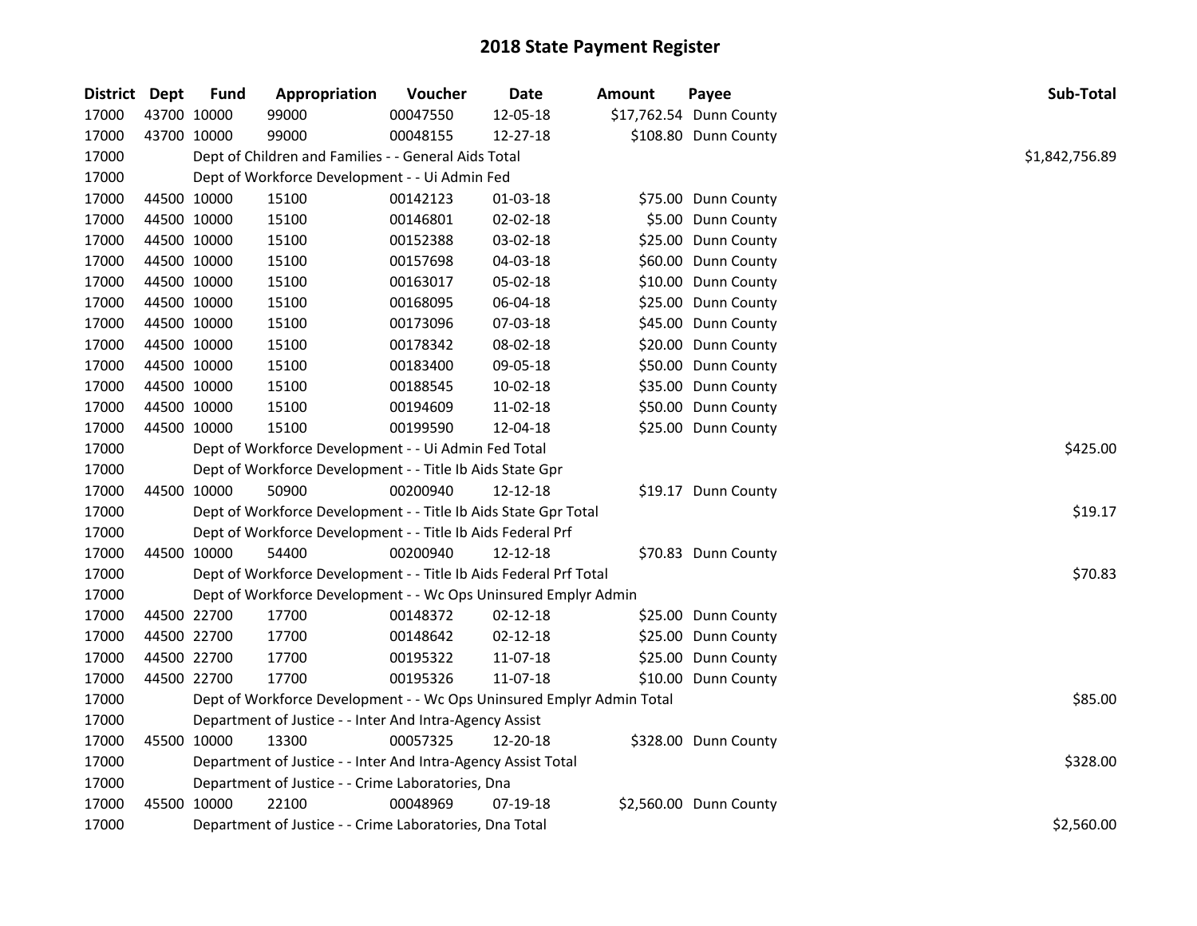# 2018 State Payment Register

| District | Dept | Fund | Appropriation | Voucher | Date | Amount | Payee | Sub-Total |
|---|---|---|---|---|---|---|---|---|
| 17000 | 43700 | 10000 | 99000 | 00047550 | 12-05-18 | $17,762.54 | Dunn County | |
| 17000 | 43700 | 10000 | 99000 | 00048155 | 12-27-18 | $108.80 | Dunn County | |
| 17000 | | Dept of Children and Families - - General Aids Total | | | | | | $1,842,756.89 |
| 17000 | | Dept of Workforce Development - - Ui Admin Fed | | | | | | |
| 17000 | 44500 | 10000 | 15100 | 00142123 | 01-03-18 | $75.00 | Dunn County | |
| 17000 | 44500 | 10000 | 15100 | 00146801 | 02-02-18 | $5.00 | Dunn County | |
| 17000 | 44500 | 10000 | 15100 | 00152388 | 03-02-18 | $25.00 | Dunn County | |
| 17000 | 44500 | 10000 | 15100 | 00157698 | 04-03-18 | $60.00 | Dunn County | |
| 17000 | 44500 | 10000 | 15100 | 00163017 | 05-02-18 | $10.00 | Dunn County | |
| 17000 | 44500 | 10000 | 15100 | 00168095 | 06-04-18 | $25.00 | Dunn County | |
| 17000 | 44500 | 10000 | 15100 | 00173096 | 07-03-18 | $45.00 | Dunn County | |
| 17000 | 44500 | 10000 | 15100 | 00178342 | 08-02-18 | $20.00 | Dunn County | |
| 17000 | 44500 | 10000 | 15100 | 00183400 | 09-05-18 | $50.00 | Dunn County | |
| 17000 | 44500 | 10000 | 15100 | 00188545 | 10-02-18 | $35.00 | Dunn County | |
| 17000 | 44500 | 10000 | 15100 | 00194609 | 11-02-18 | $50.00 | Dunn County | |
| 17000 | 44500 | 10000 | 15100 | 00199590 | 12-04-18 | $25.00 | Dunn County | |
| 17000 | | Dept of Workforce Development - - Ui Admin Fed Total | | | | | | $425.00 |
| 17000 | | Dept of Workforce Development - - Title Ib Aids State Gpr | | | | | | |
| 17000 | 44500 | 10000 | 50900 | 00200940 | 12-12-18 | $19.17 | Dunn County | |
| 17000 | | Dept of Workforce Development - - Title Ib Aids State Gpr Total | | | | | | $19.17 |
| 17000 | | Dept of Workforce Development - - Title Ib Aids Federal Prf | | | | | | |
| 17000 | 44500 | 10000 | 54400 | 00200940 | 12-12-18 | $70.83 | Dunn County | |
| 17000 | | Dept of Workforce Development - - Title Ib Aids Federal Prf Total | | | | | | $70.83 |
| 17000 | | Dept of Workforce Development - - Wc Ops Uninsured Emplyr Admin | | | | | | |
| 17000 | 44500 | 22700 | 17700 | 00148372 | 02-12-18 | $25.00 | Dunn County | |
| 17000 | 44500 | 22700 | 17700 | 00148642 | 02-12-18 | $25.00 | Dunn County | |
| 17000 | 44500 | 22700 | 17700 | 00195322 | 11-07-18 | $25.00 | Dunn County | |
| 17000 | 44500 | 22700 | 17700 | 00195326 | 11-07-18 | $10.00 | Dunn County | |
| 17000 | | Dept of Workforce Development - - Wc Ops Uninsured Emplyr Admin Total | | | | | | $85.00 |
| 17000 | | Department of Justice - - Inter And Intra-Agency Assist | | | | | | |
| 17000 | 45500 | 10000 | 13300 | 00057325 | 12-20-18 | $328.00 | Dunn County | |
| 17000 | | Department of Justice - - Inter And Intra-Agency Assist Total | | | | | | $328.00 |
| 17000 | | Department of Justice - - Crime Laboratories, Dna | | | | | | |
| 17000 | 45500 | 10000 | 22100 | 00048969 | 07-19-18 | $2,560.00 | Dunn County | |
| 17000 | | Department of Justice - - Crime Laboratories, Dna Total | | | | | | $2,560.00 |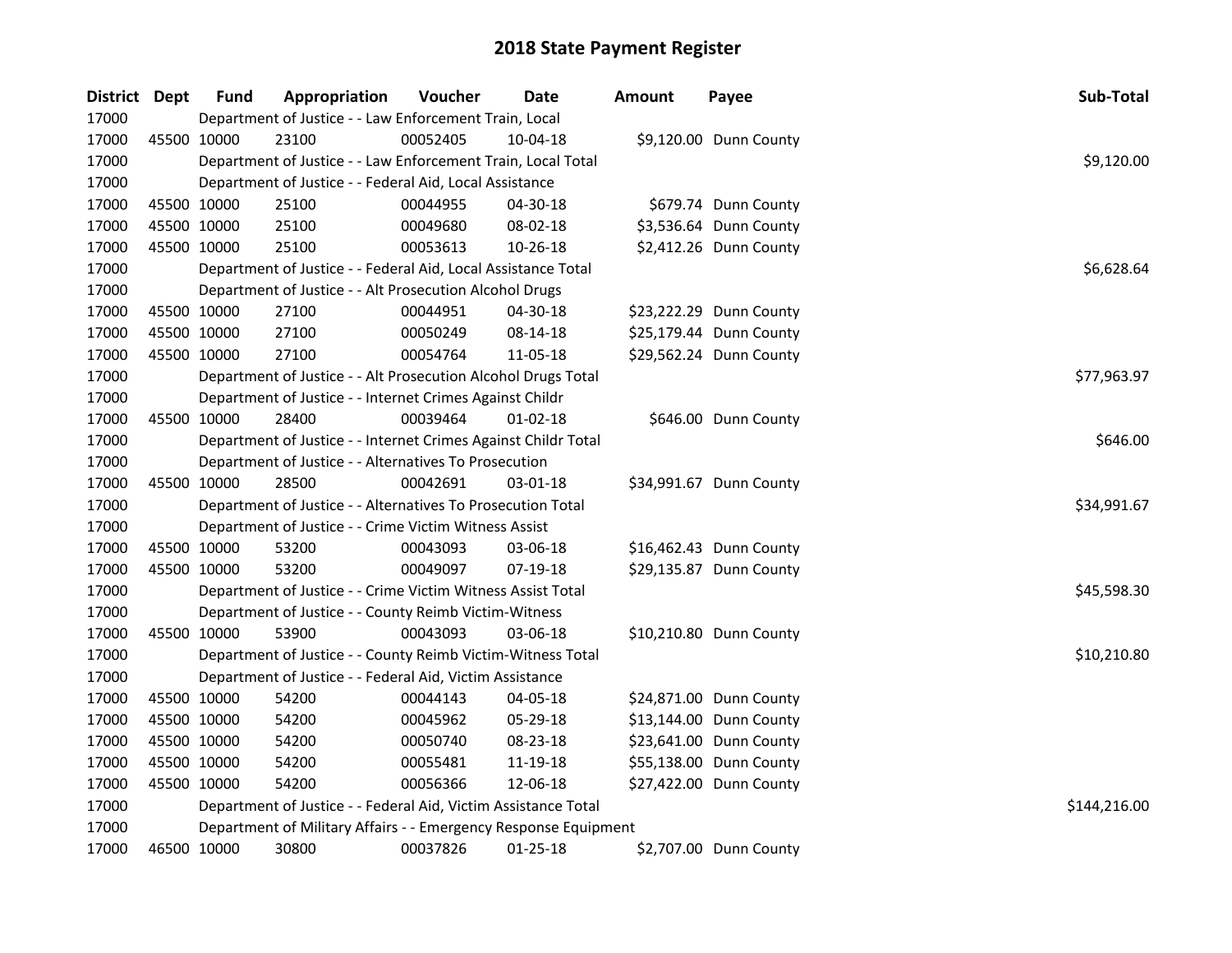# 2018 State Payment Register

| District | Dept | Fund | Appropriation | Voucher | Date | Amount | Payee | Sub-Total |
|---|---|---|---|---|---|---|---|---|
| 17000 | | Department of Justice - - Law Enforcement Train, Local | | | | | | |
| 17000 | 45500 | 10000 | 23100 | 00052405 | 10-04-18 | $9,120.00 | Dunn County | |
| 17000 | | Department of Justice - - Law Enforcement Train, Local Total | | | | | | $9,120.00 |
| 17000 | | Department of Justice - - Federal Aid, Local Assistance | | | | | | |
| 17000 | 45500 | 10000 | 25100 | 00044955 | 04-30-18 | $679.74 | Dunn County | |
| 17000 | 45500 | 10000 | 25100 | 00049680 | 08-02-18 | $3,536.64 | Dunn County | |
| 17000 | 45500 | 10000 | 25100 | 00053613 | 10-26-18 | $2,412.26 | Dunn County | |
| 17000 | | Department of Justice - - Federal Aid, Local Assistance Total | | | | | | $6,628.64 |
| 17000 | | Department of Justice - - Alt Prosecution Alcohol Drugs | | | | | | |
| 17000 | 45500 | 10000 | 27100 | 00044951 | 04-30-18 | $23,222.29 | Dunn County | |
| 17000 | 45500 | 10000 | 27100 | 00050249 | 08-14-18 | $25,179.44 | Dunn County | |
| 17000 | 45500 | 10000 | 27100 | 00054764 | 11-05-18 | $29,562.24 | Dunn County | |
| 17000 | | Department of Justice - - Alt Prosecution Alcohol Drugs Total | | | | | | $77,963.97 |
| 17000 | | Department of Justice - - Internet Crimes Against Childr | | | | | | |
| 17000 | 45500 | 10000 | 28400 | 00039464 | 01-02-18 | $646.00 | Dunn County | |
| 17000 | | Department of Justice - - Internet Crimes Against Childr Total | | | | | | $646.00 |
| 17000 | | Department of Justice - - Alternatives To Prosecution | | | | | | |
| 17000 | 45500 | 10000 | 28500 | 00042691 | 03-01-18 | $34,991.67 | Dunn County | |
| 17000 | | Department of Justice - - Alternatives To Prosecution Total | | | | | | $34,991.67 |
| 17000 | | Department of Justice - - Crime Victim Witness Assist | | | | | | |
| 17000 | 45500 | 10000 | 53200 | 00043093 | 03-06-18 | $16,462.43 | Dunn County | |
| 17000 | 45500 | 10000 | 53200 | 00049097 | 07-19-18 | $29,135.87 | Dunn County | |
| 17000 | | Department of Justice - - Crime Victim Witness Assist Total | | | | | | $45,598.30 |
| 17000 | | Department of Justice - - County Reimb Victim-Witness | | | | | | |
| 17000 | 45500 | 10000 | 53900 | 00043093 | 03-06-18 | $10,210.80 | Dunn County | |
| 17000 | | Department of Justice - - County Reimb Victim-Witness Total | | | | | | $10,210.80 |
| 17000 | | Department of Justice - - Federal Aid, Victim Assistance | | | | | | |
| 17000 | 45500 | 10000 | 54200 | 00044143 | 04-05-18 | $24,871.00 | Dunn County | |
| 17000 | 45500 | 10000 | 54200 | 00045962 | 05-29-18 | $13,144.00 | Dunn County | |
| 17000 | 45500 | 10000 | 54200 | 00050740 | 08-23-18 | $23,641.00 | Dunn County | |
| 17000 | 45500 | 10000 | 54200 | 00055481 | 11-19-18 | $55,138.00 | Dunn County | |
| 17000 | 45500 | 10000 | 54200 | 00056366 | 12-06-18 | $27,422.00 | Dunn County | |
| 17000 | | Department of Justice - - Federal Aid, Victim Assistance Total | | | | | | $144,216.00 |
| 17000 | | Department of Military Affairs - - Emergency Response Equipment | | | | | | |
| 17000 | 46500 | 10000 | 30800 | 00037826 | 01-25-18 | $2,707.00 | Dunn County | |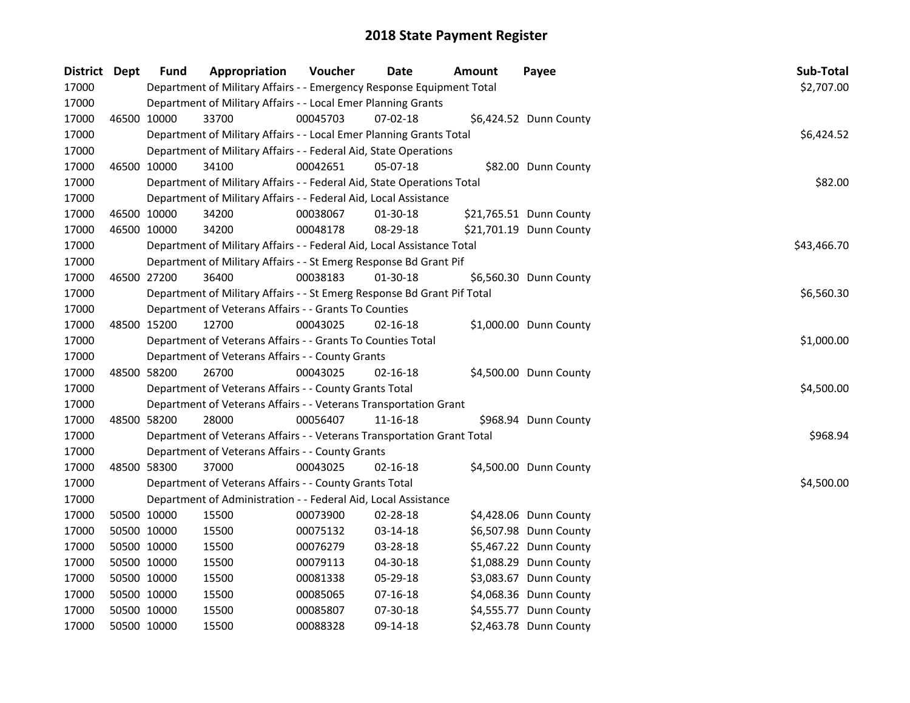# 2018 State Payment Register

| District | Dept | Fund | Appropriation | Voucher | Date | Amount | Payee | Sub-Total |
|---|---|---|---|---|---|---|---|---|
| 17000 | | | Department of Military Affairs - - Emergency Response Equipment Total | | | | | $2,707.00 |
| 17000 | | | Department of Military Affairs - - Local Emer Planning Grants | | | | | |
| 17000 | 46500 | 10000 | 33700 | 00045703 | 07-02-18 | $6,424.52 | Dunn County | |
| 17000 | | | Department of Military Affairs - - Local Emer Planning Grants Total | | | | | $6,424.52 |
| 17000 | | | Department of Military Affairs - - Federal Aid, State Operations | | | | | |
| 17000 | 46500 | 10000 | 34100 | 00042651 | 05-07-18 | $82.00 | Dunn County | |
| 17000 | | | Department of Military Affairs - - Federal Aid, State Operations Total | | | | | $82.00 |
| 17000 | | | Department of Military Affairs - - Federal Aid, Local Assistance | | | | | |
| 17000 | 46500 | 10000 | 34200 | 00038067 | 01-30-18 | $21,765.51 | Dunn County | |
| 17000 | 46500 | 10000 | 34200 | 00048178 | 08-29-18 | $21,701.19 | Dunn County | |
| 17000 | | | Department of Military Affairs - - Federal Aid, Local Assistance Total | | | | | $43,466.70 |
| 17000 | | | Department of Military Affairs - - St Emerg Response Bd Grant Pif | | | | | |
| 17000 | 46500 | 27200 | 36400 | 00038183 | 01-30-18 | $6,560.30 | Dunn County | |
| 17000 | | | Department of Military Affairs - - St Emerg Response Bd Grant Pif Total | | | | | $6,560.30 |
| 17000 | | | Department of Veterans Affairs - - Grants To Counties | | | | | |
| 17000 | 48500 | 15200 | 12700 | 00043025 | 02-16-18 | $1,000.00 | Dunn County | |
| 17000 | | | Department of Veterans Affairs - - Grants To Counties Total | | | | | $1,000.00 |
| 17000 | | | Department of Veterans Affairs - - County Grants | | | | | |
| 17000 | 48500 | 58200 | 26700 | 00043025 | 02-16-18 | $4,500.00 | Dunn County | |
| 17000 | | | Department of Veterans Affairs - - County Grants Total | | | | | $4,500.00 |
| 17000 | | | Department of Veterans Affairs - - Veterans Transportation Grant | | | | | |
| 17000 | 48500 | 58200 | 28000 | 00056407 | 11-16-18 | $968.94 | Dunn County | |
| 17000 | | | Department of Veterans Affairs - - Veterans Transportation Grant Total | | | | | $968.94 |
| 17000 | | | Department of Veterans Affairs - - County Grants | | | | | |
| 17000 | 48500 | 58300 | 37000 | 00043025 | 02-16-18 | $4,500.00 | Dunn County | |
| 17000 | | | Department of Veterans Affairs - - County Grants Total | | | | | $4,500.00 |
| 17000 | | | Department of Administration - - Federal Aid, Local Assistance | | | | | |
| 17000 | 50500 | 10000 | 15500 | 00073900 | 02-28-18 | $4,428.06 | Dunn County | |
| 17000 | 50500 | 10000 | 15500 | 00075132 | 03-14-18 | $6,507.98 | Dunn County | |
| 17000 | 50500 | 10000 | 15500 | 00076279 | 03-28-18 | $5,467.22 | Dunn County | |
| 17000 | 50500 | 10000 | 15500 | 00079113 | 04-30-18 | $1,088.29 | Dunn County | |
| 17000 | 50500 | 10000 | 15500 | 00081338 | 05-29-18 | $3,083.67 | Dunn County | |
| 17000 | 50500 | 10000 | 15500 | 00085065 | 07-16-18 | $4,068.36 | Dunn County | |
| 17000 | 50500 | 10000 | 15500 | 00085807 | 07-30-18 | $4,555.77 | Dunn County | |
| 17000 | 50500 | 10000 | 15500 | 00088328 | 09-14-18 | $2,463.78 | Dunn County | |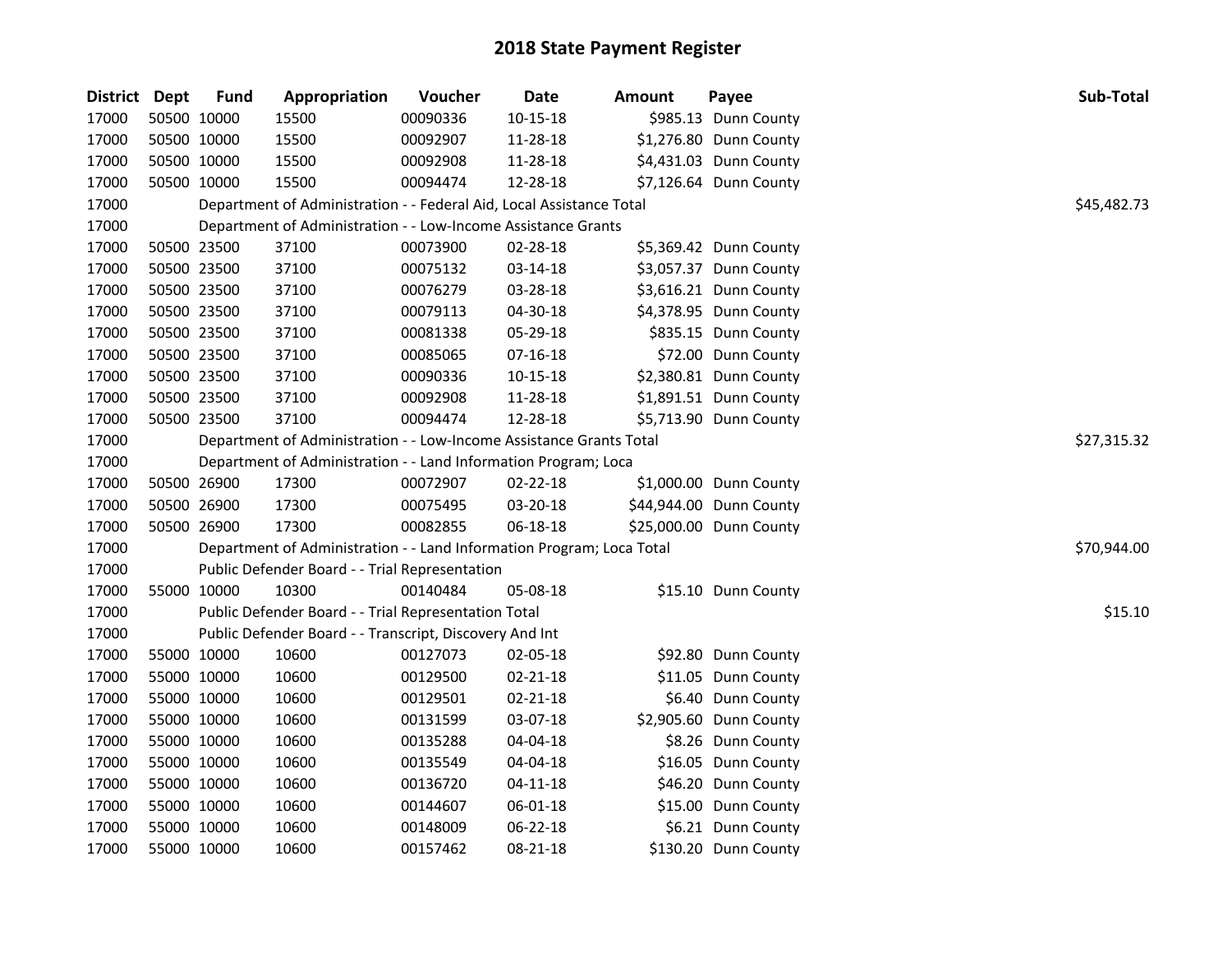# 2018 State Payment Register

| District | Dept | Fund | Appropriation | Voucher | Date | Amount | Payee | Sub-Total |
|---|---|---|---|---|---|---|---|---|
| 17000 | 50500 | 10000 | 15500 | 00090336 | 10-15-18 | $985.13 | Dunn County | |
| 17000 | 50500 | 10000 | 15500 | 00092907 | 11-28-18 | $1,276.80 | Dunn County | |
| 17000 | 50500 | 10000 | 15500 | 00092908 | 11-28-18 | $4,431.03 | Dunn County | |
| 17000 | 50500 | 10000 | 15500 | 00094474 | 12-28-18 | $7,126.64 | Dunn County | |
| 17000 | | Department of Administration - - Federal Aid, Local Assistance Total | | | | | | $45,482.73 |
| 17000 | | Department of Administration - - Low-Income Assistance Grants | | | | | | |
| 17000 | 50500 | 23500 | 37100 | 00073900 | 02-28-18 | $5,369.42 | Dunn County | |
| 17000 | 50500 | 23500 | 37100 | 00075132 | 03-14-18 | $3,057.37 | Dunn County | |
| 17000 | 50500 | 23500 | 37100 | 00076279 | 03-28-18 | $3,616.21 | Dunn County | |
| 17000 | 50500 | 23500 | 37100 | 00079113 | 04-30-18 | $4,378.95 | Dunn County | |
| 17000 | 50500 | 23500 | 37100 | 00081338 | 05-29-18 | $835.15 | Dunn County | |
| 17000 | 50500 | 23500 | 37100 | 00085065 | 07-16-18 | $72.00 | Dunn County | |
| 17000 | 50500 | 23500 | 37100 | 00090336 | 10-15-18 | $2,380.81 | Dunn County | |
| 17000 | 50500 | 23500 | 37100 | 00092908 | 11-28-18 | $1,891.51 | Dunn County | |
| 17000 | 50500 | 23500 | 37100 | 00094474 | 12-28-18 | $5,713.90 | Dunn County | |
| 17000 | | Department of Administration - - Low-Income Assistance Grants Total | | | | | | $27,315.32 |
| 17000 | | Department of Administration - - Land Information Program; Loca | | | | | | |
| 17000 | 50500 | 26900 | 17300 | 00072907 | 02-22-18 | $1,000.00 | Dunn County | |
| 17000 | 50500 | 26900 | 17300 | 00075495 | 03-20-18 | $44,944.00 | Dunn County | |
| 17000 | 50500 | 26900 | 17300 | 00082855 | 06-18-18 | $25,000.00 | Dunn County | |
| 17000 | | Department of Administration - - Land Information Program; Loca Total | | | | | | $70,944.00 |
| 17000 | | Public Defender Board - - Trial Representation | | | | | | |
| 17000 | 55000 | 10000 | 10300 | 00140484 | 05-08-18 | $15.10 | Dunn County | |
| 17000 | | Public Defender Board - - Trial Representation Total | | | | | | $15.10 |
| 17000 | | Public Defender Board - - Transcript, Discovery And Int | | | | | | |
| 17000 | 55000 | 10000 | 10600 | 00127073 | 02-05-18 | $92.80 | Dunn County | |
| 17000 | 55000 | 10000 | 10600 | 00129500 | 02-21-18 | $11.05 | Dunn County | |
| 17000 | 55000 | 10000 | 10600 | 00129501 | 02-21-18 | $6.40 | Dunn County | |
| 17000 | 55000 | 10000 | 10600 | 00131599 | 03-07-18 | $2,905.60 | Dunn County | |
| 17000 | 55000 | 10000 | 10600 | 00135288 | 04-04-18 | $8.26 | Dunn County | |
| 17000 | 55000 | 10000 | 10600 | 00135549 | 04-04-18 | $16.05 | Dunn County | |
| 17000 | 55000 | 10000 | 10600 | 00136720 | 04-11-18 | $46.20 | Dunn County | |
| 17000 | 55000 | 10000 | 10600 | 00144607 | 06-01-18 | $15.00 | Dunn County | |
| 17000 | 55000 | 10000 | 10600 | 00148009 | 06-22-18 | $6.21 | Dunn County | |
| 17000 | 55000 | 10000 | 10600 | 00157462 | 08-21-18 | $130.20 | Dunn County | |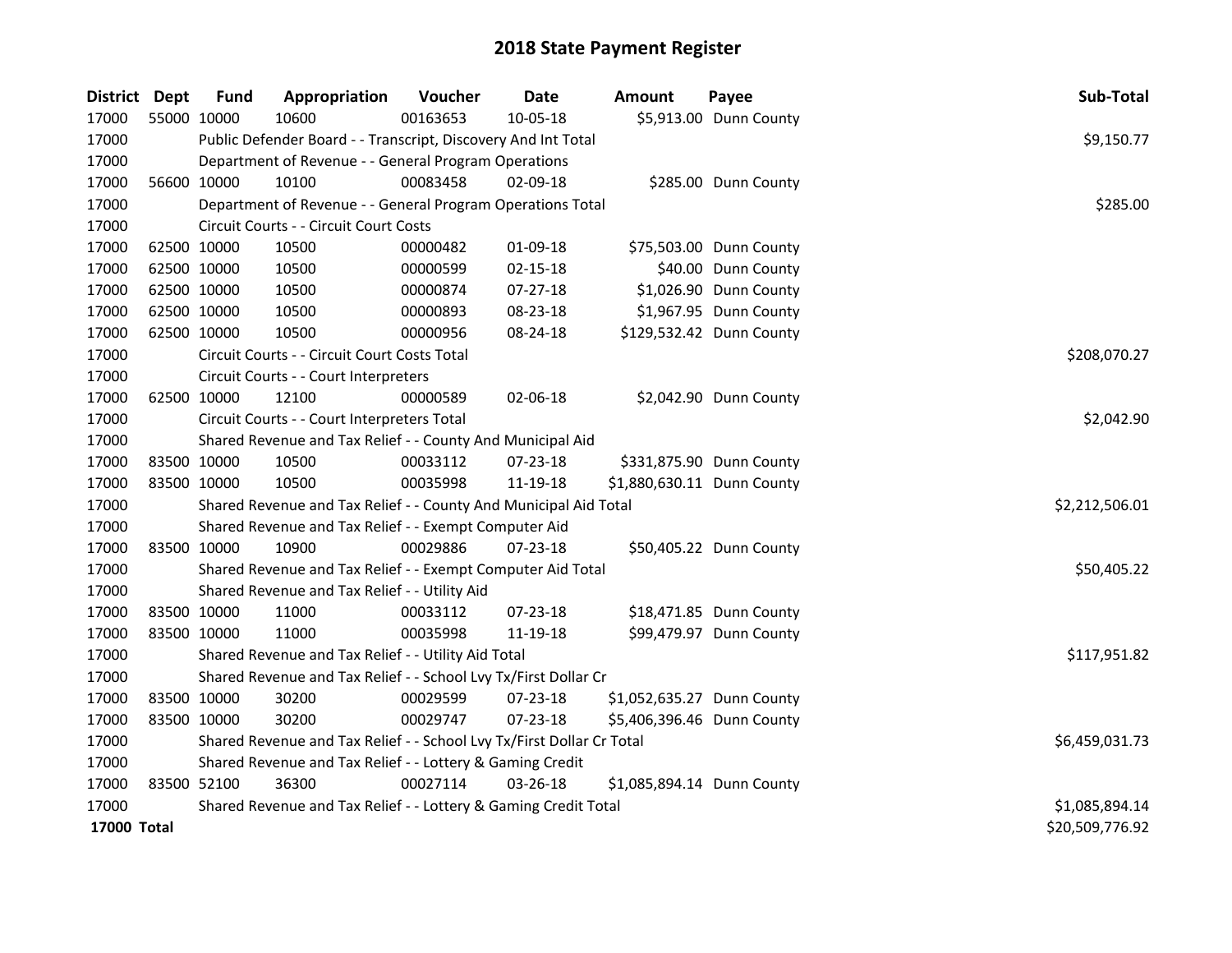# 2018 State Payment Register

| District | Dept | Fund | Appropriation | Voucher | Date | Amount | Payee | Sub-Total |
|---|---|---|---|---|---|---|---|---|
| 17000 | 55000 | 10000 | 10600 | 00163653 | 10-05-18 | $5,913.00 | Dunn County | |
| 17000 | | Public Defender Board - - Transcript, Discovery And Int Total | | | | | | $9,150.77 |
| 17000 | | Department of Revenue - - General Program Operations | | | | | | |
| 17000 | 56600 | 10000 | 10100 | 00083458 | 02-09-18 | $285.00 | Dunn County | |
| 17000 | | Department of Revenue - - General Program Operations Total | | | | | | $285.00 |
| 17000 | | Circuit Courts - - Circuit Court Costs | | | | | | |
| 17000 | 62500 | 10000 | 10500 | 00000482 | 01-09-18 | $75,503.00 | Dunn County | |
| 17000 | 62500 | 10000 | 10500 | 00000599 | 02-15-18 | $40.00 | Dunn County | |
| 17000 | 62500 | 10000 | 10500 | 00000874 | 07-27-18 | $1,026.90 | Dunn County | |
| 17000 | 62500 | 10000 | 10500 | 00000893 | 08-23-18 | $1,967.95 | Dunn County | |
| 17000 | 62500 | 10000 | 10500 | 00000956 | 08-24-18 | $129,532.42 | Dunn County | |
| 17000 | | Circuit Courts - - Circuit Court Costs Total | | | | | | $208,070.27 |
| 17000 | | Circuit Courts - - Court Interpreters | | | | | | |
| 17000 | 62500 | 10000 | 12100 | 00000589 | 02-06-18 | $2,042.90 | Dunn County | |
| 17000 | | Circuit Courts - - Court Interpreters Total | | | | | | $2,042.90 |
| 17000 | | Shared Revenue and Tax Relief - - County And Municipal Aid | | | | | | |
| 17000 | 83500 | 10000 | 10500 | 00033112 | 07-23-18 | $331,875.90 | Dunn County | |
| 17000 | 83500 | 10000 | 10500 | 00035998 | 11-19-18 | $1,880,630.11 | Dunn County | |
| 17000 | | Shared Revenue and Tax Relief - - County And Municipal Aid Total | | | | | | $2,212,506.01 |
| 17000 | | Shared Revenue and Tax Relief - - Exempt Computer Aid | | | | | | |
| 17000 | 83500 | 10000 | 10900 | 00029886 | 07-23-18 | $50,405.22 | Dunn County | |
| 17000 | | Shared Revenue and Tax Relief - - Exempt Computer Aid Total | | | | | | $50,405.22 |
| 17000 | | Shared Revenue and Tax Relief - - Utility Aid | | | | | | |
| 17000 | 83500 | 10000 | 11000 | 00033112 | 07-23-18 | $18,471.85 | Dunn County | |
| 17000 | 83500 | 10000 | 11000 | 00035998 | 11-19-18 | $99,479.97 | Dunn County | |
| 17000 | | Shared Revenue and Tax Relief - - Utility Aid Total | | | | | | $117,951.82 |
| 17000 | | Shared Revenue and Tax Relief - - School Lvy Tx/First Dollar Cr | | | | | | |
| 17000 | 83500 | 10000 | 30200 | 00029599 | 07-23-18 | $1,052,635.27 | Dunn County | |
| 17000 | 83500 | 10000 | 30200 | 00029747 | 07-23-18 | $5,406,396.46 | Dunn County | |
| 17000 | | Shared Revenue and Tax Relief - - School Lvy Tx/First Dollar Cr Total | | | | | | $6,459,031.73 |
| 17000 | | Shared Revenue and Tax Relief - - Lottery & Gaming Credit | | | | | | |
| 17000 | 83500 | 52100 | 36300 | 00027114 | 03-26-18 | $1,085,894.14 | Dunn County | |
| 17000 | | Shared Revenue and Tax Relief - - Lottery & Gaming Credit Total | | | | | | $1,085,894.14 |
| **17000 Total** | | | | | | | | $20,509,776.92 |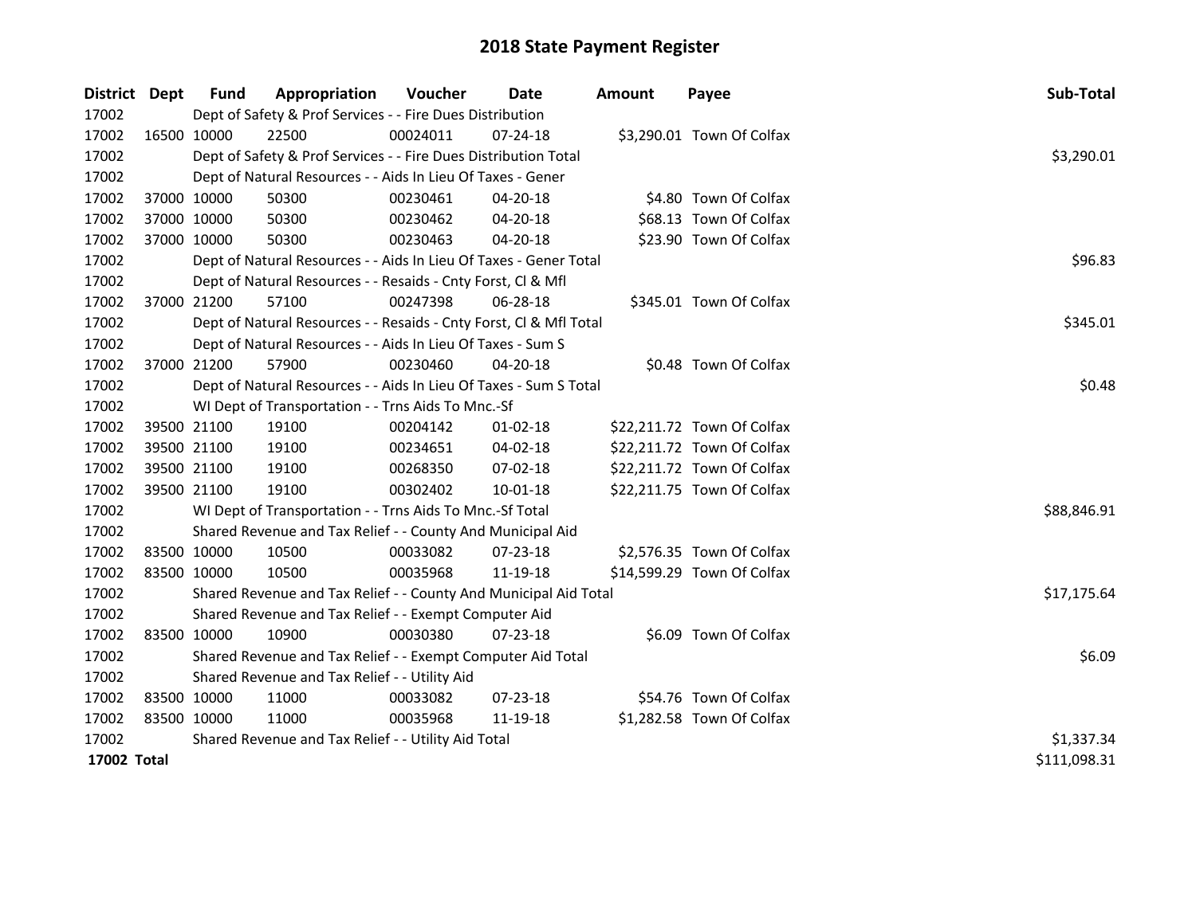# 2018 State Payment Register

| District | Dept | Fund | Appropriation | Voucher | Date | Amount | Payee | Sub-Total |
|---|---|---|---|---|---|---|---|---|
| 17002 | | Dept of Safety & Prof Services - - Fire Dues Distribution | | | | | | |
| 17002 | 16500 | 10000 | 22500 | 00024011 | 07-24-18 | $3,290.01 | Town Of Colfax | |
| 17002 | | Dept of Safety & Prof Services - - Fire Dues Distribution Total | | | | | | $3,290.01 |
| 17002 | | Dept of Natural Resources - - Aids In Lieu Of Taxes - Gener | | | | | | |
| 17002 | 37000 | 10000 | 50300 | 00230461 | 04-20-18 | $4.80 | Town Of Colfax | |
| 17002 | 37000 | 10000 | 50300 | 00230462 | 04-20-18 | $68.13 | Town Of Colfax | |
| 17002 | 37000 | 10000 | 50300 | 00230463 | 04-20-18 | $23.90 | Town Of Colfax | |
| 17002 | | Dept of Natural Resources - - Aids In Lieu Of Taxes - Gener Total | | | | | | $96.83 |
| 17002 | | Dept of Natural Resources - - Resaids - Cnty Forst, Cl & Mfl | | | | | | |
| 17002 | 37000 | 21200 | 57100 | 00247398 | 06-28-18 | $345.01 | Town Of Colfax | |
| 17002 | | Dept of Natural Resources - - Resaids - Cnty Forst, Cl & Mfl Total | | | | | | $345.01 |
| 17002 | | Dept of Natural Resources - - Aids In Lieu Of Taxes - Sum S | | | | | | |
| 17002 | 37000 | 21200 | 57900 | 00230460 | 04-20-18 | $0.48 | Town Of Colfax | |
| 17002 | | Dept of Natural Resources - - Aids In Lieu Of Taxes - Sum S Total | | | | | | $0.48 |
| 17002 | | WI Dept of Transportation - - Trns Aids To Mnc.-Sf | | | | | | |
| 17002 | 39500 | 21100 | 19100 | 00204142 | 01-02-18 | $22,211.72 | Town Of Colfax | |
| 17002 | 39500 | 21100 | 19100 | 00234651 | 04-02-18 | $22,211.72 | Town Of Colfax | |
| 17002 | 39500 | 21100 | 19100 | 00268350 | 07-02-18 | $22,211.72 | Town Of Colfax | |
| 17002 | 39500 | 21100 | 19100 | 00302402 | 10-01-18 | $22,211.75 | Town Of Colfax | |
| 17002 | | WI Dept of Transportation - - Trns Aids To Mnc.-Sf Total | | | | | | $88,846.91 |
| 17002 | | Shared Revenue and Tax Relief - - County And Municipal Aid | | | | | | |
| 17002 | 83500 | 10000 | 10500 | 00033082 | 07-23-18 | $2,576.35 | Town Of Colfax | |
| 17002 | 83500 | 10000 | 10500 | 00035968 | 11-19-18 | $14,599.29 | Town Of Colfax | |
| 17002 | | Shared Revenue and Tax Relief - - County And Municipal Aid Total | | | | | | $17,175.64 |
| 17002 | | Shared Revenue and Tax Relief - - Exempt Computer Aid | | | | | | |
| 17002 | 83500 | 10000 | 10900 | 00030380 | 07-23-18 | $6.09 | Town Of Colfax | |
| 17002 | | Shared Revenue and Tax Relief - - Exempt Computer Aid Total | | | | | | $6.09 |
| 17002 | | Shared Revenue and Tax Relief - - Utility Aid | | | | | | |
| 17002 | 83500 | 10000 | 11000 | 00033082 | 07-23-18 | $54.76 | Town Of Colfax | |
| 17002 | 83500 | 10000 | 11000 | 00035968 | 11-19-18 | $1,282.58 | Town Of Colfax | |
| 17002 | | Shared Revenue and Tax Relief - - Utility Aid Total | | | | | | $1,337.34 |
| **17002 Total** | | | | | | | | $111,098.31 |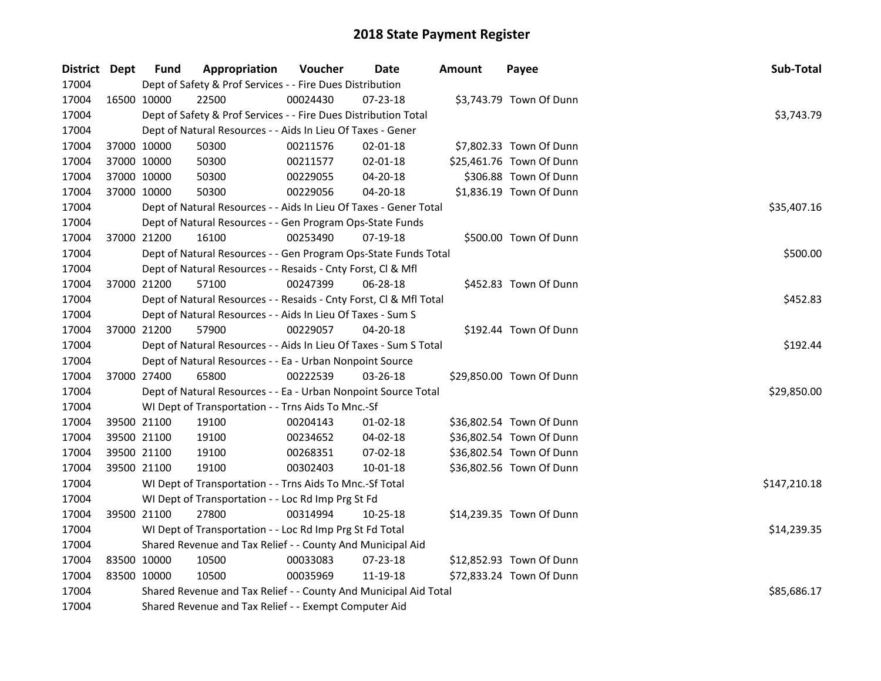# 2018 State Payment Register

| District | Dept | Fund | Appropriation | Voucher | Date | Amount | Payee | Sub-Total |
|---|---|---|---|---|---|---|---|---|
| 17004 | | Dept of Safety & Prof Services - - Fire Dues Distribution | | | | | | |
| 17004 | 16500 | 10000 | 22500 | 00024430 | 07-23-18 | $3,743.79 | Town Of Dunn | |
| 17004 | | Dept of Safety & Prof Services - - Fire Dues Distribution Total | | | | | | $3,743.79 |
| 17004 | | Dept of Natural Resources - - Aids In Lieu Of Taxes - Gener | | | | | | |
| 17004 | 37000 | 10000 | 50300 | 00211576 | 02-01-18 | $7,802.33 | Town Of Dunn | |
| 17004 | 37000 | 10000 | 50300 | 00211577 | 02-01-18 | $25,461.76 | Town Of Dunn | |
| 17004 | 37000 | 10000 | 50300 | 00229055 | 04-20-18 | $306.88 | Town Of Dunn | |
| 17004 | 37000 | 10000 | 50300 | 00229056 | 04-20-18 | $1,836.19 | Town Of Dunn | |
| 17004 | | Dept of Natural Resources - - Aids In Lieu Of Taxes - Gener Total | | | | | | $35,407.16 |
| 17004 | | Dept of Natural Resources - - Gen Program Ops-State Funds | | | | | | |
| 17004 | 37000 | 21200 | 16100 | 00253490 | 07-19-18 | $500.00 | Town Of Dunn | |
| 17004 | | Dept of Natural Resources - - Gen Program Ops-State Funds Total | | | | | | $500.00 |
| 17004 | | Dept of Natural Resources - - Resaids - Cnty Forst, Cl & Mfl | | | | | | |
| 17004 | 37000 | 21200 | 57100 | 00247399 | 06-28-18 | $452.83 | Town Of Dunn | |
| 17004 | | Dept of Natural Resources - - Resaids - Cnty Forst, Cl & Mfl Total | | | | | | $452.83 |
| 17004 | | Dept of Natural Resources - - Aids In Lieu Of Taxes - Sum S | | | | | | |
| 17004 | 37000 | 21200 | 57900 | 00229057 | 04-20-18 | $192.44 | Town Of Dunn | |
| 17004 | | Dept of Natural Resources - - Aids In Lieu Of Taxes - Sum S Total | | | | | | $192.44 |
| 17004 | | Dept of Natural Resources - - Ea - Urban Nonpoint Source | | | | | | |
| 17004 | 37000 | 27400 | 65800 | 00222539 | 03-26-18 | $29,850.00 | Town Of Dunn | |
| 17004 | | Dept of Natural Resources - - Ea - Urban Nonpoint Source Total | | | | | | $29,850.00 |
| 17004 | | WI Dept of Transportation - - Trns Aids To Mnc.-Sf | | | | | | |
| 17004 | 39500 | 21100 | 19100 | 00204143 | 01-02-18 | $36,802.54 | Town Of Dunn | |
| 17004 | 39500 | 21100 | 19100 | 00234652 | 04-02-18 | $36,802.54 | Town Of Dunn | |
| 17004 | 39500 | 21100 | 19100 | 00268351 | 07-02-18 | $36,802.54 | Town Of Dunn | |
| 17004 | 39500 | 21100 | 19100 | 00302403 | 10-01-18 | $36,802.56 | Town Of Dunn | |
| 17004 | | WI Dept of Transportation - - Trns Aids To Mnc.-Sf Total | | | | | | $147,210.18 |
| 17004 | | WI Dept of Transportation - - Loc Rd Imp Prg St Fd | | | | | | |
| 17004 | 39500 | 21100 | 27800 | 00314994 | 10-25-18 | $14,239.35 | Town Of Dunn | |
| 17004 | | WI Dept of Transportation - - Loc Rd Imp Prg St Fd Total | | | | | | $14,239.35 |
| 17004 | | Shared Revenue and Tax Relief - - County And Municipal Aid | | | | | | |
| 17004 | 83500 | 10000 | 10500 | 00033083 | 07-23-18 | $12,852.93 | Town Of Dunn | |
| 17004 | 83500 | 10000 | 10500 | 00035969 | 11-19-18 | $72,833.24 | Town Of Dunn | |
| 17004 | | Shared Revenue and Tax Relief - - County And Municipal Aid Total | | | | | | $85,686.17 |
| 17004 | | Shared Revenue and Tax Relief - - Exempt Computer Aid | | | | | | |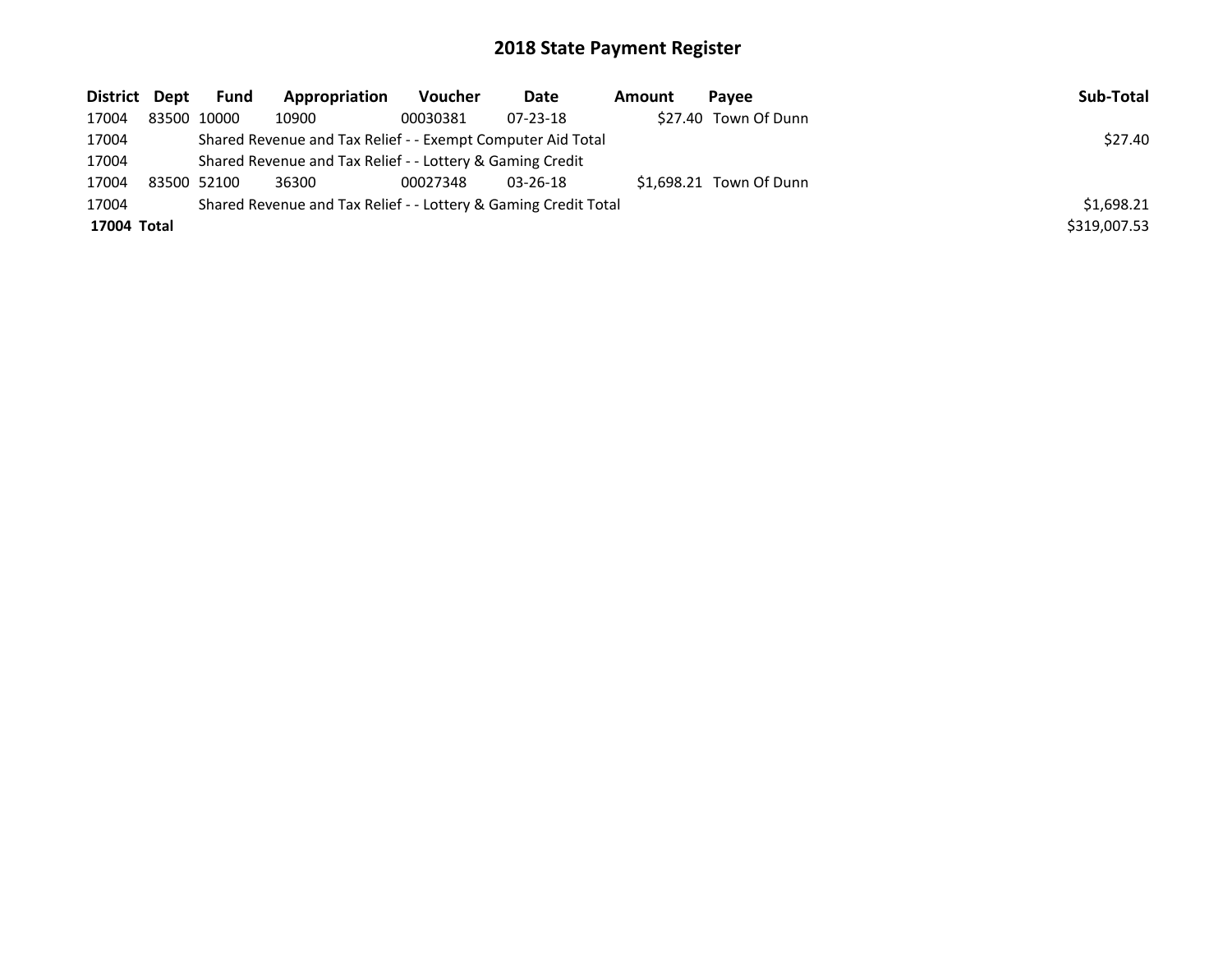# 2018 State Payment Register

| District | Dept | Fund | Appropriation | Voucher | Date | Amount | Payee | Sub-Total |
|---|---|---|---|---|---|---|---|---|
| 17004 | 83500 | 10000 | 10900 | 00030381 | 07-23-18 | $27.40 | Town Of Dunn | |
| 17004 | | Shared Revenue and Tax Relief - - Exempt Computer Aid Total | | | | | | $27.40 |
| 17004 | | Shared Revenue and Tax Relief - - Lottery & Gaming Credit | | | | | | |
| 17004 | 83500 | 52100 | 36300 | 00027348 | 03-26-18 | $1,698.21 | Town Of Dunn | |
| 17004 | | Shared Revenue and Tax Relief - - Lottery & Gaming Credit Total | | | | | | $1,698.21 |
| **17004 Total** | | | | | | | | $319,007.53 |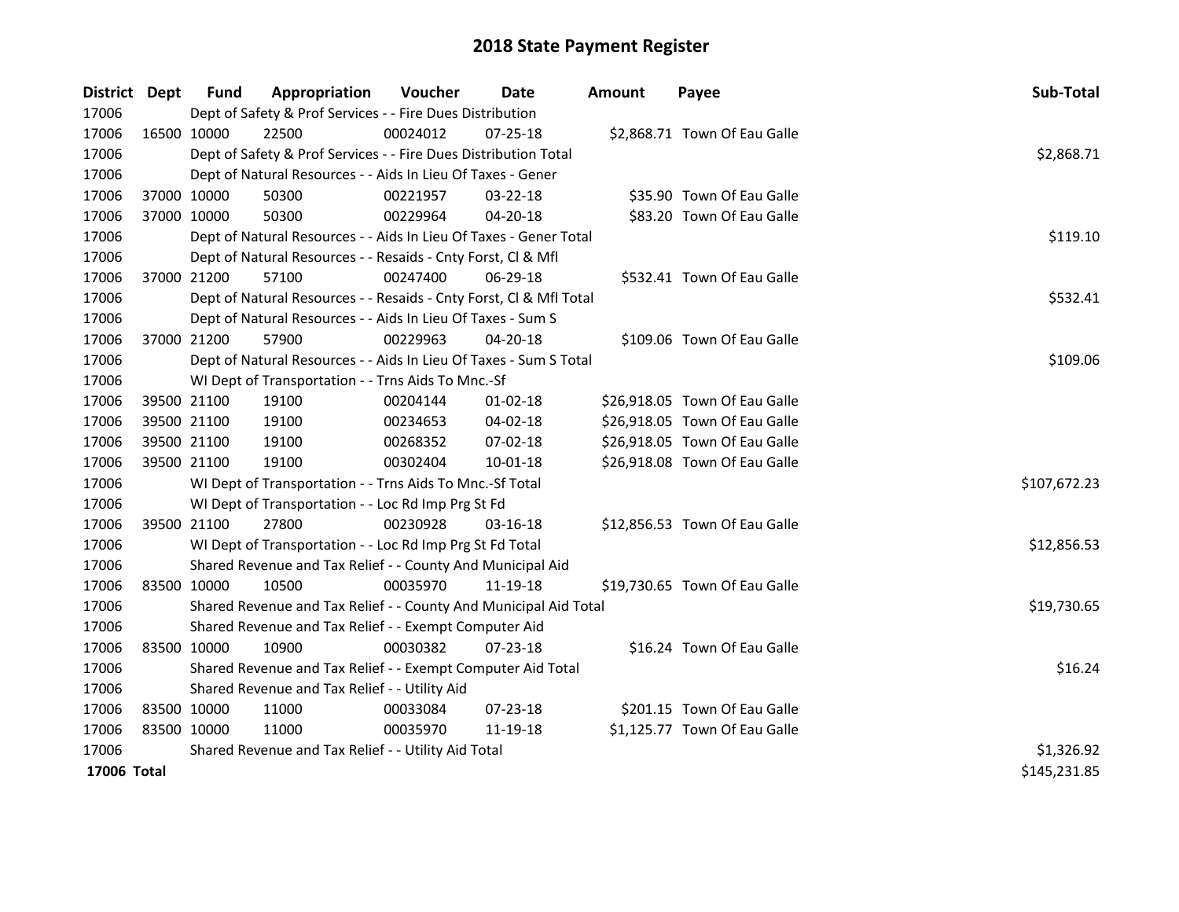# 2018 State Payment Register

| District | Dept | Fund | Appropriation | Voucher | Date | Amount | Payee | Sub-Total |
|---|---|---|---|---|---|---|---|---|
| 17006 | | Dept of Safety & Prof Services - - Fire Dues Distribution | | | | | | |
| 17006 | 16500 | 10000 | 22500 | 00024012 | 07-25-18 | $2,868.71 | Town Of Eau Galle | |
| 17006 | | Dept of Safety & Prof Services - - Fire Dues Distribution Total | | | | | | $2,868.71 |
| 17006 | | Dept of Natural Resources - - Aids In Lieu Of Taxes - Gener | | | | | | |
| 17006 | 37000 | 10000 | 50300 | 00221957 | 03-22-18 | $35.90 | Town Of Eau Galle | |
| 17006 | 37000 | 10000 | 50300 | 00229964 | 04-20-18 | $83.20 | Town Of Eau Galle | |
| 17006 | | Dept of Natural Resources - - Aids In Lieu Of Taxes - Gener Total | | | | | | $119.10 |
| 17006 | | Dept of Natural Resources - - Resaids - Cnty Forst, Cl & Mfl | | | | | | |
| 17006 | 37000 | 21200 | 57100 | 00247400 | 06-29-18 | $532.41 | Town Of Eau Galle | |
| 17006 | | Dept of Natural Resources - - Resaids - Cnty Forst, Cl & Mfl Total | | | | | | $532.41 |
| 17006 | | Dept of Natural Resources - - Aids In Lieu Of Taxes - Sum S | | | | | | |
| 17006 | 37000 | 21200 | 57900 | 00229963 | 04-20-18 | $109.06 | Town Of Eau Galle | |
| 17006 | | Dept of Natural Resources - - Aids In Lieu Of Taxes - Sum S Total | | | | | | $109.06 |
| 17006 | | WI Dept of Transportation - - Trns Aids To Mnc.-Sf | | | | | | |
| 17006 | 39500 | 21100 | 19100 | 00204144 | 01-02-18 | $26,918.05 | Town Of Eau Galle | |
| 17006 | 39500 | 21100 | 19100 | 00234653 | 04-02-18 | $26,918.05 | Town Of Eau Galle | |
| 17006 | 39500 | 21100 | 19100 | 00268352 | 07-02-18 | $26,918.05 | Town Of Eau Galle | |
| 17006 | 39500 | 21100 | 19100 | 00302404 | 10-01-18 | $26,918.08 | Town Of Eau Galle | |
| 17006 | | WI Dept of Transportation - - Trns Aids To Mnc.-Sf Total | | | | | | $107,672.23 |
| 17006 | | WI Dept of Transportation - - Loc Rd Imp Prg St Fd | | | | | | |
| 17006 | 39500 | 21100 | 27800 | 00230928 | 03-16-18 | $12,856.53 | Town Of Eau Galle | |
| 17006 | | WI Dept of Transportation - - Loc Rd Imp Prg St Fd Total | | | | | | $12,856.53 |
| 17006 | | Shared Revenue and Tax Relief - - County And Municipal Aid | | | | | | |
| 17006 | 83500 | 10000 | 10500 | 00035970 | 11-19-18 | $19,730.65 | Town Of Eau Galle | |
| 17006 | | Shared Revenue and Tax Relief - - County And Municipal Aid Total | | | | | | $19,730.65 |
| 17006 | | Shared Revenue and Tax Relief - - Exempt Computer Aid | | | | | | |
| 17006 | 83500 | 10000 | 10900 | 00030382 | 07-23-18 | $16.24 | Town Of Eau Galle | |
| 17006 | | Shared Revenue and Tax Relief - - Exempt Computer Aid Total | | | | | | $16.24 |
| 17006 | | Shared Revenue and Tax Relief - - Utility Aid | | | | | | |
| 17006 | 83500 | 10000 | 11000 | 00033084 | 07-23-18 | $201.15 | Town Of Eau Galle | |
| 17006 | 83500 | 10000 | 11000 | 00035970 | 11-19-18 | $1,125.77 | Town Of Eau Galle | |
| 17006 | | Shared Revenue and Tax Relief - - Utility Aid Total | | | | | | $1,326.92 |
| **17006 Total** | | | | | | | | $145,231.85 |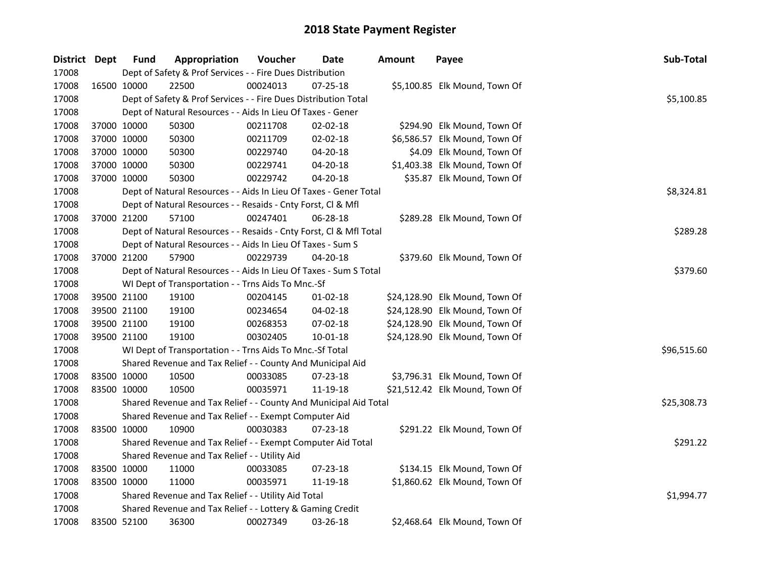# 2018 State Payment Register

| District | Dept | Fund | Appropriation | Voucher | Date | Amount | Payee | Sub-Total |
|---|---|---|---|---|---|---|---|---|
| 17008 | | Dept of Safety & Prof Services - - Fire Dues Distribution | | | | | | |
| 17008 | 16500 | 10000 | 22500 | 00024013 | 07-25-18 | $5,100.85 | Elk Mound, Town Of | |
| 17008 | | Dept of Safety & Prof Services - - Fire Dues Distribution Total | | | | | | $5,100.85 |
| 17008 | | Dept of Natural Resources - - Aids In Lieu Of Taxes - Gener | | | | | | |
| 17008 | 37000 | 10000 | 50300 | 00211708 | 02-02-18 | $294.90 | Elk Mound, Town Of | |
| 17008 | 37000 | 10000 | 50300 | 00211709 | 02-02-18 | $6,586.57 | Elk Mound, Town Of | |
| 17008 | 37000 | 10000 | 50300 | 00229740 | 04-20-18 | $4.09 | Elk Mound, Town Of | |
| 17008 | 37000 | 10000 | 50300 | 00229741 | 04-20-18 | $1,403.38 | Elk Mound, Town Of | |
| 17008 | 37000 | 10000 | 50300 | 00229742 | 04-20-18 | $35.87 | Elk Mound, Town Of | |
| 17008 | | Dept of Natural Resources - - Aids In Lieu Of Taxes - Gener Total | | | | | | $8,324.81 |
| 17008 | | Dept of Natural Resources - - Resaids - Cnty Forst, Cl & Mfl | | | | | | |
| 17008 | 37000 | 21200 | 57100 | 00247401 | 06-28-18 | $289.28 | Elk Mound, Town Of | |
| 17008 | | Dept of Natural Resources - - Resaids - Cnty Forst, Cl & Mfl Total | | | | | | $289.28 |
| 17008 | | Dept of Natural Resources - - Aids In Lieu Of Taxes - Sum S | | | | | | |
| 17008 | 37000 | 21200 | 57900 | 00229739 | 04-20-18 | $379.60 | Elk Mound, Town Of | |
| 17008 | | Dept of Natural Resources - - Aids In Lieu Of Taxes - Sum S Total | | | | | | $379.60 |
| 17008 | | WI Dept of Transportation - - Trns Aids To Mnc.-Sf | | | | | | |
| 17008 | 39500 | 21100 | 19100 | 00204145 | 01-02-18 | $24,128.90 | Elk Mound, Town Of | |
| 17008 | 39500 | 21100 | 19100 | 00234654 | 04-02-18 | $24,128.90 | Elk Mound, Town Of | |
| 17008 | 39500 | 21100 | 19100 | 00268353 | 07-02-18 | $24,128.90 | Elk Mound, Town Of | |
| 17008 | 39500 | 21100 | 19100 | 00302405 | 10-01-18 | $24,128.90 | Elk Mound, Town Of | |
| 17008 | | WI Dept of Transportation - - Trns Aids To Mnc.-Sf Total | | | | | | $96,515.60 |
| 17008 | | Shared Revenue and Tax Relief - - County And Municipal Aid | | | | | | |
| 17008 | 83500 | 10000 | 10500 | 00033085 | 07-23-18 | $3,796.31 | Elk Mound, Town Of | |
| 17008 | 83500 | 10000 | 10500 | 00035971 | 11-19-18 | $21,512.42 | Elk Mound, Town Of | |
| 17008 | | Shared Revenue and Tax Relief - - County And Municipal Aid Total | | | | | | $25,308.73 |
| 17008 | | Shared Revenue and Tax Relief - - Exempt Computer Aid | | | | | | |
| 17008 | 83500 | 10000 | 10900 | 00030383 | 07-23-18 | $291.22 | Elk Mound, Town Of | |
| 17008 | | Shared Revenue and Tax Relief - - Exempt Computer Aid Total | | | | | | $291.22 |
| 17008 | | Shared Revenue and Tax Relief - - Utility Aid | | | | | | |
| 17008 | 83500 | 10000 | 11000 | 00033085 | 07-23-18 | $134.15 | Elk Mound, Town Of | |
| 17008 | 83500 | 10000 | 11000 | 00035971 | 11-19-18 | $1,860.62 | Elk Mound, Town Of | |
| 17008 | | Shared Revenue and Tax Relief - - Utility Aid Total | | | | | | $1,994.77 |
| 17008 | | Shared Revenue and Tax Relief - - Lottery & Gaming Credit | | | | | | |
| 17008 | 83500 | 52100 | 36300 | 00027349 | 03-26-18 | $2,468.64 | Elk Mound, Town Of | |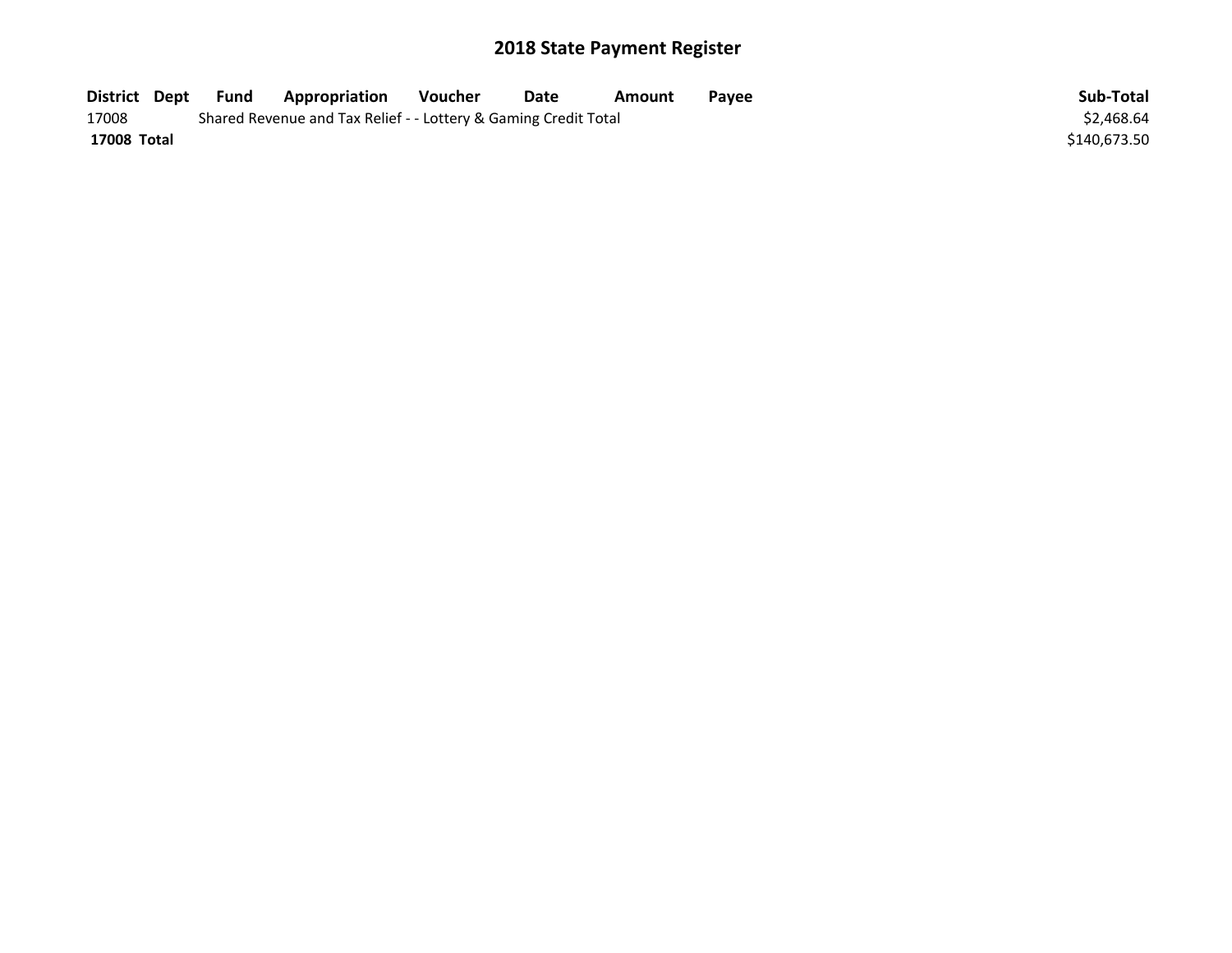# 2018 State Payment Register

| District | Dept | Fund | Appropriation | Voucher | Date | Amount | Payee | Sub-Total |
| --- | --- | --- | --- | --- | --- | --- | --- | --- |
| 17008 | | Shared Revenue and Tax Relief - - Lottery & Gaming Credit Total | | | | | | $2,468.64 |
| **17008 Total** | | | | | | | | $140,673.50 |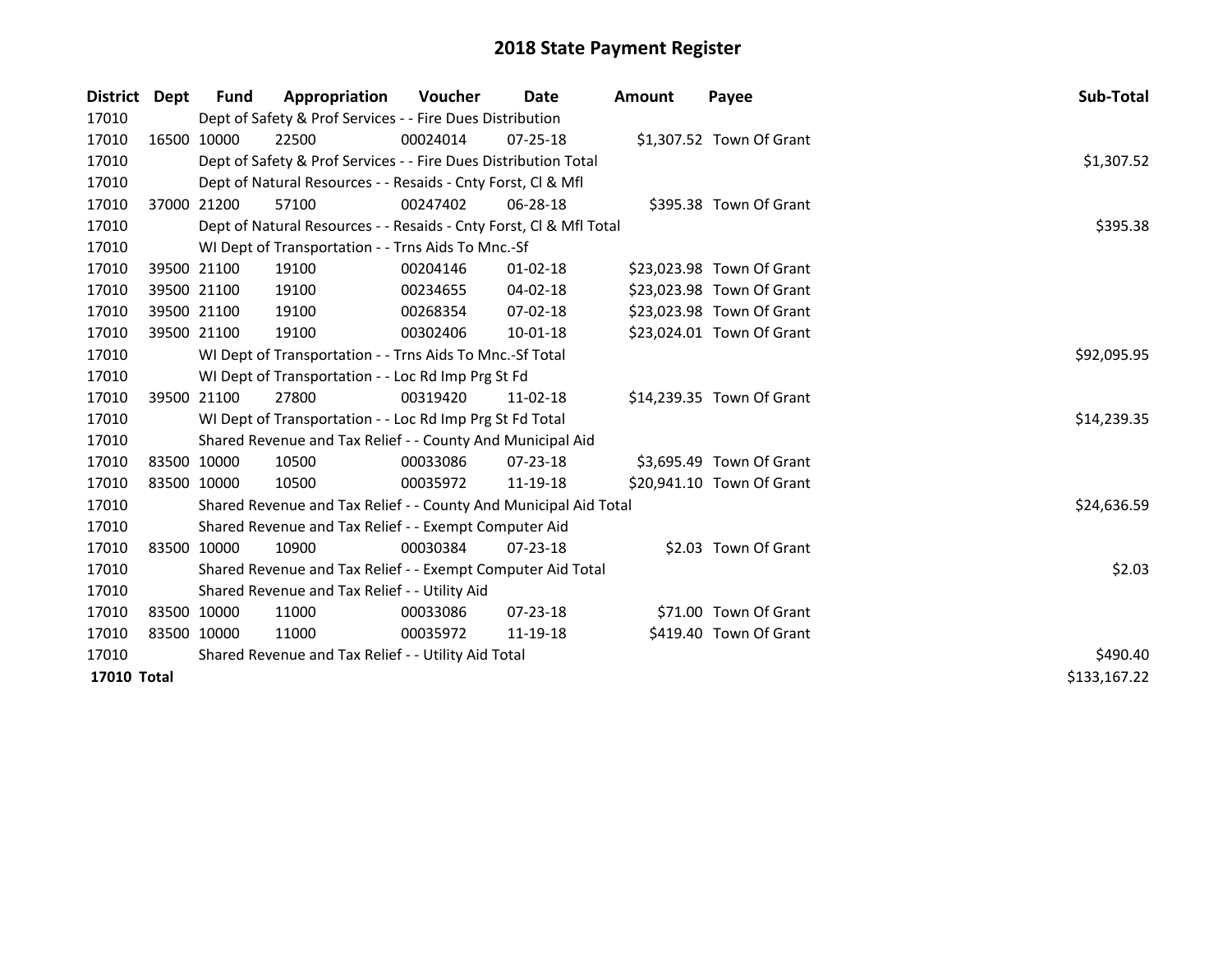# 2018 State Payment Register

| District | Dept | Fund | Appropriation | Voucher | Date | Amount | Payee | Sub-Total |
|---|---|---|---|---|---|---|---|---|
| 17010 | | Dept of Safety & Prof Services - - Fire Dues Distribution | | | | | | |
| 17010 | 16500 | 10000 | 22500 | 00024014 | 07-25-18 | $1,307.52 | Town Of Grant | |
| 17010 | | Dept of Safety & Prof Services - - Fire Dues Distribution Total | | | | | | $1,307.52 |
| 17010 | | Dept of Natural Resources - - Resaids - Cnty Forst, Cl & Mfl | | | | | | |
| 17010 | 37000 | 21200 | 57100 | 00247402 | 06-28-18 | $395.38 | Town Of Grant | |
| 17010 | | Dept of Natural Resources - - Resaids - Cnty Forst, Cl & Mfl Total | | | | | | $395.38 |
| 17010 | | WI Dept of Transportation - - Trns Aids To Mnc.-Sf | | | | | | |
| 17010 | 39500 | 21100 | 19100 | 00204146 | 01-02-18 | $23,023.98 | Town Of Grant | |
| 17010 | 39500 | 21100 | 19100 | 00234655 | 04-02-18 | $23,023.98 | Town Of Grant | |
| 17010 | 39500 | 21100 | 19100 | 00268354 | 07-02-18 | $23,023.98 | Town Of Grant | |
| 17010 | 39500 | 21100 | 19100 | 00302406 | 10-01-18 | $23,024.01 | Town Of Grant | |
| 17010 | | WI Dept of Transportation - - Trns Aids To Mnc.-Sf Total | | | | | | $92,095.95 |
| 17010 | | WI Dept of Transportation - - Loc Rd Imp Prg St Fd | | | | | | |
| 17010 | 39500 | 21100 | 27800 | 00319420 | 11-02-18 | $14,239.35 | Town Of Grant | |
| 17010 | | WI Dept of Transportation - - Loc Rd Imp Prg St Fd Total | | | | | | $14,239.35 |
| 17010 | | Shared Revenue and Tax Relief - - County And Municipal Aid | | | | | | |
| 17010 | 83500 | 10000 | 10500 | 00033086 | 07-23-18 | $3,695.49 | Town Of Grant | |
| 17010 | 83500 | 10000 | 10500 | 00035972 | 11-19-18 | $20,941.10 | Town Of Grant | |
| 17010 | | Shared Revenue and Tax Relief - - County And Municipal Aid Total | | | | | | $24,636.59 |
| 17010 | | Shared Revenue and Tax Relief - - Exempt Computer Aid | | | | | | |
| 17010 | 83500 | 10000 | 10900 | 00030384 | 07-23-18 | $2.03 | Town Of Grant | |
| 17010 | | Shared Revenue and Tax Relief - - Exempt Computer Aid Total | | | | | | $2.03 |
| 17010 | | Shared Revenue and Tax Relief - - Utility Aid | | | | | | |
| 17010 | 83500 | 10000 | 11000 | 00033086 | 07-23-18 | $71.00 | Town Of Grant | |
| 17010 | 83500 | 10000 | 11000 | 00035972 | 11-19-18 | $419.40 | Town Of Grant | |
| 17010 | | Shared Revenue and Tax Relief - - Utility Aid Total | | | | | | $490.40 |
| **17010 Total** | | | | | | | | $133,167.22 |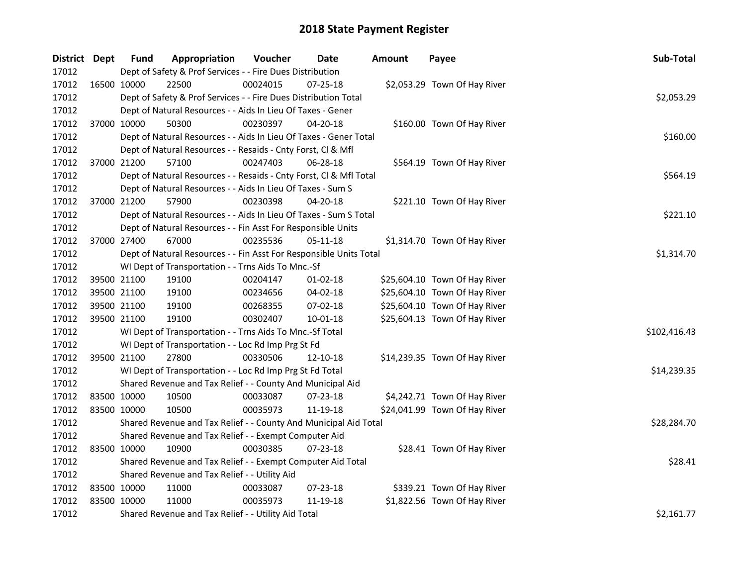# 2018 State Payment Register

| District | Dept | Fund | Appropriation | Voucher | Date | Amount | Payee | Sub-Total |
|---|---|---|---|---|---|---|---|---|
| 17012 | | Dept of Safety & Prof Services - - Fire Dues Distribution | | | | | | |
| 17012 | 16500 | 10000 | 22500 | 00024015 | 07-25-18 | $2,053.29 | Town Of Hay River | |
| 17012 | | Dept of Safety & Prof Services - - Fire Dues Distribution Total | | | | | | $2,053.29 |
| 17012 | | Dept of Natural Resources - - Aids In Lieu Of Taxes - Gener | | | | | | |
| 17012 | 37000 | 10000 | 50300 | 00230397 | 04-20-18 | $160.00 | Town Of Hay River | |
| 17012 | | Dept of Natural Resources - - Aids In Lieu Of Taxes - Gener Total | | | | | | $160.00 |
| 17012 | | Dept of Natural Resources - - Resaids - Cnty Forst, Cl & Mfl | | | | | | |
| 17012 | 37000 | 21200 | 57100 | 00247403 | 06-28-18 | $564.19 | Town Of Hay River | |
| 17012 | | Dept of Natural Resources - - Resaids - Cnty Forst, Cl & Mfl Total | | | | | | $564.19 |
| 17012 | | Dept of Natural Resources - - Aids In Lieu Of Taxes - Sum S | | | | | | |
| 17012 | 37000 | 21200 | 57900 | 00230398 | 04-20-18 | $221.10 | Town Of Hay River | |
| 17012 | | Dept of Natural Resources - - Aids In Lieu Of Taxes - Sum S Total | | | | | | $221.10 |
| 17012 | | Dept of Natural Resources - - Fin Asst For Responsible Units | | | | | | |
| 17012 | 37000 | 27400 | 67000 | 00235536 | 05-11-18 | $1,314.70 | Town Of Hay River | |
| 17012 | | Dept of Natural Resources - - Fin Asst For Responsible Units Total | | | | | | $1,314.70 |
| 17012 | | WI Dept of Transportation - - Trns Aids To Mnc.-Sf | | | | | | |
| 17012 | 39500 | 21100 | 19100 | 00204147 | 01-02-18 | $25,604.10 | Town Of Hay River | |
| 17012 | 39500 | 21100 | 19100 | 00234656 | 04-02-18 | $25,604.10 | Town Of Hay River | |
| 17012 | 39500 | 21100 | 19100 | 00268355 | 07-02-18 | $25,604.10 | Town Of Hay River | |
| 17012 | 39500 | 21100 | 19100 | 00302407 | 10-01-18 | $25,604.13 | Town Of Hay River | |
| 17012 | | WI Dept of Transportation - - Trns Aids To Mnc.-Sf Total | | | | | | $102,416.43 |
| 17012 | | WI Dept of Transportation - - Loc Rd Imp Prg St Fd | | | | | | |
| 17012 | 39500 | 21100 | 27800 | 00330506 | 12-10-18 | $14,239.35 | Town Of Hay River | |
| 17012 | | WI Dept of Transportation - - Loc Rd Imp Prg St Fd Total | | | | | | $14,239.35 |
| 17012 | | Shared Revenue and Tax Relief - - County And Municipal Aid | | | | | | |
| 17012 | 83500 | 10000 | 10500 | 00033087 | 07-23-18 | $4,242.71 | Town Of Hay River | |
| 17012 | 83500 | 10000 | 10500 | 00035973 | 11-19-18 | $24,041.99 | Town Of Hay River | |
| 17012 | | Shared Revenue and Tax Relief - - County And Municipal Aid Total | | | | | | $28,284.70 |
| 17012 | | Shared Revenue and Tax Relief - - Exempt Computer Aid | | | | | | |
| 17012 | 83500 | 10000 | 10900 | 00030385 | 07-23-18 | $28.41 | Town Of Hay River | |
| 17012 | | Shared Revenue and Tax Relief - - Exempt Computer Aid Total | | | | | | $28.41 |
| 17012 | | Shared Revenue and Tax Relief - - Utility Aid | | | | | | |
| 17012 | 83500 | 10000 | 11000 | 00033087 | 07-23-18 | $339.21 | Town Of Hay River | |
| 17012 | 83500 | 10000 | 11000 | 00035973 | 11-19-18 | $1,822.56 | Town Of Hay River | |
| 17012 | | Shared Revenue and Tax Relief - - Utility Aid Total | | | | | | $2,161.77 |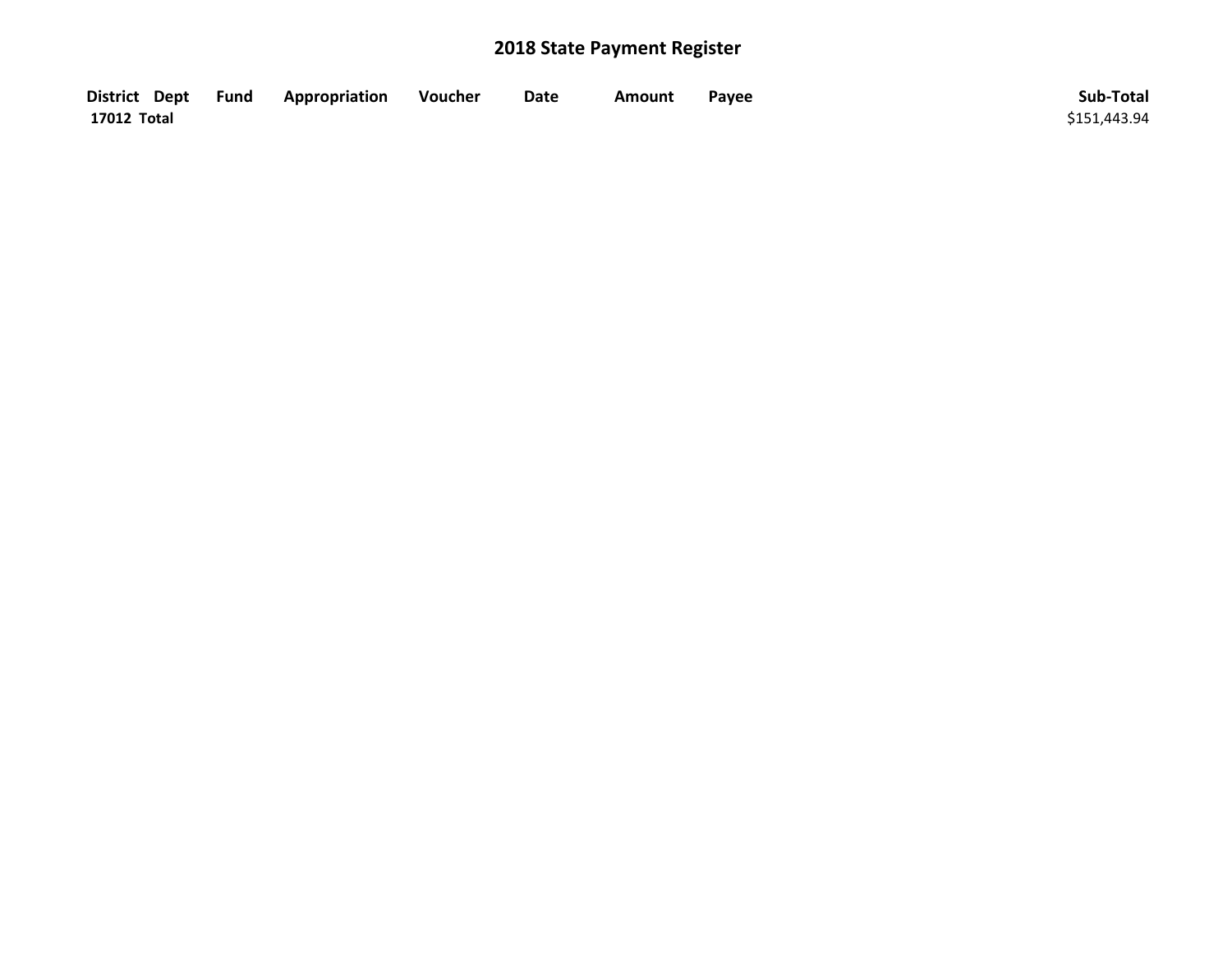## 2018 State Payment Register

| District | Dept | Fund | Appropriation | Voucher | Date | Amount | Payee | Sub-Total |
|---|---|---|---|---|---|---|---|---|
| **17012 Total** | | | | | | | | $151,443.94 |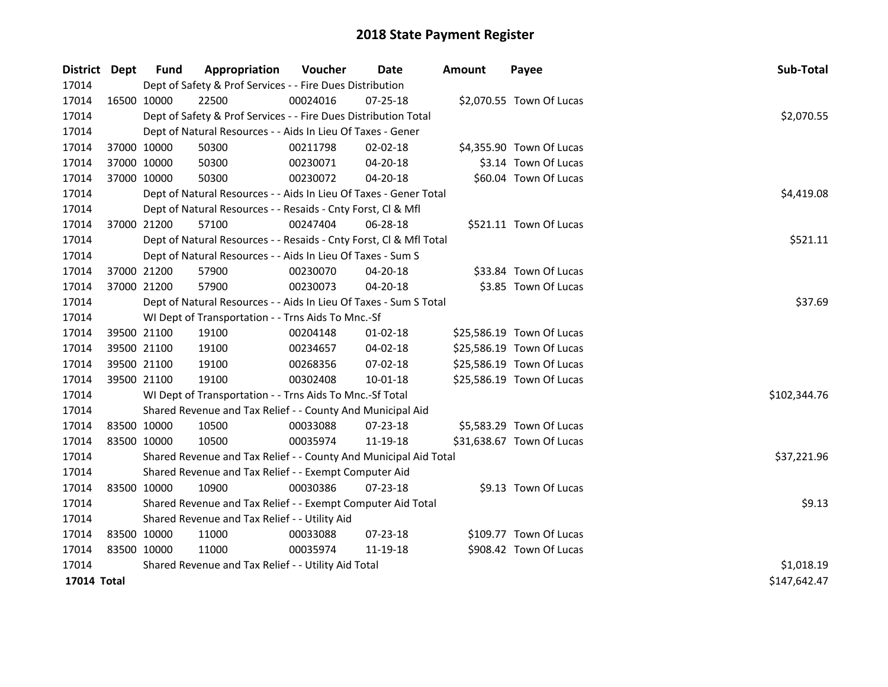# 2018 State Payment Register

| District | Dept | Fund | Appropriation | Voucher | Date | Amount | Payee | Sub-Total |
|---|---|---|---|---|---|---|---|---|
| 17014 | | Dept of Safety & Prof Services - - Fire Dues Distribution | | | | | | |
| 17014 | 16500 | 10000 | 22500 | 00024016 | 07-25-18 | $2,070.55 | Town Of Lucas | |
| 17014 | | Dept of Safety & Prof Services - - Fire Dues Distribution Total | | | | | | $2,070.55 |
| 17014 | | Dept of Natural Resources - - Aids In Lieu Of Taxes - Gener | | | | | | |
| 17014 | 37000 | 10000 | 50300 | 00211798 | 02-02-18 | $4,355.90 | Town Of Lucas | |
| 17014 | 37000 | 10000 | 50300 | 00230071 | 04-20-18 | $3.14 | Town Of Lucas | |
| 17014 | 37000 | 10000 | 50300 | 00230072 | 04-20-18 | $60.04 | Town Of Lucas | |
| 17014 | | Dept of Natural Resources - - Aids In Lieu Of Taxes - Gener Total | | | | | | $4,419.08 |
| 17014 | | Dept of Natural Resources - - Resaids - Cnty Forst, Cl & Mfl | | | | | | |
| 17014 | 37000 | 21200 | 57100 | 00247404 | 06-28-18 | $521.11 | Town Of Lucas | |
| 17014 | | Dept of Natural Resources - - Resaids - Cnty Forst, Cl & Mfl Total | | | | | | $521.11 |
| 17014 | | Dept of Natural Resources - - Aids In Lieu Of Taxes - Sum S | | | | | | |
| 17014 | 37000 | 21200 | 57900 | 00230070 | 04-20-18 | $33.84 | Town Of Lucas | |
| 17014 | 37000 | 21200 | 57900 | 00230073 | 04-20-18 | $3.85 | Town Of Lucas | |
| 17014 | | Dept of Natural Resources - - Aids In Lieu Of Taxes - Sum S Total | | | | | | $37.69 |
| 17014 | | WI Dept of Transportation - - Trns Aids To Mnc.-Sf | | | | | | |
| 17014 | 39500 | 21100 | 19100 | 00204148 | 01-02-18 | $25,586.19 | Town Of Lucas | |
| 17014 | 39500 | 21100 | 19100 | 00234657 | 04-02-18 | $25,586.19 | Town Of Lucas | |
| 17014 | 39500 | 21100 | 19100 | 00268356 | 07-02-18 | $25,586.19 | Town Of Lucas | |
| 17014 | 39500 | 21100 | 19100 | 00302408 | 10-01-18 | $25,586.19 | Town Of Lucas | |
| 17014 | | WI Dept of Transportation - - Trns Aids To Mnc.-Sf Total | | | | | | $102,344.76 |
| 17014 | | Shared Revenue and Tax Relief - - County And Municipal Aid | | | | | | |
| 17014 | 83500 | 10000 | 10500 | 00033088 | 07-23-18 | $5,583.29 | Town Of Lucas | |
| 17014 | 83500 | 10000 | 10500 | 00035974 | 11-19-18 | $31,638.67 | Town Of Lucas | |
| 17014 | | Shared Revenue and Tax Relief - - County And Municipal Aid Total | | | | | | $37,221.96 |
| 17014 | | Shared Revenue and Tax Relief - - Exempt Computer Aid | | | | | | |
| 17014 | 83500 | 10000 | 10900 | 00030386 | 07-23-18 | $9.13 | Town Of Lucas | |
| 17014 | | Shared Revenue and Tax Relief - - Exempt Computer Aid Total | | | | | | $9.13 |
| 17014 | | Shared Revenue and Tax Relief - - Utility Aid | | | | | | |
| 17014 | 83500 | 10000 | 11000 | 00033088 | 07-23-18 | $109.77 | Town Of Lucas | |
| 17014 | 83500 | 10000 | 11000 | 00035974 | 11-19-18 | $908.42 | Town Of Lucas | |
| 17014 | | Shared Revenue and Tax Relief - - Utility Aid Total | | | | | | $1,018.19 |
| **17014 Total** | | | | | | | | $147,642.47 |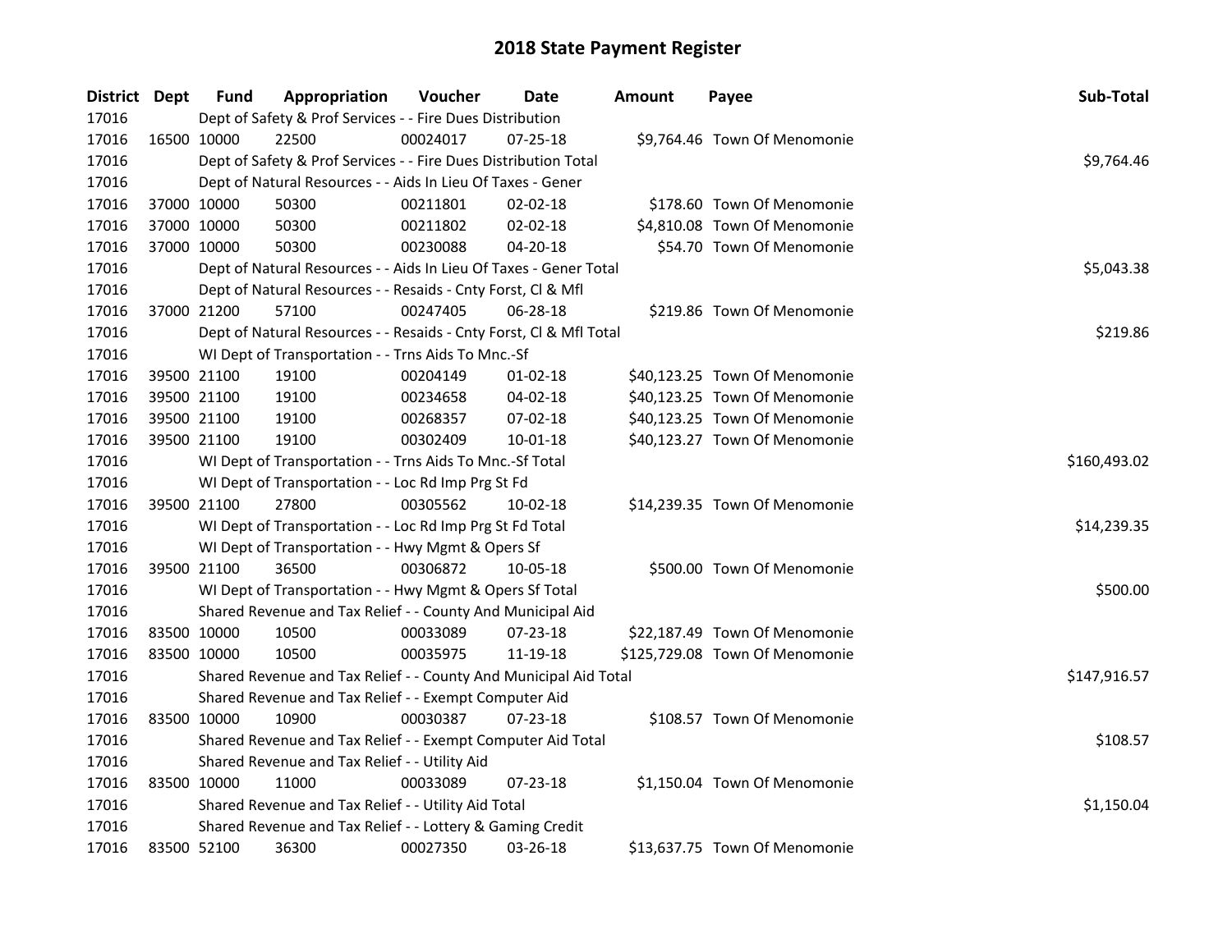# 2018 State Payment Register

| District | Dept | Fund | Appropriation | Voucher | Date | Amount | Payee | Sub-Total |
|---|---|---|---|---|---|---|---|---|
| 17016 | | Dept of Safety & Prof Services - - Fire Dues Distribution | | | | | | |
| 17016 | 16500 | 10000 | 22500 | 00024017 | 07-25-18 | $9,764.46 | Town Of Menomonie | |
| 17016 | | Dept of Safety & Prof Services - - Fire Dues Distribution Total | | | | | | $9,764.46 |
| 17016 | | Dept of Natural Resources - - Aids In Lieu Of Taxes - Gener | | | | | | |
| 17016 | 37000 | 10000 | 50300 | 00211801 | 02-02-18 | $178.60 | Town Of Menomonie | |
| 17016 | 37000 | 10000 | 50300 | 00211802 | 02-02-18 | $4,810.08 | Town Of Menomonie | |
| 17016 | 37000 | 10000 | 50300 | 00230088 | 04-20-18 | $54.70 | Town Of Menomonie | |
| 17016 | | Dept of Natural Resources - - Aids In Lieu Of Taxes - Gener Total | | | | | | $5,043.38 |
| 17016 | | Dept of Natural Resources - - Resaids - Cnty Forst, Cl & Mfl | | | | | | |
| 17016 | 37000 | 21200 | 57100 | 00247405 | 06-28-18 | $219.86 | Town Of Menomonie | |
| 17016 | | Dept of Natural Resources - - Resaids - Cnty Forst, Cl & Mfl Total | | | | | | $219.86 |
| 17016 | | WI Dept of Transportation - - Trns Aids To Mnc.-Sf | | | | | | |
| 17016 | 39500 | 21100 | 19100 | 00204149 | 01-02-18 | $40,123.25 | Town Of Menomonie | |
| 17016 | 39500 | 21100 | 19100 | 00234658 | 04-02-18 | $40,123.25 | Town Of Menomonie | |
| 17016 | 39500 | 21100 | 19100 | 00268357 | 07-02-18 | $40,123.25 | Town Of Menomonie | |
| 17016 | 39500 | 21100 | 19100 | 00302409 | 10-01-18 | $40,123.27 | Town Of Menomonie | |
| 17016 | | WI Dept of Transportation - - Trns Aids To Mnc.-Sf Total | | | | | | $160,493.02 |
| 17016 | | WI Dept of Transportation - - Loc Rd Imp Prg St Fd | | | | | | |
| 17016 | 39500 | 21100 | 27800 | 00305562 | 10-02-18 | $14,239.35 | Town Of Menomonie | |
| 17016 | | WI Dept of Transportation - - Loc Rd Imp Prg St Fd Total | | | | | | $14,239.35 |
| 17016 | | WI Dept of Transportation - - Hwy Mgmt & Opers Sf | | | | | | |
| 17016 | 39500 | 21100 | 36500 | 00306872 | 10-05-18 | $500.00 | Town Of Menomonie | |
| 17016 | | WI Dept of Transportation - - Hwy Mgmt & Opers Sf Total | | | | | | $500.00 |
| 17016 | | Shared Revenue and Tax Relief - - County And Municipal Aid | | | | | | |
| 17016 | 83500 | 10000 | 10500 | 00033089 | 07-23-18 | $22,187.49 | Town Of Menomonie | |
| 17016 | 83500 | 10000 | 10500 | 00035975 | 11-19-18 | $125,729.08 | Town Of Menomonie | |
| 17016 | | Shared Revenue and Tax Relief - - County And Municipal Aid Total | | | | | | $147,916.57 |
| 17016 | | Shared Revenue and Tax Relief - - Exempt Computer Aid | | | | | | |
| 17016 | 83500 | 10000 | 10900 | 00030387 | 07-23-18 | $108.57 | Town Of Menomonie | |
| 17016 | | Shared Revenue and Tax Relief - - Exempt Computer Aid Total | | | | | | $108.57 |
| 17016 | | Shared Revenue and Tax Relief - - Utility Aid | | | | | | |
| 17016 | 83500 | 10000 | 11000 | 00033089 | 07-23-18 | $1,150.04 | Town Of Menomonie | |
| 17016 | | Shared Revenue and Tax Relief - - Utility Aid Total | | | | | | $1,150.04 |
| 17016 | | Shared Revenue and Tax Relief - - Lottery & Gaming Credit | | | | | | |
| 17016 | 83500 | 52100 | 36300 | 00027350 | 03-26-18 | $13,637.75 | Town Of Menomonie | |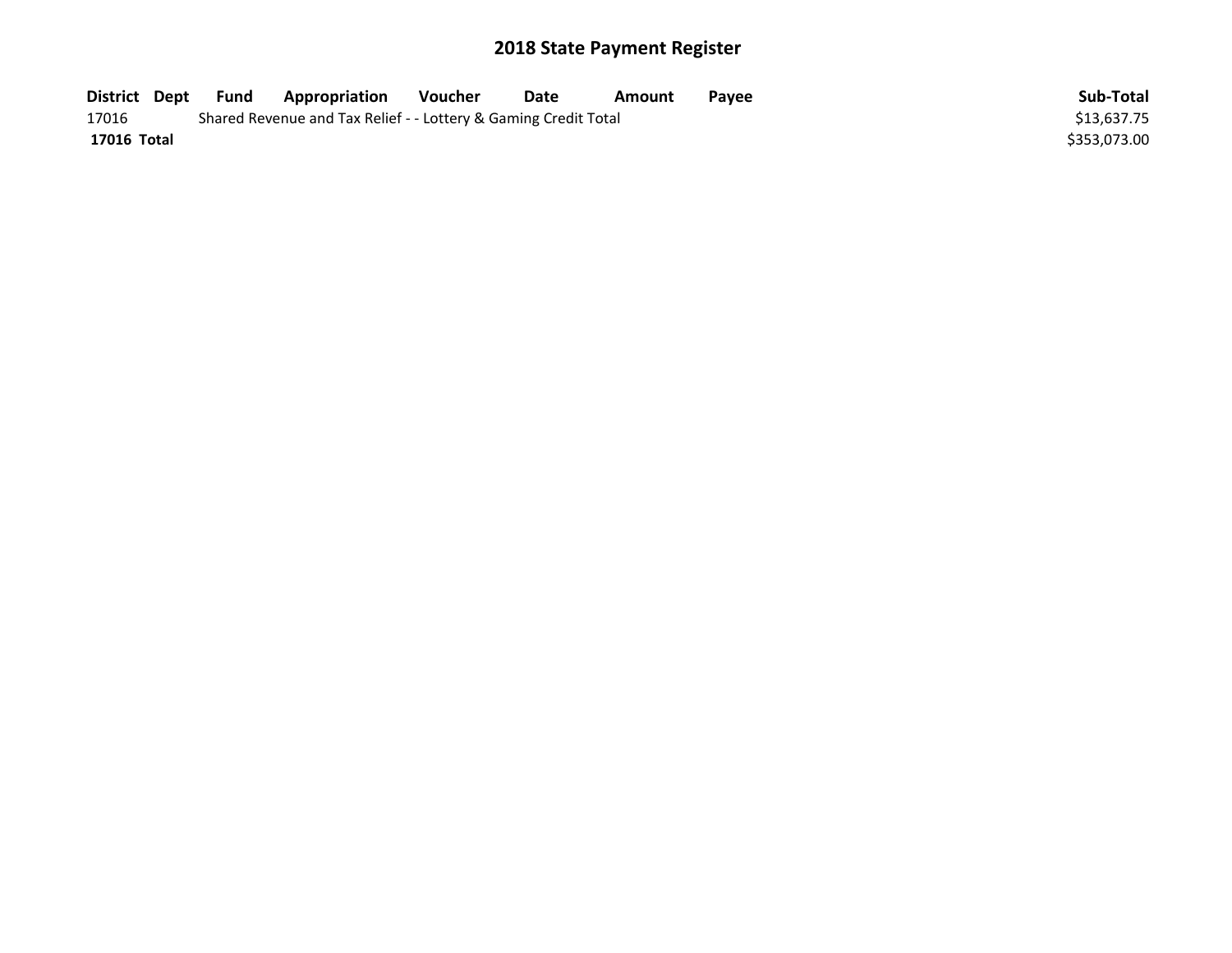# 2018 State Payment Register

| District | Dept | Fund | Appropriation | Voucher | Date | Amount | Payee | Sub-Total |
|---|---|---|---|---|---|---|---|---|
| 17016 | | Shared Revenue and Tax Relief - - Lottery & Gaming Credit Total | | | | | | $13,637.75 |
| **17016 Total** | | | | | | | | $353,073.00 |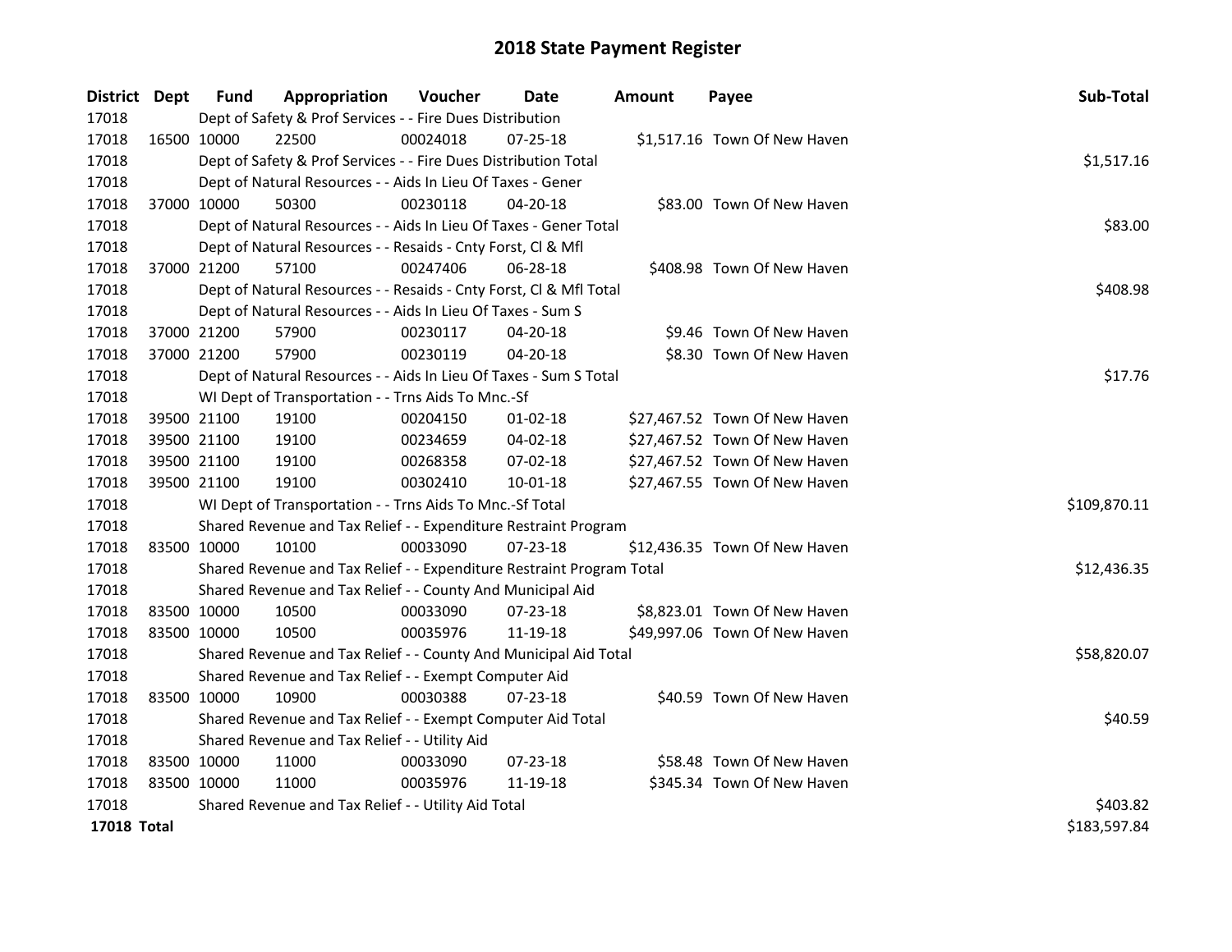# 2018 State Payment Register

| District | Dept | Fund | Appropriation | Voucher | Date | Amount | Payee | Sub-Total |
|---|---|---|---|---|---|---|---|---|
| 17018 | Dept of Safety & Prof Services - - Fire Dues Distribution | | | | | | | |
| 17018 | 16500 | 10000 | 22500 | 00024018 | 07-25-18 | $1,517.16 | Town Of New Haven | |
| 17018 | Dept of Safety & Prof Services - - Fire Dues Distribution Total | | | | | | | $1,517.16 |
| 17018 | Dept of Natural Resources - - Aids In Lieu Of Taxes - Gener | | | | | | | |
| 17018 | 37000 | 10000 | 50300 | 00230118 | 04-20-18 | $83.00 | Town Of New Haven | |
| 17018 | Dept of Natural Resources - - Aids In Lieu Of Taxes - Gener Total | | | | | | | $83.00 |
| 17018 | Dept of Natural Resources - - Resaids - Cnty Forst, Cl & Mfl | | | | | | | |
| 17018 | 37000 | 21200 | 57100 | 00247406 | 06-28-18 | $408.98 | Town Of New Haven | |
| 17018 | Dept of Natural Resources - - Resaids - Cnty Forst, Cl & Mfl Total | | | | | | | $408.98 |
| 17018 | Dept of Natural Resources - - Aids In Lieu Of Taxes - Sum S | | | | | | | |
| 17018 | 37000 | 21200 | 57900 | 00230117 | 04-20-18 | $9.46 | Town Of New Haven | |
| 17018 | 37000 | 21200 | 57900 | 00230119 | 04-20-18 | $8.30 | Town Of New Haven | |
| 17018 | Dept of Natural Resources - - Aids In Lieu Of Taxes - Sum S Total | | | | | | | $17.76 |
| 17018 | WI Dept of Transportation - - Trns Aids To Mnc.-Sf | | | | | | | |
| 17018 | 39500 | 21100 | 19100 | 00204150 | 01-02-18 | $27,467.52 | Town Of New Haven | |
| 17018 | 39500 | 21100 | 19100 | 00234659 | 04-02-18 | $27,467.52 | Town Of New Haven | |
| 17018 | 39500 | 21100 | 19100 | 00268358 | 07-02-18 | $27,467.52 | Town Of New Haven | |
| 17018 | 39500 | 21100 | 19100 | 00302410 | 10-01-18 | $27,467.55 | Town Of New Haven | |
| 17018 | WI Dept of Transportation - - Trns Aids To Mnc.-Sf Total | | | | | | | $109,870.11 |
| 17018 | Shared Revenue and Tax Relief - - Expenditure Restraint Program | | | | | | | |
| 17018 | 83500 | 10000 | 10100 | 00033090 | 07-23-18 | $12,436.35 | Town Of New Haven | |
| 17018 | Shared Revenue and Tax Relief - - Expenditure Restraint Program Total | | | | | | | $12,436.35 |
| 17018 | Shared Revenue and Tax Relief - - County And Municipal Aid | | | | | | | |
| 17018 | 83500 | 10000 | 10500 | 00033090 | 07-23-18 | $8,823.01 | Town Of New Haven | |
| 17018 | 83500 | 10000 | 10500 | 00035976 | 11-19-18 | $49,997.06 | Town Of New Haven | |
| 17018 | Shared Revenue and Tax Relief - - County And Municipal Aid Total | | | | | | | $58,820.07 |
| 17018 | Shared Revenue and Tax Relief - - Exempt Computer Aid | | | | | | | |
| 17018 | 83500 | 10000 | 10900 | 00030388 | 07-23-18 | $40.59 | Town Of New Haven | |
| 17018 | Shared Revenue and Tax Relief - - Exempt Computer Aid Total | | | | | | | $40.59 |
| 17018 | Shared Revenue and Tax Relief - - Utility Aid | | | | | | | |
| 17018 | 83500 | 10000 | 11000 | 00033090 | 07-23-18 | $58.48 | Town Of New Haven | |
| 17018 | 83500 | 10000 | 11000 | 00035976 | 11-19-18 | $345.34 | Town Of New Haven | |
| 17018 | Shared Revenue and Tax Relief - - Utility Aid Total | | | | | | | $403.82 |
| **17018 Total** | | | | | | | | $183,597.84 |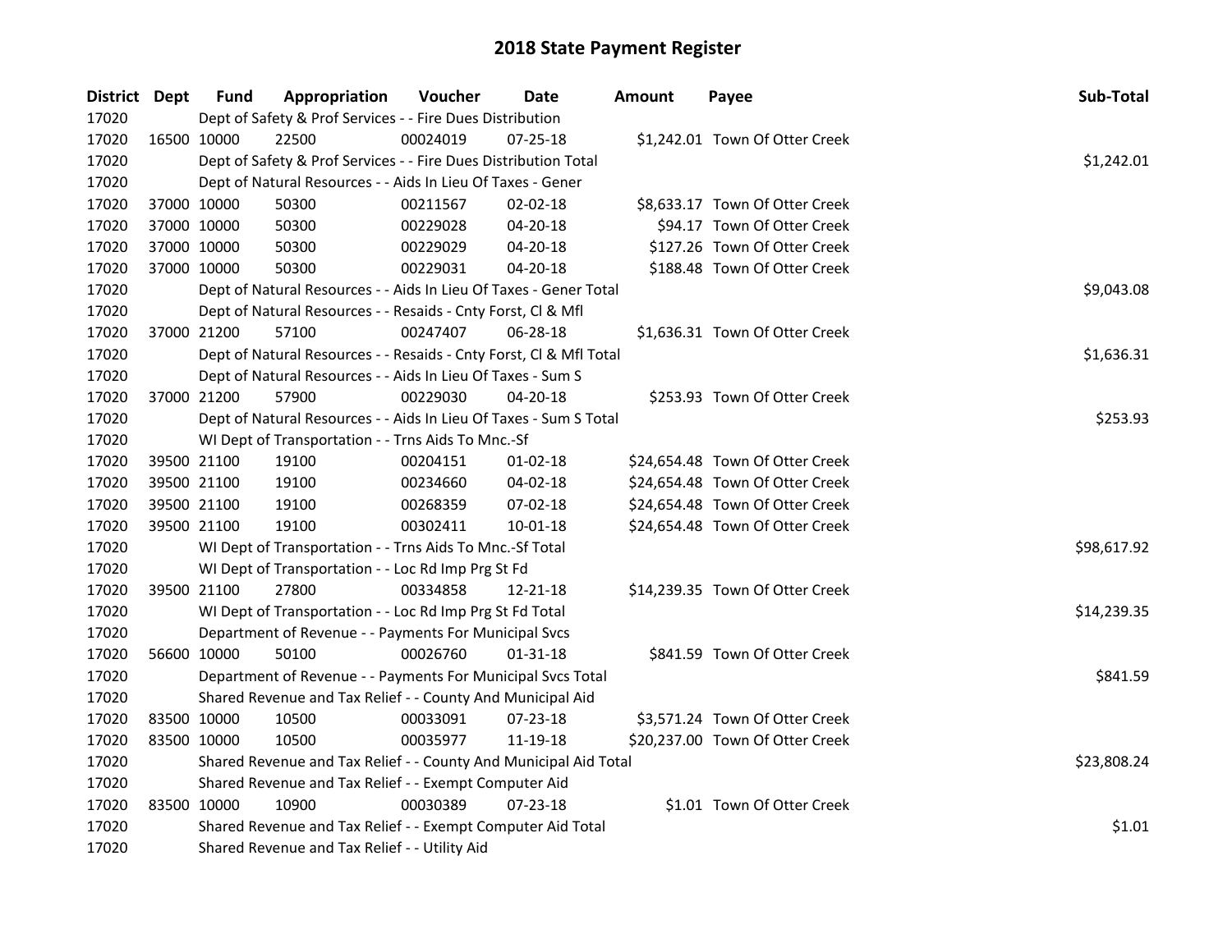# 2018 State Payment Register

| District | Dept | Fund | Appropriation | Voucher | Date | Amount | Payee | Sub-Total |
|---|---|---|---|---|---|---|---|---|
| 17020 | | Dept of Safety & Prof Services - - Fire Dues Distribution | | | | | | |
| 17020 | 16500 | 10000 | 22500 | 00024019 | 07-25-18 | $1,242.01 | Town Of Otter Creek | |
| 17020 | | Dept of Safety & Prof Services - - Fire Dues Distribution Total | | | | | | $1,242.01 |
| 17020 | | Dept of Natural Resources - - Aids In Lieu Of Taxes - Gener | | | | | | |
| 17020 | 37000 | 10000 | 50300 | 00211567 | 02-02-18 | $8,633.17 | Town Of Otter Creek | |
| 17020 | 37000 | 10000 | 50300 | 00229028 | 04-20-18 | $94.17 | Town Of Otter Creek | |
| 17020 | 37000 | 10000 | 50300 | 00229029 | 04-20-18 | $127.26 | Town Of Otter Creek | |
| 17020 | 37000 | 10000 | 50300 | 00229031 | 04-20-18 | $188.48 | Town Of Otter Creek | |
| 17020 | | Dept of Natural Resources - - Aids In Lieu Of Taxes - Gener Total | | | | | | $9,043.08 |
| 17020 | | Dept of Natural Resources - - Resaids - Cnty Forst, Cl & Mfl | | | | | | |
| 17020 | 37000 | 21200 | 57100 | 00247407 | 06-28-18 | $1,636.31 | Town Of Otter Creek | |
| 17020 | | Dept of Natural Resources - - Resaids - Cnty Forst, Cl & Mfl Total | | | | | | $1,636.31 |
| 17020 | | Dept of Natural Resources - - Aids In Lieu Of Taxes - Sum S | | | | | | |
| 17020 | 37000 | 21200 | 57900 | 00229030 | 04-20-18 | $253.93 | Town Of Otter Creek | |
| 17020 | | Dept of Natural Resources - - Aids In Lieu Of Taxes - Sum S Total | | | | | | $253.93 |
| 17020 | | WI Dept of Transportation - - Trns Aids To Mnc.-Sf | | | | | | |
| 17020 | 39500 | 21100 | 19100 | 00204151 | 01-02-18 | $24,654.48 | Town Of Otter Creek | |
| 17020 | 39500 | 21100 | 19100 | 00234660 | 04-02-18 | $24,654.48 | Town Of Otter Creek | |
| 17020 | 39500 | 21100 | 19100 | 00268359 | 07-02-18 | $24,654.48 | Town Of Otter Creek | |
| 17020 | 39500 | 21100 | 19100 | 00302411 | 10-01-18 | $24,654.48 | Town Of Otter Creek | |
| 17020 | | WI Dept of Transportation - - Trns Aids To Mnc.-Sf Total | | | | | | $98,617.92 |
| 17020 | | WI Dept of Transportation - - Loc Rd Imp Prg St Fd | | | | | | |
| 17020 | 39500 | 21100 | 27800 | 00334858 | 12-21-18 | $14,239.35 | Town Of Otter Creek | |
| 17020 | | WI Dept of Transportation - - Loc Rd Imp Prg St Fd Total | | | | | | $14,239.35 |
| 17020 | | Department of Revenue - - Payments For Municipal Svcs | | | | | | |
| 17020 | 56600 | 10000 | 50100 | 00026760 | 01-31-18 | $841.59 | Town Of Otter Creek | |
| 17020 | | Department of Revenue - - Payments For Municipal Svcs Total | | | | | | $841.59 |
| 17020 | | Shared Revenue and Tax Relief - - County And Municipal Aid | | | | | | |
| 17020 | 83500 | 10000 | 10500 | 00033091 | 07-23-18 | $3,571.24 | Town Of Otter Creek | |
| 17020 | 83500 | 10000 | 10500 | 00035977 | 11-19-18 | $20,237.00 | Town Of Otter Creek | |
| 17020 | | Shared Revenue and Tax Relief - - County And Municipal Aid Total | | | | | | $23,808.24 |
| 17020 | | Shared Revenue and Tax Relief - - Exempt Computer Aid | | | | | | |
| 17020 | 83500 | 10000 | 10900 | 00030389 | 07-23-18 | $1.01 | Town Of Otter Creek | |
| 17020 | | Shared Revenue and Tax Relief - - Exempt Computer Aid Total | | | | | | $1.01 |
| 17020 | | Shared Revenue and Tax Relief - - Utility Aid | | | | | | |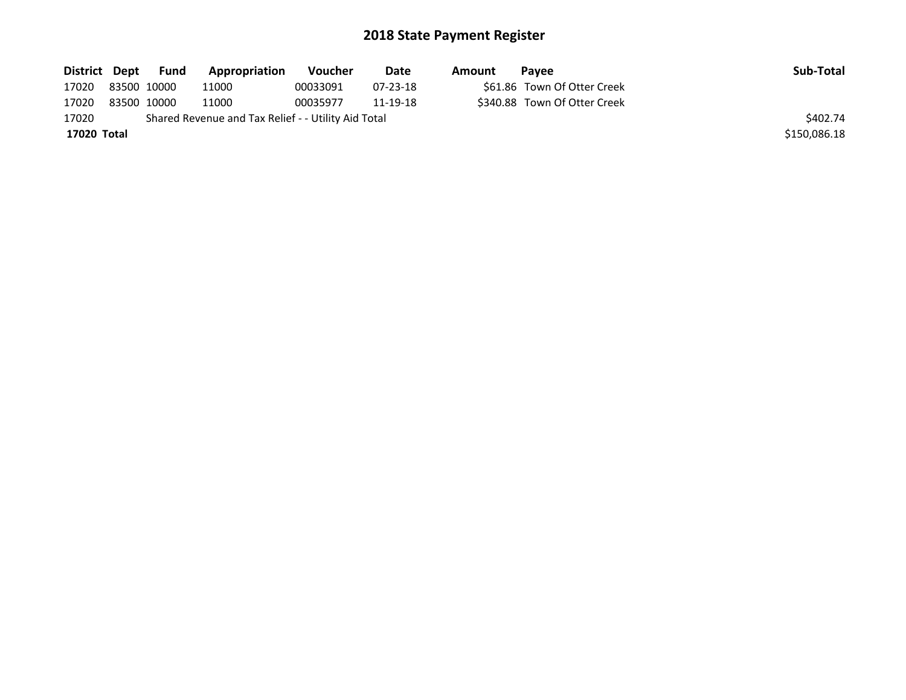# 2018 State Payment Register

| District | Dept | Fund | Appropriation | Voucher | Date | Amount | Payee | Sub-Total |
|---|---|---|---|---|---|---|---|---|
| 17020 | 83500 | 10000 | 11000 | 00033091 | 07-23-18 | $61.86 | Town Of Otter Creek | |
| 17020 | 83500 | 10000 | 11000 | 00035977 | 11-19-18 | $340.88 | Town Of Otter Creek | |
| 17020 | | Shared Revenue and Tax Relief - - Utility Aid Total | | | | | | $402.74 |
| **17020** | **Total** | | | | | | | $150,086.18 |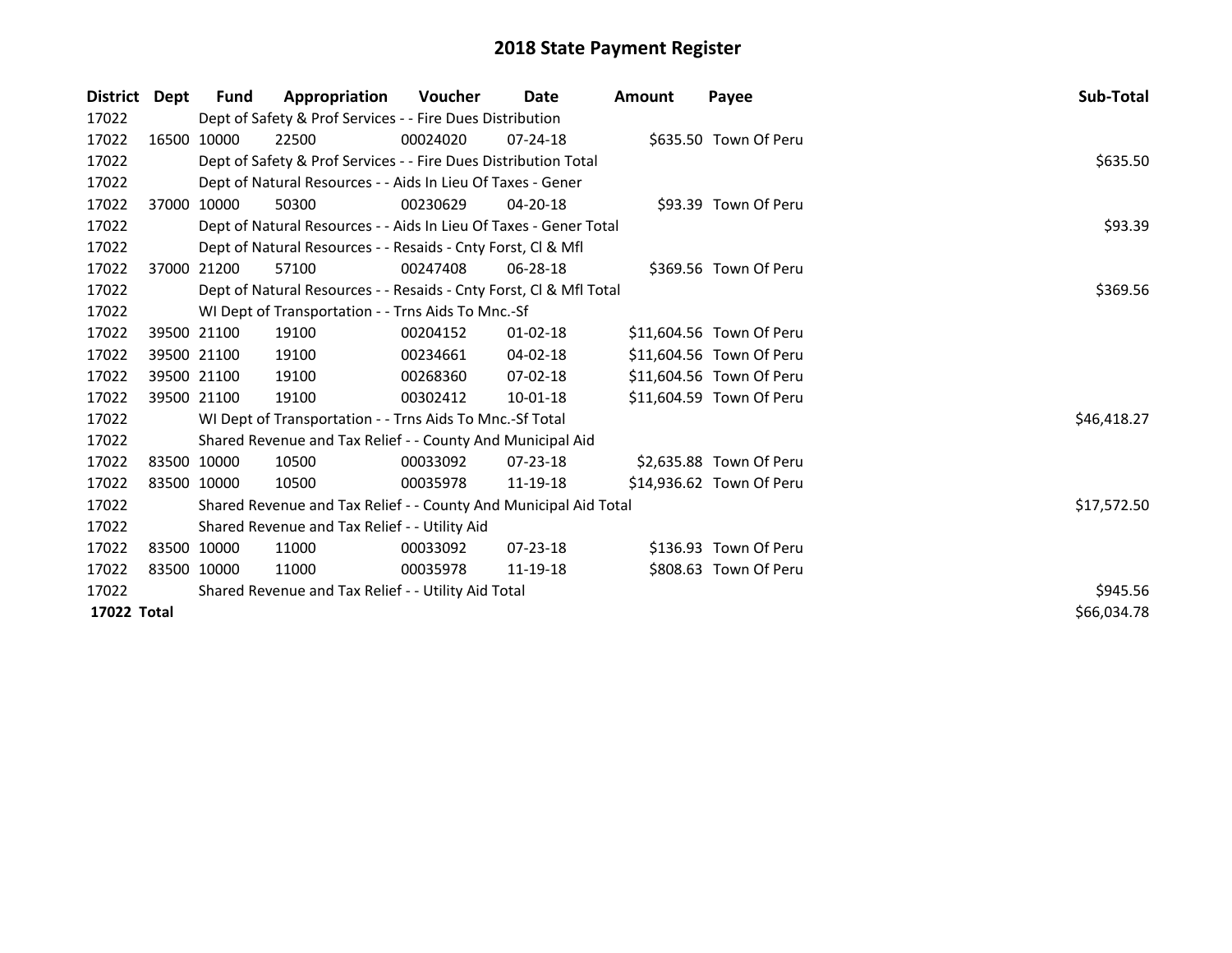# 2018 State Payment Register

| District | Dept | Fund | Appropriation | Voucher | Date | Amount | Payee | Sub-Total |
|---|---|---|---|---|---|---|---|---|
| 17022 | | Dept of Safety & Prof Services - - Fire Dues Distribution | | | | | | |
| 17022 | 16500 | 10000 | 22500 | 00024020 | 07-24-18 | $635.50 | Town Of Peru | |
| 17022 | | Dept of Safety & Prof Services - - Fire Dues Distribution Total | | | | | | $635.50 |
| 17022 | | Dept of Natural Resources - - Aids In Lieu Of Taxes - Gener | | | | | | |
| 17022 | 37000 | 10000 | 50300 | 00230629 | 04-20-18 | $93.39 | Town Of Peru | |
| 17022 | | Dept of Natural Resources - - Aids In Lieu Of Taxes - Gener Total | | | | | | $93.39 |
| 17022 | | Dept of Natural Resources - - Resaids - Cnty Forst, Cl & Mfl | | | | | | |
| 17022 | 37000 | 21200 | 57100 | 00247408 | 06-28-18 | $369.56 | Town Of Peru | |
| 17022 | | Dept of Natural Resources - - Resaids - Cnty Forst, Cl & Mfl Total | | | | | | $369.56 |
| 17022 | | WI Dept of Transportation - - Trns Aids To Mnc.-Sf | | | | | | |
| 17022 | 39500 | 21100 | 19100 | 00204152 | 01-02-18 | $11,604.56 | Town Of Peru | |
| 17022 | 39500 | 21100 | 19100 | 00234661 | 04-02-18 | $11,604.56 | Town Of Peru | |
| 17022 | 39500 | 21100 | 19100 | 00268360 | 07-02-18 | $11,604.56 | Town Of Peru | |
| 17022 | 39500 | 21100 | 19100 | 00302412 | 10-01-18 | $11,604.59 | Town Of Peru | |
| 17022 | | WI Dept of Transportation - - Trns Aids To Mnc.-Sf Total | | | | | | $46,418.27 |
| 17022 | | Shared Revenue and Tax Relief - - County And Municipal Aid | | | | | | |
| 17022 | 83500 | 10000 | 10500 | 00033092 | 07-23-18 | $2,635.88 | Town Of Peru | |
| 17022 | 83500 | 10000 | 10500 | 00035978 | 11-19-18 | $14,936.62 | Town Of Peru | |
| 17022 | | Shared Revenue and Tax Relief - - County And Municipal Aid Total | | | | | | $17,572.50 |
| 17022 | | Shared Revenue and Tax Relief - - Utility Aid | | | | | | |
| 17022 | 83500 | 10000 | 11000 | 00033092 | 07-23-18 | $136.93 | Town Of Peru | |
| 17022 | 83500 | 10000 | 11000 | 00035978 | 11-19-18 | $808.63 | Town Of Peru | |
| 17022 | | Shared Revenue and Tax Relief - - Utility Aid Total | | | | | | $945.56 |
| **17022 Total** | | | | | | | | $66,034.78 |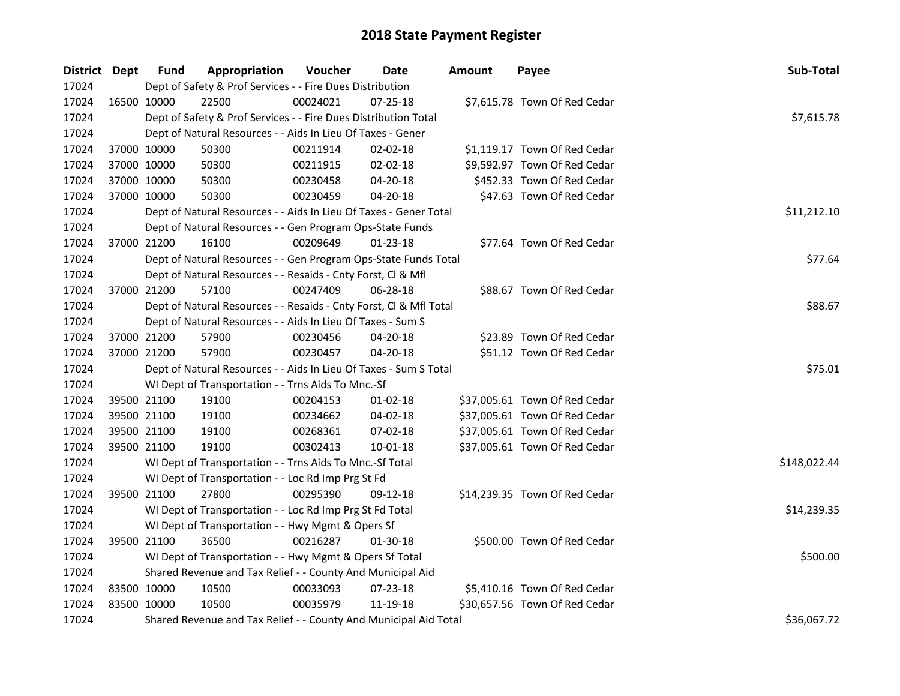# 2018 State Payment Register

| District | Dept | Fund | Appropriation | Voucher | Date | Amount | Payee | Sub-Total |
|---|---|---|---|---|---|---|---|---|
| 17024 | | Dept of Safety & Prof Services - - Fire Dues Distribution | | | | | | |
| 17024 | 16500 | 10000 | 22500 | 00024021 | 07-25-18 | $7,615.78 | Town Of Red Cedar | |
| 17024 | | Dept of Safety & Prof Services - - Fire Dues Distribution Total | | | | | | $7,615.78 |
| 17024 | | Dept of Natural Resources - - Aids In Lieu Of Taxes - Gener | | | | | | |
| 17024 | 37000 | 10000 | 50300 | 00211914 | 02-02-18 | $1,119.17 | Town Of Red Cedar | |
| 17024 | 37000 | 10000 | 50300 | 00211915 | 02-02-18 | $9,592.97 | Town Of Red Cedar | |
| 17024 | 37000 | 10000 | 50300 | 00230458 | 04-20-18 | $452.33 | Town Of Red Cedar | |
| 17024 | 37000 | 10000 | 50300 | 00230459 | 04-20-18 | $47.63 | Town Of Red Cedar | |
| 17024 | | Dept of Natural Resources - - Aids In Lieu Of Taxes - Gener Total | | | | | | $11,212.10 |
| 17024 | | Dept of Natural Resources - - Gen Program Ops-State Funds | | | | | | |
| 17024 | 37000 | 21200 | 16100 | 00209649 | 01-23-18 | $77.64 | Town Of Red Cedar | |
| 17024 | | Dept of Natural Resources - - Gen Program Ops-State Funds Total | | | | | | $77.64 |
| 17024 | | Dept of Natural Resources - - Resaids - Cnty Forst, Cl & Mfl | | | | | | |
| 17024 | 37000 | 21200 | 57100 | 00247409 | 06-28-18 | $88.67 | Town Of Red Cedar | |
| 17024 | | Dept of Natural Resources - - Resaids - Cnty Forst, Cl & Mfl Total | | | | | | $88.67 |
| 17024 | | Dept of Natural Resources - - Aids In Lieu Of Taxes - Sum S | | | | | | |
| 17024 | 37000 | 21200 | 57900 | 00230456 | 04-20-18 | $23.89 | Town Of Red Cedar | |
| 17024 | 37000 | 21200 | 57900 | 00230457 | 04-20-18 | $51.12 | Town Of Red Cedar | |
| 17024 | | Dept of Natural Resources - - Aids In Lieu Of Taxes - Sum S Total | | | | | | $75.01 |
| 17024 | | WI Dept of Transportation - - Trns Aids To Mnc.-Sf | | | | | | |
| 17024 | 39500 | 21100 | 19100 | 00204153 | 01-02-18 | $37,005.61 | Town Of Red Cedar | |
| 17024 | 39500 | 21100 | 19100 | 00234662 | 04-02-18 | $37,005.61 | Town Of Red Cedar | |
| 17024 | 39500 | 21100 | 19100 | 00268361 | 07-02-18 | $37,005.61 | Town Of Red Cedar | |
| 17024 | 39500 | 21100 | 19100 | 00302413 | 10-01-18 | $37,005.61 | Town Of Red Cedar | |
| 17024 | | WI Dept of Transportation - - Trns Aids To Mnc.-Sf Total | | | | | | $148,022.44 |
| 17024 | | WI Dept of Transportation - - Loc Rd Imp Prg St Fd | | | | | | |
| 17024 | 39500 | 21100 | 27800 | 00295390 | 09-12-18 | $14,239.35 | Town Of Red Cedar | |
| 17024 | | WI Dept of Transportation - - Loc Rd Imp Prg St Fd Total | | | | | | $14,239.35 |
| 17024 | | WI Dept of Transportation - - Hwy Mgmt & Opers Sf | | | | | | |
| 17024 | 39500 | 21100 | 36500 | 00216287 | 01-30-18 | $500.00 | Town Of Red Cedar | |
| 17024 | | WI Dept of Transportation - - Hwy Mgmt & Opers Sf Total | | | | | | $500.00 |
| 17024 | | Shared Revenue and Tax Relief - - County And Municipal Aid | | | | | | |
| 17024 | 83500 | 10000 | 10500 | 00033093 | 07-23-18 | $5,410.16 | Town Of Red Cedar | |
| 17024 | 83500 | 10000 | 10500 | 00035979 | 11-19-18 | $30,657.56 | Town Of Red Cedar | |
| 17024 | | Shared Revenue and Tax Relief - - County And Municipal Aid Total | | | | | | $36,067.72 |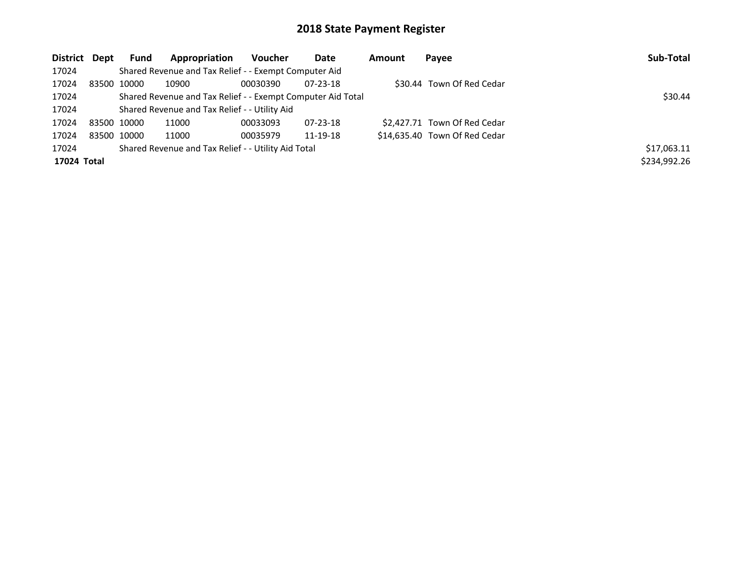# 2018 State Payment Register

| District | Dept | Fund | Appropriation | Voucher | Date | Amount | Payee | Sub-Total |
|---|---|---|---|---|---|---|---|---|
| 17024 | | Shared Revenue and Tax Relief - - Exempt Computer Aid | | | | | | |
| 17024 | 83500 | 10000 | 10900 | 00030390 | 07-23-18 | $30.44 | Town Of Red Cedar | |
| 17024 | | Shared Revenue and Tax Relief - - Exempt Computer Aid Total | | | | | | $30.44 |
| 17024 | | Shared Revenue and Tax Relief - - Utility Aid | | | | | | |
| 17024 | 83500 | 10000 | 11000 | 00033093 | 07-23-18 | $2,427.71 | Town Of Red Cedar | |
| 17024 | 83500 | 10000 | 11000 | 00035979 | 11-19-18 | $14,635.40 | Town Of Red Cedar | |
| 17024 | | Shared Revenue and Tax Relief - - Utility Aid Total | | | | | | $17,063.11 |
| **17024 Total** | | | | | | | | $234,992.26 |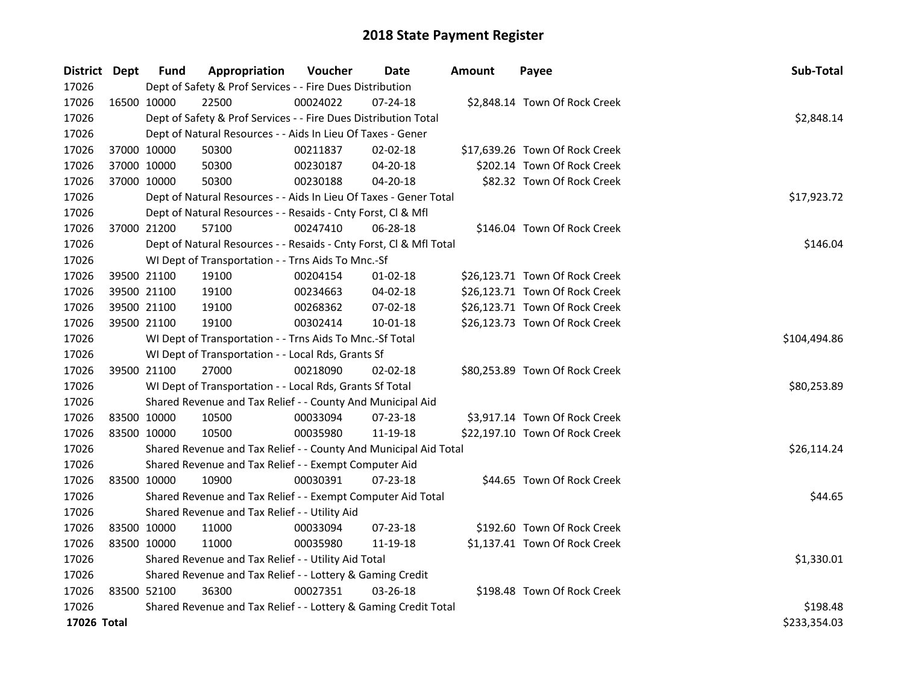# 2018 State Payment Register

| District | Dept | Fund | Appropriation | Voucher | Date | Amount | Payee | Sub-Total |
|---|---|---|---|---|---|---|---|---|
| 17026 | | Dept of Safety & Prof Services - - Fire Dues Distribution | | | | | | |
| 17026 | 16500 | 10000 | 22500 | 00024022 | 07-24-18 | $2,848.14 | Town Of Rock Creek | |
| 17026 | | Dept of Safety & Prof Services - - Fire Dues Distribution Total | | | | | | $2,848.14 |
| 17026 | | Dept of Natural Resources - - Aids In Lieu Of Taxes - Gener | | | | | | |
| 17026 | 37000 | 10000 | 50300 | 00211837 | 02-02-18 | $17,639.26 | Town Of Rock Creek | |
| 17026 | 37000 | 10000 | 50300 | 00230187 | 04-20-18 | $202.14 | Town Of Rock Creek | |
| 17026 | 37000 | 10000 | 50300 | 00230188 | 04-20-18 | $82.32 | Town Of Rock Creek | |
| 17026 | | Dept of Natural Resources - - Aids In Lieu Of Taxes - Gener Total | | | | | | $17,923.72 |
| 17026 | | Dept of Natural Resources - - Resaids - Cnty Forst, Cl & Mfl | | | | | | |
| 17026 | 37000 | 21200 | 57100 | 00247410 | 06-28-18 | $146.04 | Town Of Rock Creek | |
| 17026 | | Dept of Natural Resources - - Resaids - Cnty Forst, Cl & Mfl Total | | | | | | $146.04 |
| 17026 | | WI Dept of Transportation - - Trns Aids To Mnc.-Sf | | | | | | |
| 17026 | 39500 | 21100 | 19100 | 00204154 | 01-02-18 | $26,123.71 | Town Of Rock Creek | |
| 17026 | 39500 | 21100 | 19100 | 00234663 | 04-02-18 | $26,123.71 | Town Of Rock Creek | |
| 17026 | 39500 | 21100 | 19100 | 00268362 | 07-02-18 | $26,123.71 | Town Of Rock Creek | |
| 17026 | 39500 | 21100 | 19100 | 00302414 | 10-01-18 | $26,123.73 | Town Of Rock Creek | |
| 17026 | | WI Dept of Transportation - - Trns Aids To Mnc.-Sf Total | | | | | | $104,494.86 |
| 17026 | | WI Dept of Transportation - - Local Rds, Grants Sf | | | | | | |
| 17026 | 39500 | 21100 | 27000 | 00218090 | 02-02-18 | $80,253.89 | Town Of Rock Creek | |
| 17026 | | WI Dept of Transportation - - Local Rds, Grants Sf Total | | | | | | $80,253.89 |
| 17026 | | Shared Revenue and Tax Relief - - County And Municipal Aid | | | | | | |
| 17026 | 83500 | 10000 | 10500 | 00033094 | 07-23-18 | $3,917.14 | Town Of Rock Creek | |
| 17026 | 83500 | 10000 | 10500 | 00035980 | 11-19-18 | $22,197.10 | Town Of Rock Creek | |
| 17026 | | Shared Revenue and Tax Relief - - County And Municipal Aid Total | | | | | | $26,114.24 |
| 17026 | | Shared Revenue and Tax Relief - - Exempt Computer Aid | | | | | | |
| 17026 | 83500 | 10000 | 10900 | 00030391 | 07-23-18 | $44.65 | Town Of Rock Creek | |
| 17026 | | Shared Revenue and Tax Relief - - Exempt Computer Aid Total | | | | | | $44.65 |
| 17026 | | Shared Revenue and Tax Relief - - Utility Aid | | | | | | |
| 17026 | 83500 | 10000 | 11000 | 00033094 | 07-23-18 | $192.60 | Town Of Rock Creek | |
| 17026 | 83500 | 10000 | 11000 | 00035980 | 11-19-18 | $1,137.41 | Town Of Rock Creek | |
| 17026 | | Shared Revenue and Tax Relief - - Utility Aid Total | | | | | | $1,330.01 |
| 17026 | | Shared Revenue and Tax Relief - - Lottery & Gaming Credit | | | | | | |
| 17026 | 83500 | 52100 | 36300 | 00027351 | 03-26-18 | $198.48 | Town Of Rock Creek | |
| 17026 | | Shared Revenue and Tax Relief - - Lottery & Gaming Credit Total | | | | | | $198.48 |
| **17026 Total** | | | | | | | | $233,354.03 |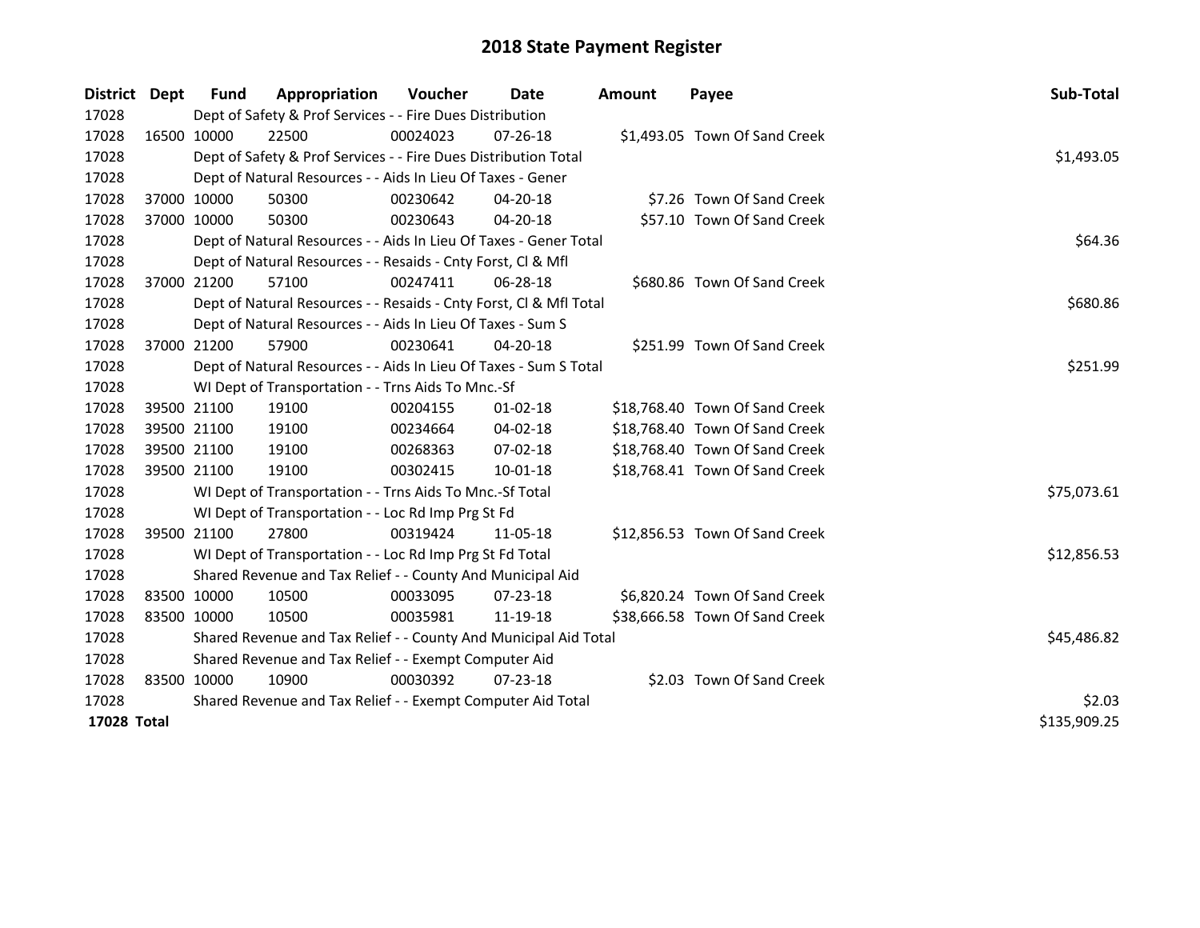# 2018 State Payment Register

| District | Dept | Fund | Appropriation | Voucher | Date | Amount | Payee | Sub-Total |
|---|---|---|---|---|---|---|---|---|
| 17028 | | Dept of Safety & Prof Services - - Fire Dues Distribution | | | | | | |
| 17028 | 16500 | 10000 | 22500 | 00024023 | 07-26-18 | $1,493.05 | Town Of Sand Creek | |
| 17028 | | Dept of Safety & Prof Services - - Fire Dues Distribution Total | | | | | | $1,493.05 |
| 17028 | | Dept of Natural Resources - - Aids In Lieu Of Taxes - Gener | | | | | | |
| 17028 | 37000 | 10000 | 50300 | 00230642 | 04-20-18 | $7.26 | Town Of Sand Creek | |
| 17028 | 37000 | 10000 | 50300 | 00230643 | 04-20-18 | $57.10 | Town Of Sand Creek | |
| 17028 | | Dept of Natural Resources - - Aids In Lieu Of Taxes - Gener Total | | | | | | $64.36 |
| 17028 | | Dept of Natural Resources - - Resaids - Cnty Forst, Cl & Mfl | | | | | | |
| 17028 | 37000 | 21200 | 57100 | 00247411 | 06-28-18 | $680.86 | Town Of Sand Creek | |
| 17028 | | Dept of Natural Resources - - Resaids - Cnty Forst, Cl & Mfl Total | | | | | | $680.86 |
| 17028 | | Dept of Natural Resources - - Aids In Lieu Of Taxes - Sum S | | | | | | |
| 17028 | 37000 | 21200 | 57900 | 00230641 | 04-20-18 | $251.99 | Town Of Sand Creek | |
| 17028 | | Dept of Natural Resources - - Aids In Lieu Of Taxes - Sum S Total | | | | | | $251.99 |
| 17028 | | WI Dept of Transportation - - Trns Aids To Mnc.-Sf | | | | | | |
| 17028 | 39500 | 21100 | 19100 | 00204155 | 01-02-18 | $18,768.40 | Town Of Sand Creek | |
| 17028 | 39500 | 21100 | 19100 | 00234664 | 04-02-18 | $18,768.40 | Town Of Sand Creek | |
| 17028 | 39500 | 21100 | 19100 | 00268363 | 07-02-18 | $18,768.40 | Town Of Sand Creek | |
| 17028 | 39500 | 21100 | 19100 | 00302415 | 10-01-18 | $18,768.41 | Town Of Sand Creek | |
| 17028 | | WI Dept of Transportation - - Trns Aids To Mnc.-Sf Total | | | | | | $75,073.61 |
| 17028 | | WI Dept of Transportation - - Loc Rd Imp Prg St Fd | | | | | | |
| 17028 | 39500 | 21100 | 27800 | 00319424 | 11-05-18 | $12,856.53 | Town Of Sand Creek | |
| 17028 | | WI Dept of Transportation - - Loc Rd Imp Prg St Fd Total | | | | | | $12,856.53 |
| 17028 | | Shared Revenue and Tax Relief - - County And Municipal Aid | | | | | | |
| 17028 | 83500 | 10000 | 10500 | 00033095 | 07-23-18 | $6,820.24 | Town Of Sand Creek | |
| 17028 | 83500 | 10000 | 10500 | 00035981 | 11-19-18 | $38,666.58 | Town Of Sand Creek | |
| 17028 | | Shared Revenue and Tax Relief - - County And Municipal Aid Total | | | | | | $45,486.82 |
| 17028 | | Shared Revenue and Tax Relief - - Exempt Computer Aid | | | | | | |
| 17028 | 83500 | 10000 | 10900 | 00030392 | 07-23-18 | $2.03 | Town Of Sand Creek | |
| 17028 | | Shared Revenue and Tax Relief - - Exempt Computer Aid Total | | | | | | $2.03 |
| **17028 Total** | | | | | | | | $135,909.25 |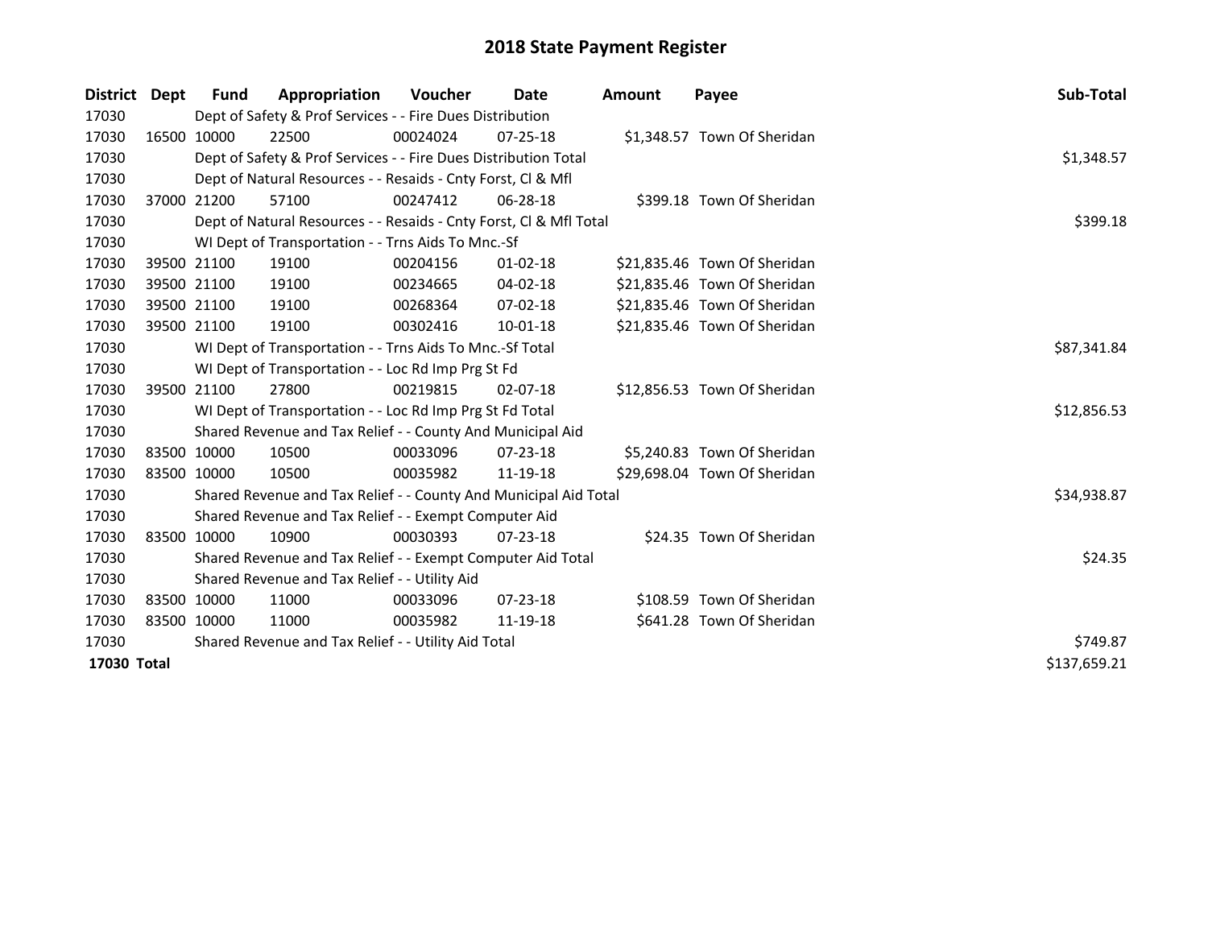# 2018 State Payment Register

| District | Dept | Fund | Appropriation | Voucher | Date | Amount | Payee | Sub-Total |
|---|---|---|---|---|---|---|---|---|
| 17030 | | Dept of Safety & Prof Services - - Fire Dues Distribution | | | | | | |
| 17030 | 16500 | 10000 | 22500 | 00024024 | 07-25-18 | $1,348.57 | Town Of Sheridan | |
| 17030 | | Dept of Safety & Prof Services - - Fire Dues Distribution Total | | | | | | $1,348.57 |
| 17030 | | Dept of Natural Resources - - Resaids - Cnty Forst, Cl & Mfl | | | | | | |
| 17030 | 37000 | 21200 | 57100 | 00247412 | 06-28-18 | $399.18 | Town Of Sheridan | |
| 17030 | | Dept of Natural Resources - - Resaids - Cnty Forst, Cl & Mfl Total | | | | | | $399.18 |
| 17030 | | WI Dept of Transportation - - Trns Aids To Mnc.-Sf | | | | | | |
| 17030 | 39500 | 21100 | 19100 | 00204156 | 01-02-18 | $21,835.46 | Town Of Sheridan | |
| 17030 | 39500 | 21100 | 19100 | 00234665 | 04-02-18 | $21,835.46 | Town Of Sheridan | |
| 17030 | 39500 | 21100 | 19100 | 00268364 | 07-02-18 | $21,835.46 | Town Of Sheridan | |
| 17030 | 39500 | 21100 | 19100 | 00302416 | 10-01-18 | $21,835.46 | Town Of Sheridan | |
| 17030 | | WI Dept of Transportation - - Trns Aids To Mnc.-Sf Total | | | | | | $87,341.84 |
| 17030 | | WI Dept of Transportation - - Loc Rd Imp Prg St Fd | | | | | | |
| 17030 | 39500 | 21100 | 27800 | 00219815 | 02-07-18 | $12,856.53 | Town Of Sheridan | |
| 17030 | | WI Dept of Transportation - - Loc Rd Imp Prg St Fd Total | | | | | | $12,856.53 |
| 17030 | | Shared Revenue and Tax Relief - - County And Municipal Aid | | | | | | |
| 17030 | 83500 | 10000 | 10500 | 00033096 | 07-23-18 | $5,240.83 | Town Of Sheridan | |
| 17030 | 83500 | 10000 | 10500 | 00035982 | 11-19-18 | $29,698.04 | Town Of Sheridan | |
| 17030 | | Shared Revenue and Tax Relief - - County And Municipal Aid Total | | | | | | $34,938.87 |
| 17030 | | Shared Revenue and Tax Relief - - Exempt Computer Aid | | | | | | |
| 17030 | 83500 | 10000 | 10900 | 00030393 | 07-23-18 | $24.35 | Town Of Sheridan | |
| 17030 | | Shared Revenue and Tax Relief - - Exempt Computer Aid Total | | | | | | $24.35 |
| 17030 | | Shared Revenue and Tax Relief - - Utility Aid | | | | | | |
| 17030 | 83500 | 10000 | 11000 | 00033096 | 07-23-18 | $108.59 | Town Of Sheridan | |
| 17030 | 83500 | 10000 | 11000 | 00035982 | 11-19-18 | $641.28 | Town Of Sheridan | |
| 17030 | | Shared Revenue and Tax Relief - - Utility Aid Total | | | | | | $749.87 |
| **17030 Total** | | | | | | | | $137,659.21 |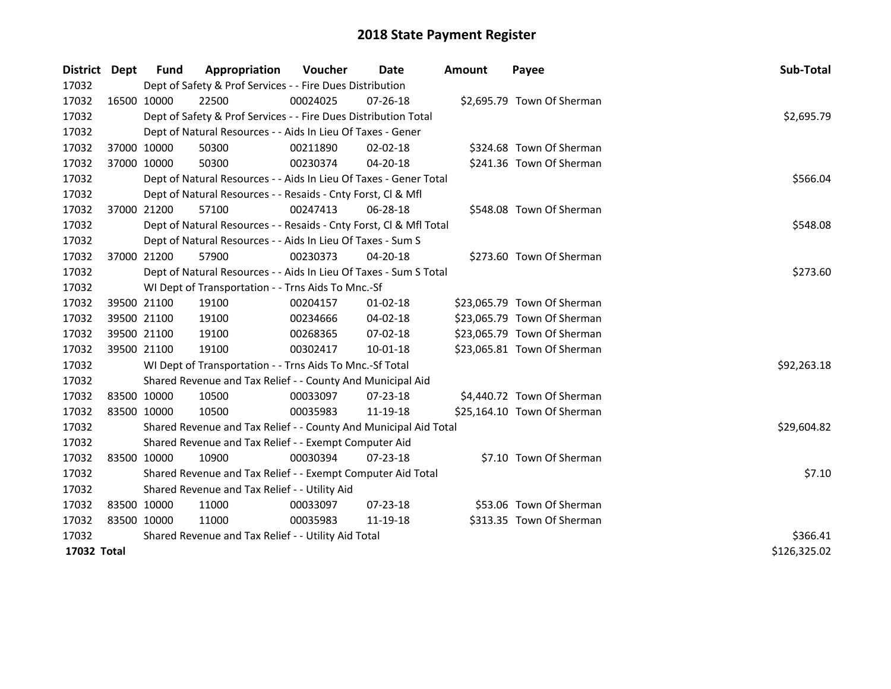# 2018 State Payment Register

| District | Dept | Fund | Appropriation | Voucher | Date | Amount | Payee | Sub-Total |
|---|---|---|---|---|---|---|---|---|
| 17032 | Dept of Safety & Prof Services - - Fire Dues Distribution | | | | | | | |
| 17032 | 16500 | 10000 | 22500 | 00024025 | 07-26-18 | $2,695.79 | Town Of Sherman | |
| 17032 | Dept of Safety & Prof Services - - Fire Dues Distribution Total | | | | | | | $2,695.79 |
| 17032 | Dept of Natural Resources - - Aids In Lieu Of Taxes - Gener | | | | | | | |
| 17032 | 37000 | 10000 | 50300 | 00211890 | 02-02-18 | $324.68 | Town Of Sherman | |
| 17032 | 37000 | 10000 | 50300 | 00230374 | 04-20-18 | $241.36 | Town Of Sherman | |
| 17032 | Dept of Natural Resources - - Aids In Lieu Of Taxes - Gener Total | | | | | | | $566.04 |
| 17032 | Dept of Natural Resources - - Resaids - Cnty Forst, Cl & Mfl | | | | | | | |
| 17032 | 37000 | 21200 | 57100 | 00247413 | 06-28-18 | $548.08 | Town Of Sherman | |
| 17032 | Dept of Natural Resources - - Resaids - Cnty Forst, Cl & Mfl Total | | | | | | | $548.08 |
| 17032 | Dept of Natural Resources - - Aids In Lieu Of Taxes - Sum S | | | | | | | |
| 17032 | 37000 | 21200 | 57900 | 00230373 | 04-20-18 | $273.60 | Town Of Sherman | |
| 17032 | Dept of Natural Resources - - Aids In Lieu Of Taxes - Sum S Total | | | | | | | $273.60 |
| 17032 | WI Dept of Transportation - - Trns Aids To Mnc.-Sf | | | | | | | |
| 17032 | 39500 | 21100 | 19100 | 00204157 | 01-02-18 | $23,065.79 | Town Of Sherman | |
| 17032 | 39500 | 21100 | 19100 | 00234666 | 04-02-18 | $23,065.79 | Town Of Sherman | |
| 17032 | 39500 | 21100 | 19100 | 00268365 | 07-02-18 | $23,065.79 | Town Of Sherman | |
| 17032 | 39500 | 21100 | 19100 | 00302417 | 10-01-18 | $23,065.81 | Town Of Sherman | |
| 17032 | WI Dept of Transportation - - Trns Aids To Mnc.-Sf Total | | | | | | | $92,263.18 |
| 17032 | Shared Revenue and Tax Relief - - County And Municipal Aid | | | | | | | |
| 17032 | 83500 | 10000 | 10500 | 00033097 | 07-23-18 | $4,440.72 | Town Of Sherman | |
| 17032 | 83500 | 10000 | 10500 | 00035983 | 11-19-18 | $25,164.10 | Town Of Sherman | |
| 17032 | Shared Revenue and Tax Relief - - County And Municipal Aid Total | | | | | | | $29,604.82 |
| 17032 | Shared Revenue and Tax Relief - - Exempt Computer Aid | | | | | | | |
| 17032 | 83500 | 10000 | 10900 | 00030394 | 07-23-18 | $7.10 | Town Of Sherman | |
| 17032 | Shared Revenue and Tax Relief - - Exempt Computer Aid Total | | | | | | | $7.10 |
| 17032 | Shared Revenue and Tax Relief - - Utility Aid | | | | | | | |
| 17032 | 83500 | 10000 | 11000 | 00033097 | 07-23-18 | $53.06 | Town Of Sherman | |
| 17032 | 83500 | 10000 | 11000 | 00035983 | 11-19-18 | $313.35 | Town Of Sherman | |
| 17032 | Shared Revenue and Tax Relief - - Utility Aid Total | | | | | | | $366.41 |
| **17032 Total** | | | | | | | | $126,325.02 |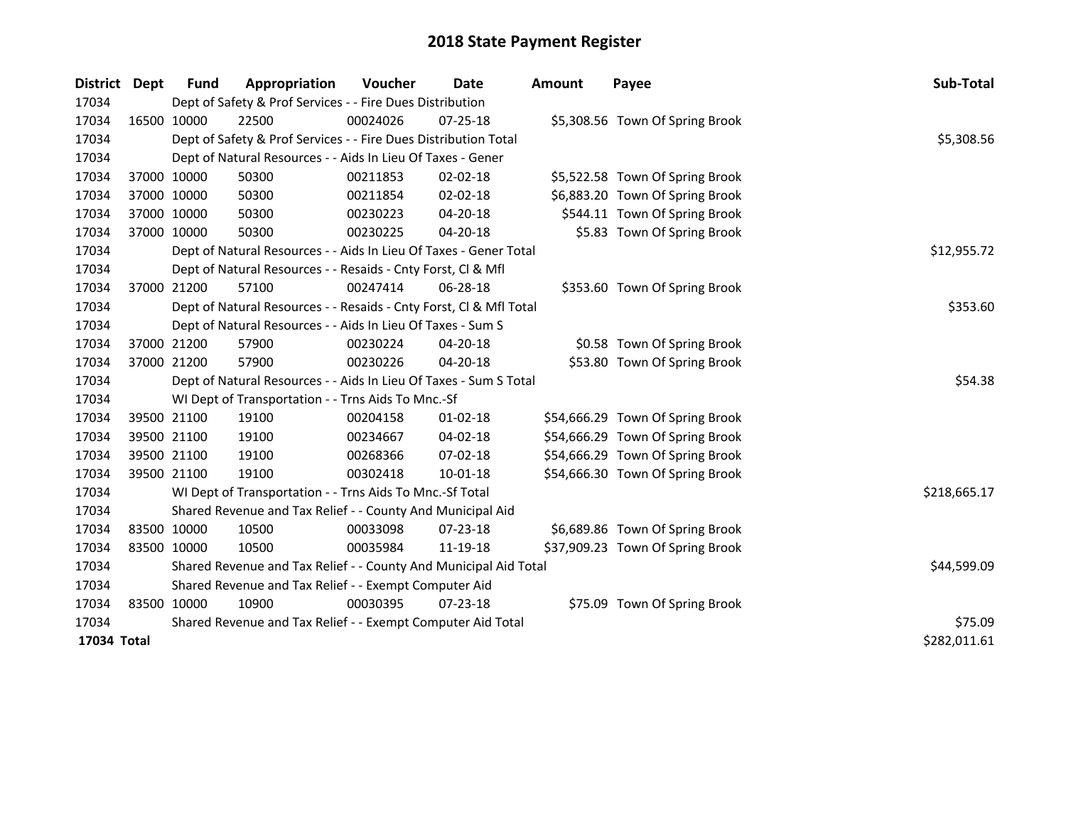# 2018 State Payment Register

| District | Dept | Fund | Appropriation | Voucher | Date | Amount | Payee | Sub-Total |
|---|---|---|---|---|---|---|---|---|
| 17034 | | Dept of Safety & Prof Services - - Fire Dues Distribution | | | | | | |
| 17034 | 16500 | 10000 | 22500 | 00024026 | 07-25-18 | $5,308.56 | Town Of Spring Brook | |
| 17034 | | Dept of Safety & Prof Services - - Fire Dues Distribution Total | | | | | | $5,308.56 |
| 17034 | | Dept of Natural Resources - - Aids In Lieu Of Taxes - Gener | | | | | | |
| 17034 | 37000 | 10000 | 50300 | 00211853 | 02-02-18 | $5,522.58 | Town Of Spring Brook | |
| 17034 | 37000 | 10000 | 50300 | 00211854 | 02-02-18 | $6,883.20 | Town Of Spring Brook | |
| 17034 | 37000 | 10000 | 50300 | 00230223 | 04-20-18 | $544.11 | Town Of Spring Brook | |
| 17034 | 37000 | 10000 | 50300 | 00230225 | 04-20-18 | $5.83 | Town Of Spring Brook | |
| 17034 | | Dept of Natural Resources - - Aids In Lieu Of Taxes - Gener Total | | | | | | $12,955.72 |
| 17034 | | Dept of Natural Resources - - Resaids - Cnty Forst, Cl & Mfl | | | | | | |
| 17034 | 37000 | 21200 | 57100 | 00247414 | 06-28-18 | $353.60 | Town Of Spring Brook | |
| 17034 | | Dept of Natural Resources - - Resaids - Cnty Forst, Cl & Mfl Total | | | | | | $353.60 |
| 17034 | | Dept of Natural Resources - - Aids In Lieu Of Taxes - Sum S | | | | | | |
| 17034 | 37000 | 21200 | 57900 | 00230224 | 04-20-18 | $0.58 | Town Of Spring Brook | |
| 17034 | 37000 | 21200 | 57900 | 00230226 | 04-20-18 | $53.80 | Town Of Spring Brook | |
| 17034 | | Dept of Natural Resources - - Aids In Lieu Of Taxes - Sum S Total | | | | | | $54.38 |
| 17034 | | WI Dept of Transportation - - Trns Aids To Mnc.-Sf | | | | | | |
| 17034 | 39500 | 21100 | 19100 | 00204158 | 01-02-18 | $54,666.29 | Town Of Spring Brook | |
| 17034 | 39500 | 21100 | 19100 | 00234667 | 04-02-18 | $54,666.29 | Town Of Spring Brook | |
| 17034 | 39500 | 21100 | 19100 | 00268366 | 07-02-18 | $54,666.29 | Town Of Spring Brook | |
| 17034 | 39500 | 21100 | 19100 | 00302418 | 10-01-18 | $54,666.30 | Town Of Spring Brook | |
| 17034 | | WI Dept of Transportation - - Trns Aids To Mnc.-Sf Total | | | | | | $218,665.17 |
| 17034 | | Shared Revenue and Tax Relief - - County And Municipal Aid | | | | | | |
| 17034 | 83500 | 10000 | 10500 | 00033098 | 07-23-18 | $6,689.86 | Town Of Spring Brook | |
| 17034 | 83500 | 10000 | 10500 | 00035984 | 11-19-18 | $37,909.23 | Town Of Spring Brook | |
| 17034 | | Shared Revenue and Tax Relief - - County And Municipal Aid Total | | | | | | $44,599.09 |
| 17034 | | Shared Revenue and Tax Relief - - Exempt Computer Aid | | | | | | |
| 17034 | 83500 | 10000 | 10900 | 00030395 | 07-23-18 | $75.09 | Town Of Spring Brook | |
| 17034 | | Shared Revenue and Tax Relief - - Exempt Computer Aid Total | | | | | | $75.09 |
| **17034 Total** | | | | | | | | $282,011.61 |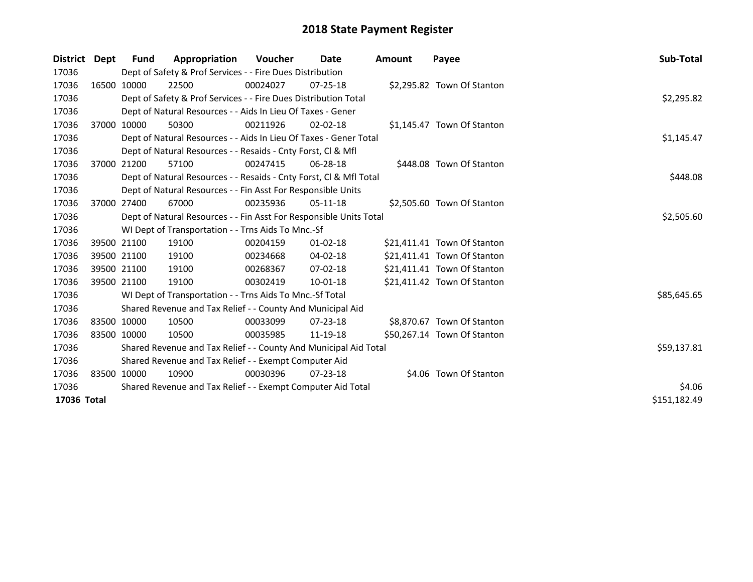# 2018 State Payment Register

| District | Dept | Fund | Appropriation | Voucher | Date | Amount | Payee | Sub-Total |
|---|---|---|---|---|---|---|---|---|
| 17036 | Dept of Safety & Prof Services - - Fire Dues Distribution | | | | | | | |
| 17036 | 16500 | 10000 | 22500 | 00024027 | 07-25-18 | $2,295.82 | Town Of Stanton | |
| 17036 | Dept of Safety & Prof Services - - Fire Dues Distribution Total | | | | | | | $2,295.82 |
| 17036 | Dept of Natural Resources - - Aids In Lieu Of Taxes - Gener | | | | | | | |
| 17036 | 37000 | 10000 | 50300 | 00211926 | 02-02-18 | $1,145.47 | Town Of Stanton | |
| 17036 | Dept of Natural Resources - - Aids In Lieu Of Taxes - Gener Total | | | | | | | $1,145.47 |
| 17036 | Dept of Natural Resources - - Resaids - Cnty Forst, Cl & Mfl | | | | | | | |
| 17036 | 37000 | 21200 | 57100 | 00247415 | 06-28-18 | $448.08 | Town Of Stanton | |
| 17036 | Dept of Natural Resources - - Resaids - Cnty Forst, Cl & Mfl Total | | | | | | | $448.08 |
| 17036 | Dept of Natural Resources - - Fin Asst For Responsible Units | | | | | | | |
| 17036 | 37000 | 27400 | 67000 | 00235936 | 05-11-18 | $2,505.60 | Town Of Stanton | |
| 17036 | Dept of Natural Resources - - Fin Asst For Responsible Units Total | | | | | | | $2,505.60 |
| 17036 | WI Dept of Transportation - - Trns Aids To Mnc.-Sf | | | | | | | |
| 17036 | 39500 | 21100 | 19100 | 00204159 | 01-02-18 | $21,411.41 | Town Of Stanton | |
| 17036 | 39500 | 21100 | 19100 | 00234668 | 04-02-18 | $21,411.41 | Town Of Stanton | |
| 17036 | 39500 | 21100 | 19100 | 00268367 | 07-02-18 | $21,411.41 | Town Of Stanton | |
| 17036 | 39500 | 21100 | 19100 | 00302419 | 10-01-18 | $21,411.42 | Town Of Stanton | |
| 17036 | WI Dept of Transportation - - Trns Aids To Mnc.-Sf Total | | | | | | | $85,645.65 |
| 17036 | Shared Revenue and Tax Relief - - County And Municipal Aid | | | | | | | |
| 17036 | 83500 | 10000 | 10500 | 00033099 | 07-23-18 | $8,870.67 | Town Of Stanton | |
| 17036 | 83500 | 10000 | 10500 | 00035985 | 11-19-18 | $50,267.14 | Town Of Stanton | |
| 17036 | Shared Revenue and Tax Relief - - County And Municipal Aid Total | | | | | | | $59,137.81 |
| 17036 | Shared Revenue and Tax Relief - - Exempt Computer Aid | | | | | | | |
| 17036 | 83500 | 10000 | 10900 | 00030396 | 07-23-18 | $4.06 | Town Of Stanton | |
| 17036 | Shared Revenue and Tax Relief - - Exempt Computer Aid Total | | | | | | | $4.06 |
| **17036 Total** | | | | | | | | $151,182.49 |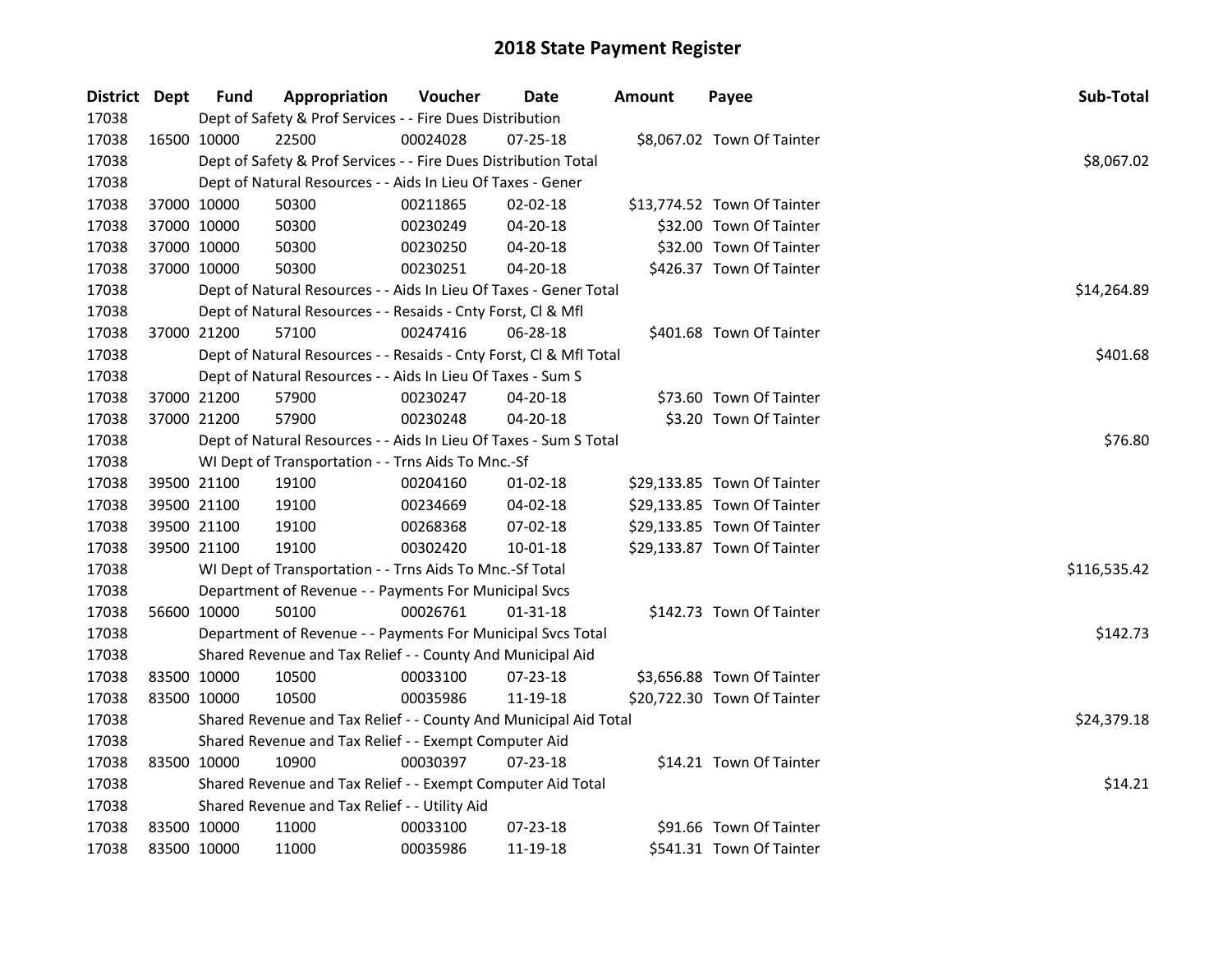# 2018 State Payment Register

| District | Dept | Fund | Appropriation | Voucher | Date | Amount | Payee | Sub-Total |
|---|---|---|---|---|---|---|---|---|
| 17038 | | | Dept of Safety & Prof Services - - Fire Dues Distribution | | | | | |
| 17038 | 16500 | 10000 | 22500 | 00024028 | 07-25-18 | $8,067.02 | Town Of Tainter | |
| 17038 | | | Dept of Safety & Prof Services - - Fire Dues Distribution Total | | | | | $8,067.02 |
| 17038 | | | Dept of Natural Resources - - Aids In Lieu Of Taxes - Gener | | | | | |
| 17038 | 37000 | 10000 | 50300 | 00211865 | 02-02-18 | $13,774.52 | Town Of Tainter | |
| 17038 | 37000 | 10000 | 50300 | 00230249 | 04-20-18 | $32.00 | Town Of Tainter | |
| 17038 | 37000 | 10000 | 50300 | 00230250 | 04-20-18 | $32.00 | Town Of Tainter | |
| 17038 | 37000 | 10000 | 50300 | 00230251 | 04-20-18 | $426.37 | Town Of Tainter | |
| 17038 | | | Dept of Natural Resources - - Aids In Lieu Of Taxes - Gener Total | | | | | $14,264.89 |
| 17038 | | | Dept of Natural Resources - - Resaids - Cnty Forst, Cl & Mfl | | | | | |
| 17038 | 37000 | 21200 | 57100 | 00247416 | 06-28-18 | $401.68 | Town Of Tainter | |
| 17038 | | | Dept of Natural Resources - - Resaids - Cnty Forst, Cl & Mfl Total | | | | | $401.68 |
| 17038 | | | Dept of Natural Resources - - Aids In Lieu Of Taxes - Sum S | | | | | |
| 17038 | 37000 | 21200 | 57900 | 00230247 | 04-20-18 | $73.60 | Town Of Tainter | |
| 17038 | 37000 | 21200 | 57900 | 00230248 | 04-20-18 | $3.20 | Town Of Tainter | |
| 17038 | | | Dept of Natural Resources - - Aids In Lieu Of Taxes - Sum S Total | | | | | $76.80 |
| 17038 | | | WI Dept of Transportation - - Trns Aids To Mnc.-Sf | | | | | |
| 17038 | 39500 | 21100 | 19100 | 00204160 | 01-02-18 | $29,133.85 | Town Of Tainter | |
| 17038 | 39500 | 21100 | 19100 | 00234669 | 04-02-18 | $29,133.85 | Town Of Tainter | |
| 17038 | 39500 | 21100 | 19100 | 00268368 | 07-02-18 | $29,133.85 | Town Of Tainter | |
| 17038 | 39500 | 21100 | 19100 | 00302420 | 10-01-18 | $29,133.87 | Town Of Tainter | |
| 17038 | | | WI Dept of Transportation - - Trns Aids To Mnc.-Sf Total | | | | | $116,535.42 |
| 17038 | | | Department of Revenue - - Payments For Municipal Svcs | | | | | |
| 17038 | 56600 | 10000 | 50100 | 00026761 | 01-31-18 | $142.73 | Town Of Tainter | |
| 17038 | | | Department of Revenue - - Payments For Municipal Svcs Total | | | | | $142.73 |
| 17038 | | | Shared Revenue and Tax Relief - - County And Municipal Aid | | | | | |
| 17038 | 83500 | 10000 | 10500 | 00033100 | 07-23-18 | $3,656.88 | Town Of Tainter | |
| 17038 | 83500 | 10000 | 10500 | 00035986 | 11-19-18 | $20,722.30 | Town Of Tainter | |
| 17038 | | | Shared Revenue and Tax Relief - - County And Municipal Aid Total | | | | | $24,379.18 |
| 17038 | | | Shared Revenue and Tax Relief - - Exempt Computer Aid | | | | | |
| 17038 | 83500 | 10000 | 10900 | 00030397 | 07-23-18 | $14.21 | Town Of Tainter | |
| 17038 | | | Shared Revenue and Tax Relief - - Exempt Computer Aid Total | | | | | $14.21 |
| 17038 | | | Shared Revenue and Tax Relief - - Utility Aid | | | | | |
| 17038 | 83500 | 10000 | 11000 | 00033100 | 07-23-18 | $91.66 | Town Of Tainter | |
| 17038 | 83500 | 10000 | 11000 | 00035986 | 11-19-18 | $541.31 | Town Of Tainter | |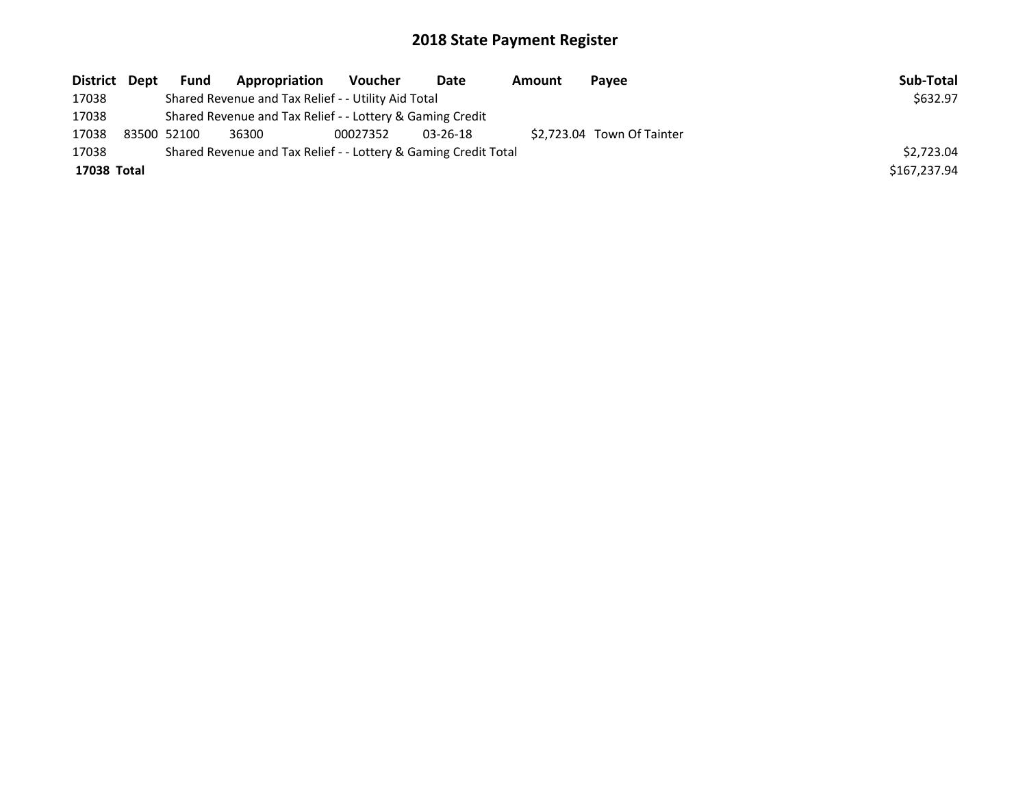# 2018 State Payment Register

| District | Dept | Fund | Appropriation | Voucher | Date | Amount | Payee | Sub-Total |
|---|---|---|---|---|---|---|---|---|
| 17038 | | Shared Revenue and Tax Relief - - Utility Aid Total | | | | | | $632.97 |
| 17038 | | Shared Revenue and Tax Relief - - Lottery & Gaming Credit | | | | | | |
| 17038 | 83500 | 52100 | 36300 | 00027352 | 03-26-18 | $2,723.04 | Town Of Tainter | |
| 17038 | | Shared Revenue and Tax Relief - - Lottery & Gaming Credit Total | | | | | | $2,723.04 |
| **17038** | **Total** | | | | | | | $167,237.94 |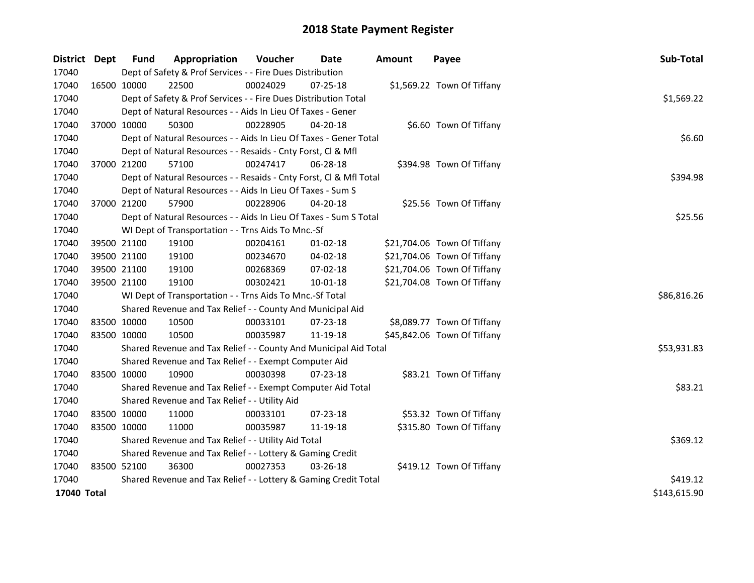# 2018 State Payment Register

| District | Dept | Fund | Appropriation | Voucher | Date | Amount | Payee | Sub-Total |
|---|---|---|---|---|---|---|---|---|
| 17040 | | Dept of Safety & Prof Services - - Fire Dues Distribution | | | | | | |
| 17040 | 16500 | 10000 | 22500 | 00024029 | 07-25-18 | $1,569.22 | Town Of Tiffany | |
| 17040 | | Dept of Safety & Prof Services - - Fire Dues Distribution Total | | | | | | $1,569.22 |
| 17040 | | Dept of Natural Resources - - Aids In Lieu Of Taxes - Gener | | | | | | |
| 17040 | 37000 | 10000 | 50300 | 00228905 | 04-20-18 | $6.60 | Town Of Tiffany | |
| 17040 | | Dept of Natural Resources - - Aids In Lieu Of Taxes - Gener Total | | | | | | $6.60 |
| 17040 | | Dept of Natural Resources - - Resaids - Cnty Forst, Cl & Mfl | | | | | | |
| 17040 | 37000 | 21200 | 57100 | 00247417 | 06-28-18 | $394.98 | Town Of Tiffany | |
| 17040 | | Dept of Natural Resources - - Resaids - Cnty Forst, Cl & Mfl Total | | | | | | $394.98 |
| 17040 | | Dept of Natural Resources - - Aids In Lieu Of Taxes - Sum S | | | | | | |
| 17040 | 37000 | 21200 | 57900 | 00228906 | 04-20-18 | $25.56 | Town Of Tiffany | |
| 17040 | | Dept of Natural Resources - - Aids In Lieu Of Taxes - Sum S Total | | | | | | $25.56 |
| 17040 | | WI Dept of Transportation - - Trns Aids To Mnc.-Sf | | | | | | |
| 17040 | 39500 | 21100 | 19100 | 00204161 | 01-02-18 | $21,704.06 | Town Of Tiffany | |
| 17040 | 39500 | 21100 | 19100 | 00234670 | 04-02-18 | $21,704.06 | Town Of Tiffany | |
| 17040 | 39500 | 21100 | 19100 | 00268369 | 07-02-18 | $21,704.06 | Town Of Tiffany | |
| 17040 | 39500 | 21100 | 19100 | 00302421 | 10-01-18 | $21,704.08 | Town Of Tiffany | |
| 17040 | | WI Dept of Transportation - - Trns Aids To Mnc.-Sf Total | | | | | | $86,816.26 |
| 17040 | | Shared Revenue and Tax Relief - - County And Municipal Aid | | | | | | |
| 17040 | 83500 | 10000 | 10500 | 00033101 | 07-23-18 | $8,089.77 | Town Of Tiffany | |
| 17040 | 83500 | 10000 | 10500 | 00035987 | 11-19-18 | $45,842.06 | Town Of Tiffany | |
| 17040 | | Shared Revenue and Tax Relief - - County And Municipal Aid Total | | | | | | $53,931.83 |
| 17040 | | Shared Revenue and Tax Relief - - Exempt Computer Aid | | | | | | |
| 17040 | 83500 | 10000 | 10900 | 00030398 | 07-23-18 | $83.21 | Town Of Tiffany | |
| 17040 | | Shared Revenue and Tax Relief - - Exempt Computer Aid Total | | | | | | $83.21 |
| 17040 | | Shared Revenue and Tax Relief - - Utility Aid | | | | | | |
| 17040 | 83500 | 10000 | 11000 | 00033101 | 07-23-18 | $53.32 | Town Of Tiffany | |
| 17040 | 83500 | 10000 | 11000 | 00035987 | 11-19-18 | $315.80 | Town Of Tiffany | |
| 17040 | | Shared Revenue and Tax Relief - - Utility Aid Total | | | | | | $369.12 |
| 17040 | | Shared Revenue and Tax Relief - - Lottery & Gaming Credit | | | | | | |
| 17040 | 83500 | 52100 | 36300 | 00027353 | 03-26-18 | $419.12 | Town Of Tiffany | |
| 17040 | | Shared Revenue and Tax Relief - - Lottery & Gaming Credit Total | | | | | | $419.12 |
| **17040 Total** | | | | | | | | $143,615.90 |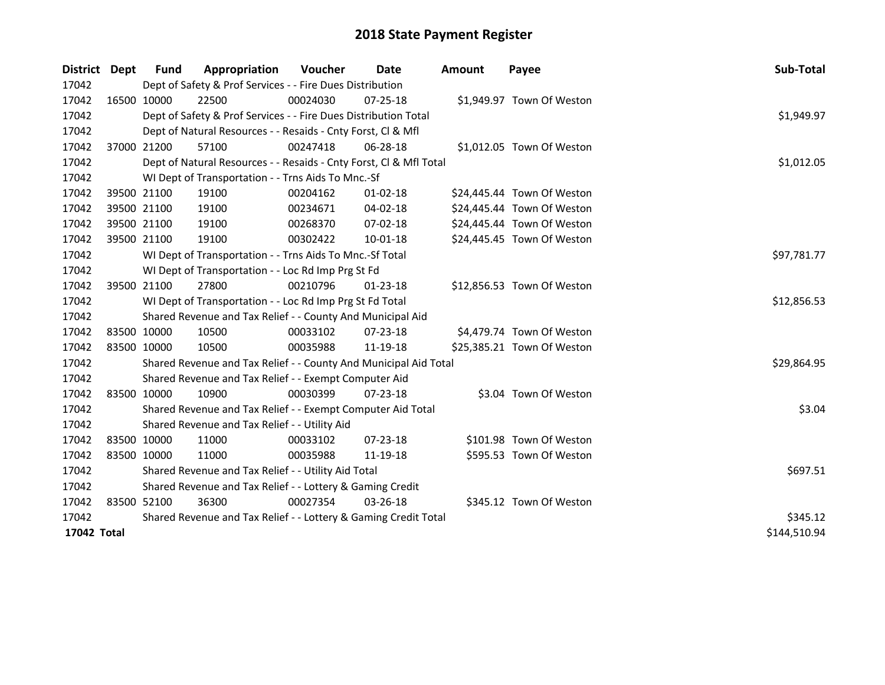# 2018 State Payment Register

| District | Dept | Fund | Appropriation | Voucher | Date | Amount | Payee | Sub-Total |
|---|---|---|---|---|---|---|---|---|
| 17042 | | Dept of Safety & Prof Services - - Fire Dues Distribution | | | | | | |
| 17042 | 16500 | 10000 | 22500 | 00024030 | 07-25-18 | $1,949.97 | Town Of Weston | |
| 17042 | | Dept of Safety & Prof Services - - Fire Dues Distribution Total | | | | | | $1,949.97 |
| 17042 | | Dept of Natural Resources - - Resaids - Cnty Forst, Cl & Mfl | | | | | | |
| 17042 | 37000 | 21200 | 57100 | 00247418 | 06-28-18 | $1,012.05 | Town Of Weston | |
| 17042 | | Dept of Natural Resources - - Resaids - Cnty Forst, Cl & Mfl Total | | | | | | $1,012.05 |
| 17042 | | WI Dept of Transportation - - Trns Aids To Mnc.-Sf | | | | | | |
| 17042 | 39500 | 21100 | 19100 | 00204162 | 01-02-18 | $24,445.44 | Town Of Weston | |
| 17042 | 39500 | 21100 | 19100 | 00234671 | 04-02-18 | $24,445.44 | Town Of Weston | |
| 17042 | 39500 | 21100 | 19100 | 00268370 | 07-02-18 | $24,445.44 | Town Of Weston | |
| 17042 | 39500 | 21100 | 19100 | 00302422 | 10-01-18 | $24,445.45 | Town Of Weston | |
| 17042 | | WI Dept of Transportation - - Trns Aids To Mnc.-Sf Total | | | | | | $97,781.77 |
| 17042 | | WI Dept of Transportation - - Loc Rd Imp Prg St Fd | | | | | | |
| 17042 | 39500 | 21100 | 27800 | 00210796 | 01-23-18 | $12,856.53 | Town Of Weston | |
| 17042 | | WI Dept of Transportation - - Loc Rd Imp Prg St Fd Total | | | | | | $12,856.53 |
| 17042 | | Shared Revenue and Tax Relief - - County And Municipal Aid | | | | | | |
| 17042 | 83500 | 10000 | 10500 | 00033102 | 07-23-18 | $4,479.74 | Town Of Weston | |
| 17042 | 83500 | 10000 | 10500 | 00035988 | 11-19-18 | $25,385.21 | Town Of Weston | |
| 17042 | | Shared Revenue and Tax Relief - - County And Municipal Aid Total | | | | | | $29,864.95 |
| 17042 | | Shared Revenue and Tax Relief - - Exempt Computer Aid | | | | | | |
| 17042 | 83500 | 10000 | 10900 | 00030399 | 07-23-18 | $3.04 | Town Of Weston | |
| 17042 | | Shared Revenue and Tax Relief - - Exempt Computer Aid Total | | | | | | $3.04 |
| 17042 | | Shared Revenue and Tax Relief - - Utility Aid | | | | | | |
| 17042 | 83500 | 10000 | 11000 | 00033102 | 07-23-18 | $101.98 | Town Of Weston | |
| 17042 | 83500 | 10000 | 11000 | 00035988 | 11-19-18 | $595.53 | Town Of Weston | |
| 17042 | | Shared Revenue and Tax Relief - - Utility Aid Total | | | | | | $697.51 |
| 17042 | | Shared Revenue and Tax Relief - - Lottery & Gaming Credit | | | | | | |
| 17042 | 83500 | 52100 | 36300 | 00027354 | 03-26-18 | $345.12 | Town Of Weston | |
| 17042 | | Shared Revenue and Tax Relief - - Lottery & Gaming Credit Total | | | | | | $345.12 |
| **17042 Total** | | | | | | | | $144,510.94 |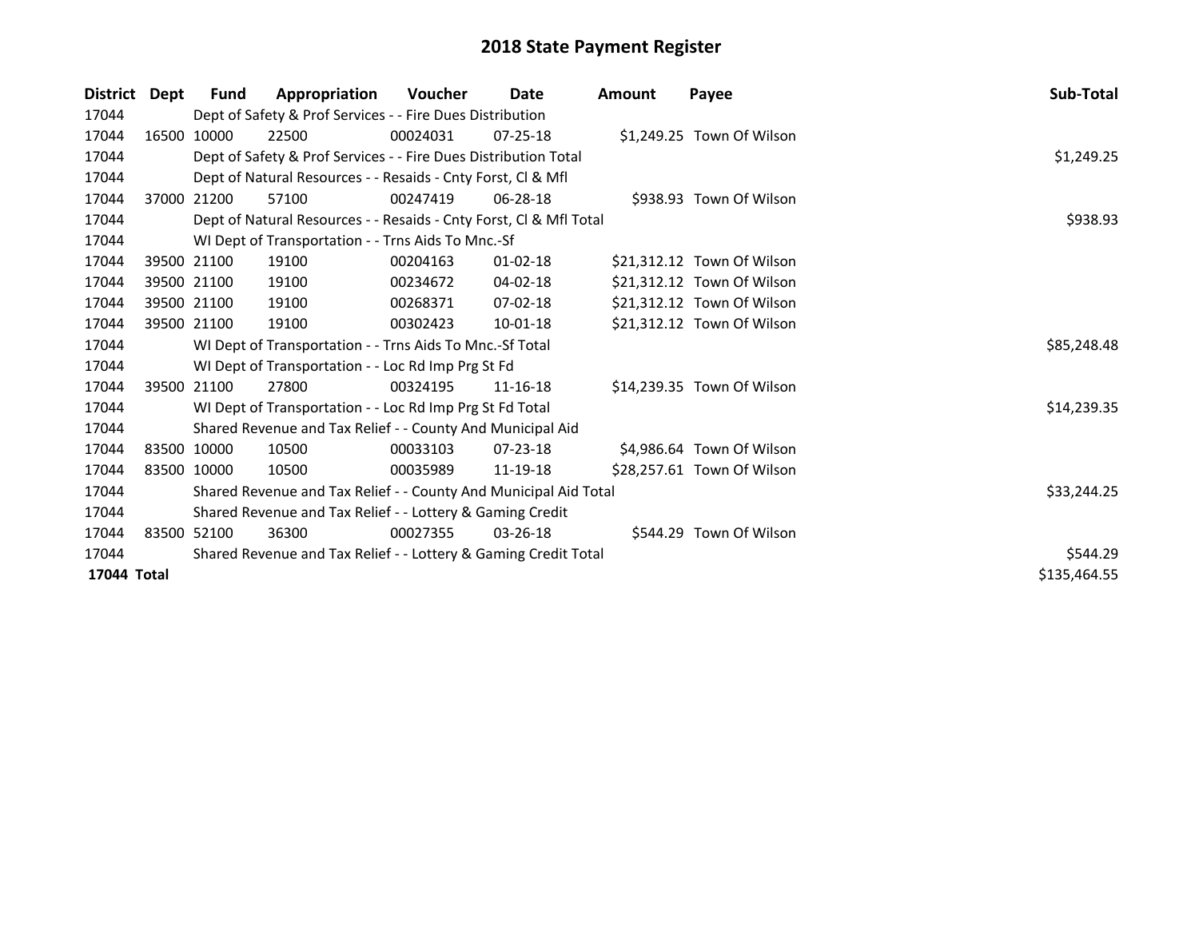# 2018 State Payment Register

| District | Dept | Fund | Appropriation | Voucher | Date | Amount | Payee | Sub-Total |
|---|---|---|---|---|---|---|---|---|
| 17044 | | Dept of Safety & Prof Services - - Fire Dues Distribution | | | | | | |
| 17044 | 16500 | 10000 | 22500 | 00024031 | 07-25-18 | $1,249.25 | Town Of Wilson | |
| 17044 | | Dept of Safety & Prof Services - - Fire Dues Distribution Total | | | | | | $1,249.25 |
| 17044 | | Dept of Natural Resources - - Resaids - Cnty Forst, Cl & Mfl | | | | | | |
| 17044 | 37000 | 21200 | 57100 | 00247419 | 06-28-18 | $938.93 | Town Of Wilson | |
| 17044 | | Dept of Natural Resources - - Resaids - Cnty Forst, Cl & Mfl Total | | | | | | $938.93 |
| 17044 | | WI Dept of Transportation - - Trns Aids To Mnc.-Sf | | | | | | |
| 17044 | 39500 | 21100 | 19100 | 00204163 | 01-02-18 | $21,312.12 | Town Of Wilson | |
| 17044 | 39500 | 21100 | 19100 | 00234672 | 04-02-18 | $21,312.12 | Town Of Wilson | |
| 17044 | 39500 | 21100 | 19100 | 00268371 | 07-02-18 | $21,312.12 | Town Of Wilson | |
| 17044 | 39500 | 21100 | 19100 | 00302423 | 10-01-18 | $21,312.12 | Town Of Wilson | |
| 17044 | | WI Dept of Transportation - - Trns Aids To Mnc.-Sf Total | | | | | | $85,248.48 |
| 17044 | | WI Dept of Transportation - - Loc Rd Imp Prg St Fd | | | | | | |
| 17044 | 39500 | 21100 | 27800 | 00324195 | 11-16-18 | $14,239.35 | Town Of Wilson | |
| 17044 | | WI Dept of Transportation - - Loc Rd Imp Prg St Fd Total | | | | | | $14,239.35 |
| 17044 | | Shared Revenue and Tax Relief - - County And Municipal Aid | | | | | | |
| 17044 | 83500 | 10000 | 10500 | 00033103 | 07-23-18 | $4,986.64 | Town Of Wilson | |
| 17044 | 83500 | 10000 | 10500 | 00035989 | 11-19-18 | $28,257.61 | Town Of Wilson | |
| 17044 | | Shared Revenue and Tax Relief - - County And Municipal Aid Total | | | | | | $33,244.25 |
| 17044 | | Shared Revenue and Tax Relief - - Lottery & Gaming Credit | | | | | | |
| 17044 | 83500 | 52100 | 36300 | 00027355 | 03-26-18 | $544.29 | Town Of Wilson | |
| 17044 | | Shared Revenue and Tax Relief - - Lottery & Gaming Credit Total | | | | | | $544.29 |
| **17044 Total** | | | | | | | | $135,464.55 |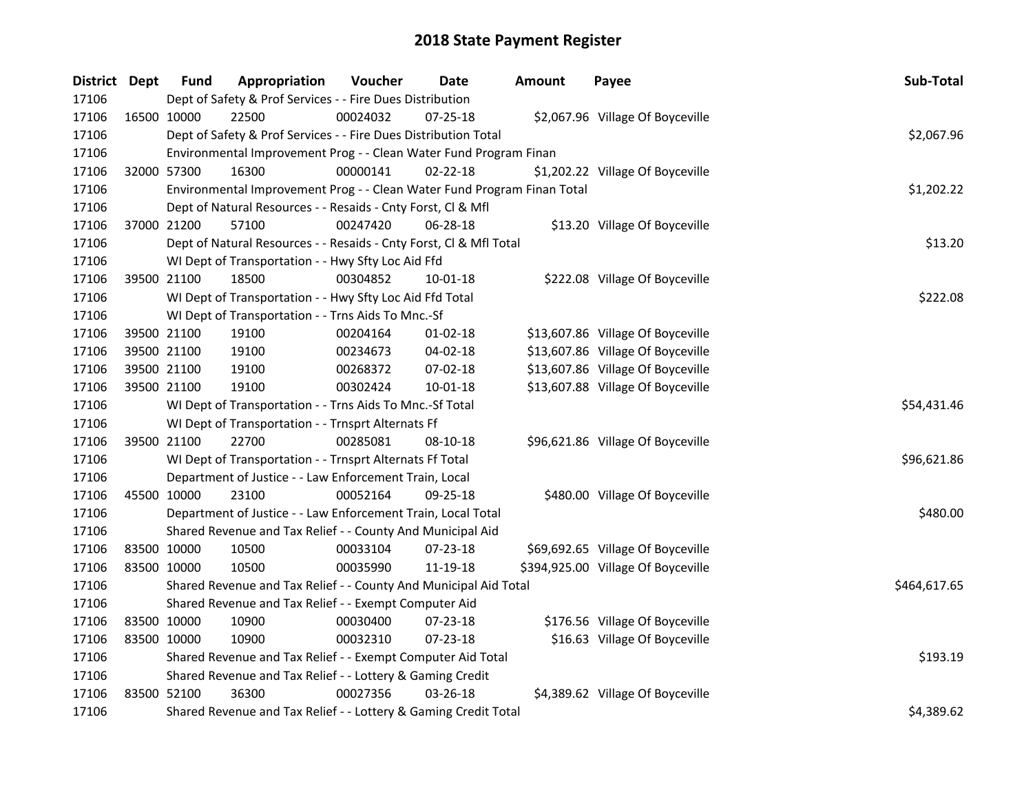# 2018 State Payment Register

| District | Dept | Fund | Appropriation | Voucher | Date | Amount | Payee | Sub-Total |
|---|---|---|---|---|---|---|---|---|
| 17106 | Dept of Safety & Prof Services - - Fire Dues Distribution | | | | | | | |
| 17106 | 16500 | 10000 | 22500 | 00024032 | 07-25-18 | $2,067.96 | Village Of Boyceville | |
| 17106 | Dept of Safety & Prof Services - - Fire Dues Distribution Total | | | | | | | $2,067.96 |
| 17106 | Environmental Improvement Prog - - Clean Water Fund Program Finan | | | | | | | |
| 17106 | 32000 | 57300 | 16300 | 00000141 | 02-22-18 | $1,202.22 | Village Of Boyceville | |
| 17106 | Environmental Improvement Prog - - Clean Water Fund Program Finan Total | | | | | | | $1,202.22 |
| 17106 | Dept of Natural Resources - - Resaids - Cnty Forst, Cl & Mfl | | | | | | | |
| 17106 | 37000 | 21200 | 57100 | 00247420 | 06-28-18 | $13.20 | Village Of Boyceville | |
| 17106 | Dept of Natural Resources - - Resaids - Cnty Forst, Cl & Mfl Total | | | | | | | $13.20 |
| 17106 | WI Dept of Transportation - - Hwy Sfty Loc Aid Ffd | | | | | | | |
| 17106 | 39500 | 21100 | 18500 | 00304852 | 10-01-18 | $222.08 | Village Of Boyceville | |
| 17106 | WI Dept of Transportation - - Hwy Sfty Loc Aid Ffd Total | | | | | | | $222.08 |
| 17106 | WI Dept of Transportation - - Trns Aids To Mnc.-Sf | | | | | | | |
| 17106 | 39500 | 21100 | 19100 | 00204164 | 01-02-18 | $13,607.86 | Village Of Boyceville | |
| 17106 | 39500 | 21100 | 19100 | 00234673 | 04-02-18 | $13,607.86 | Village Of Boyceville | |
| 17106 | 39500 | 21100 | 19100 | 00268372 | 07-02-18 | $13,607.86 | Village Of Boyceville | |
| 17106 | 39500 | 21100 | 19100 | 00302424 | 10-01-18 | $13,607.88 | Village Of Boyceville | |
| 17106 | WI Dept of Transportation - - Trns Aids To Mnc.-Sf Total | | | | | | | $54,431.46 |
| 17106 | WI Dept of Transportation - - Trnsprt Alternats Ff | | | | | | | |
| 17106 | 39500 | 21100 | 22700 | 00285081 | 08-10-18 | $96,621.86 | Village Of Boyceville | |
| 17106 | WI Dept of Transportation - - Trnsprt Alternats Ff Total | | | | | | | $96,621.86 |
| 17106 | Department of Justice - - Law Enforcement Train, Local | | | | | | | |
| 17106 | 45500 | 10000 | 23100 | 00052164 | 09-25-18 | $480.00 | Village Of Boyceville | |
| 17106 | Department of Justice - - Law Enforcement Train, Local Total | | | | | | | $480.00 |
| 17106 | Shared Revenue and Tax Relief - - County And Municipal Aid | | | | | | | |
| 17106 | 83500 | 10000 | 10500 | 00033104 | 07-23-18 | $69,692.65 | Village Of Boyceville | |
| 17106 | 83500 | 10000 | 10500 | 00035990 | 11-19-18 | $394,925.00 | Village Of Boyceville | |
| 17106 | Shared Revenue and Tax Relief - - County And Municipal Aid Total | | | | | | | $464,617.65 |
| 17106 | Shared Revenue and Tax Relief - - Exempt Computer Aid | | | | | | | |
| 17106 | 83500 | 10000 | 10900 | 00030400 | 07-23-18 | $176.56 | Village Of Boyceville | |
| 17106 | 83500 | 10000 | 10900 | 00032310 | 07-23-18 | $16.63 | Village Of Boyceville | |
| 17106 | Shared Revenue and Tax Relief - - Exempt Computer Aid Total | | | | | | | $193.19 |
| 17106 | Shared Revenue and Tax Relief - - Lottery & Gaming Credit | | | | | | | |
| 17106 | 83500 | 52100 | 36300 | 00027356 | 03-26-18 | $4,389.62 | Village Of Boyceville | |
| 17106 | Shared Revenue and Tax Relief - - Lottery & Gaming Credit Total | | | | | | | $4,389.62 |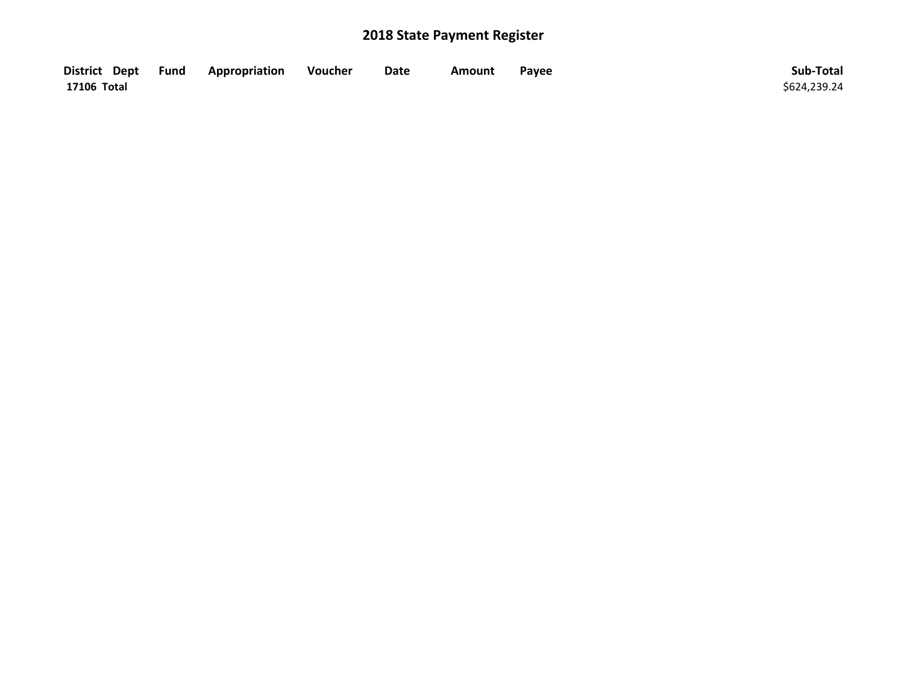# 2018 State Payment Register

| District | Dept | Fund | Appropriation | Voucher | Date | Amount | Payee | Sub-Total |
| --- | --- | --- | --- | --- | --- | --- | --- | --- |
| 17106 Total | | | | | | | | $624,239.24 |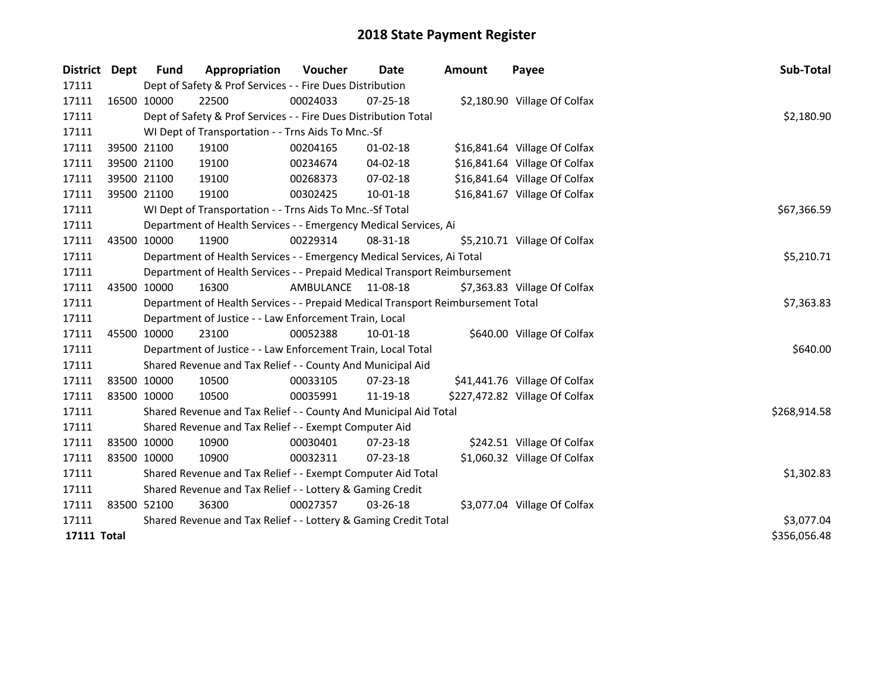# 2018 State Payment Register

| District | Dept | Fund | Appropriation | Voucher | Date | Amount | Payee | Sub-Total |
|---|---|---|---|---|---|---|---|---|
| 17111 | | Dept of Safety & Prof Services - - Fire Dues Distribution | | | | | | |
| 17111 | 16500 | 10000 | 22500 | 00024033 | 07-25-18 | $2,180.90 | Village Of Colfax | |
| 17111 | | Dept of Safety & Prof Services - - Fire Dues Distribution Total | | | | | | $2,180.90 |
| 17111 | | WI Dept of Transportation - - Trns Aids To Mnc.-Sf | | | | | | |
| 17111 | 39500 | 21100 | 19100 | 00204165 | 01-02-18 | $16,841.64 | Village Of Colfax | |
| 17111 | 39500 | 21100 | 19100 | 00234674 | 04-02-18 | $16,841.64 | Village Of Colfax | |
| 17111 | 39500 | 21100 | 19100 | 00268373 | 07-02-18 | $16,841.64 | Village Of Colfax | |
| 17111 | 39500 | 21100 | 19100 | 00302425 | 10-01-18 | $16,841.67 | Village Of Colfax | |
| 17111 | | WI Dept of Transportation - - Trns Aids To Mnc.-Sf Total | | | | | | $67,366.59 |
| 17111 | | Department of Health Services - - Emergency Medical Services, Ai | | | | | | |
| 17111 | 43500 | 10000 | 11900 | 00229314 | 08-31-18 | $5,210.71 | Village Of Colfax | |
| 17111 | | Department of Health Services - - Emergency Medical Services, Ai Total | | | | | | $5,210.71 |
| 17111 | | Department of Health Services - - Prepaid Medical Transport Reimbursement | | | | | | |
| 17111 | 43500 | 10000 | 16300 | AMBULANCE | 11-08-18 | $7,363.83 | Village Of Colfax | |
| 17111 | | Department of Health Services - - Prepaid Medical Transport Reimbursement Total | | | | | | $7,363.83 |
| 17111 | | Department of Justice - - Law Enforcement Train, Local | | | | | | |
| 17111 | 45500 | 10000 | 23100 | 00052388 | 10-01-18 | $640.00 | Village Of Colfax | |
| 17111 | | Department of Justice - - Law Enforcement Train, Local Total | | | | | | $640.00 |
| 17111 | | Shared Revenue and Tax Relief - - County And Municipal Aid | | | | | | |
| 17111 | 83500 | 10000 | 10500 | 00033105 | 07-23-18 | $41,441.76 | Village Of Colfax | |
| 17111 | 83500 | 10000 | 10500 | 00035991 | 11-19-18 | $227,472.82 | Village Of Colfax | |
| 17111 | | Shared Revenue and Tax Relief - - County And Municipal Aid Total | | | | | | $268,914.58 |
| 17111 | | Shared Revenue and Tax Relief - - Exempt Computer Aid | | | | | | |
| 17111 | 83500 | 10000 | 10900 | 00030401 | 07-23-18 | $242.51 | Village Of Colfax | |
| 17111 | 83500 | 10000 | 10900 | 00032311 | 07-23-18 | $1,060.32 | Village Of Colfax | |
| 17111 | | Shared Revenue and Tax Relief - - Exempt Computer Aid Total | | | | | | $1,302.83 |
| 17111 | | Shared Revenue and Tax Relief - - Lottery & Gaming Credit | | | | | | |
| 17111 | 83500 | 52100 | 36300 | 00027357 | 03-26-18 | $3,077.04 | Village Of Colfax | |
| 17111 | | Shared Revenue and Tax Relief - - Lottery & Gaming Credit Total | | | | | | $3,077.04 |
| **17111 Total** | | | | | | | | $356,056.48 |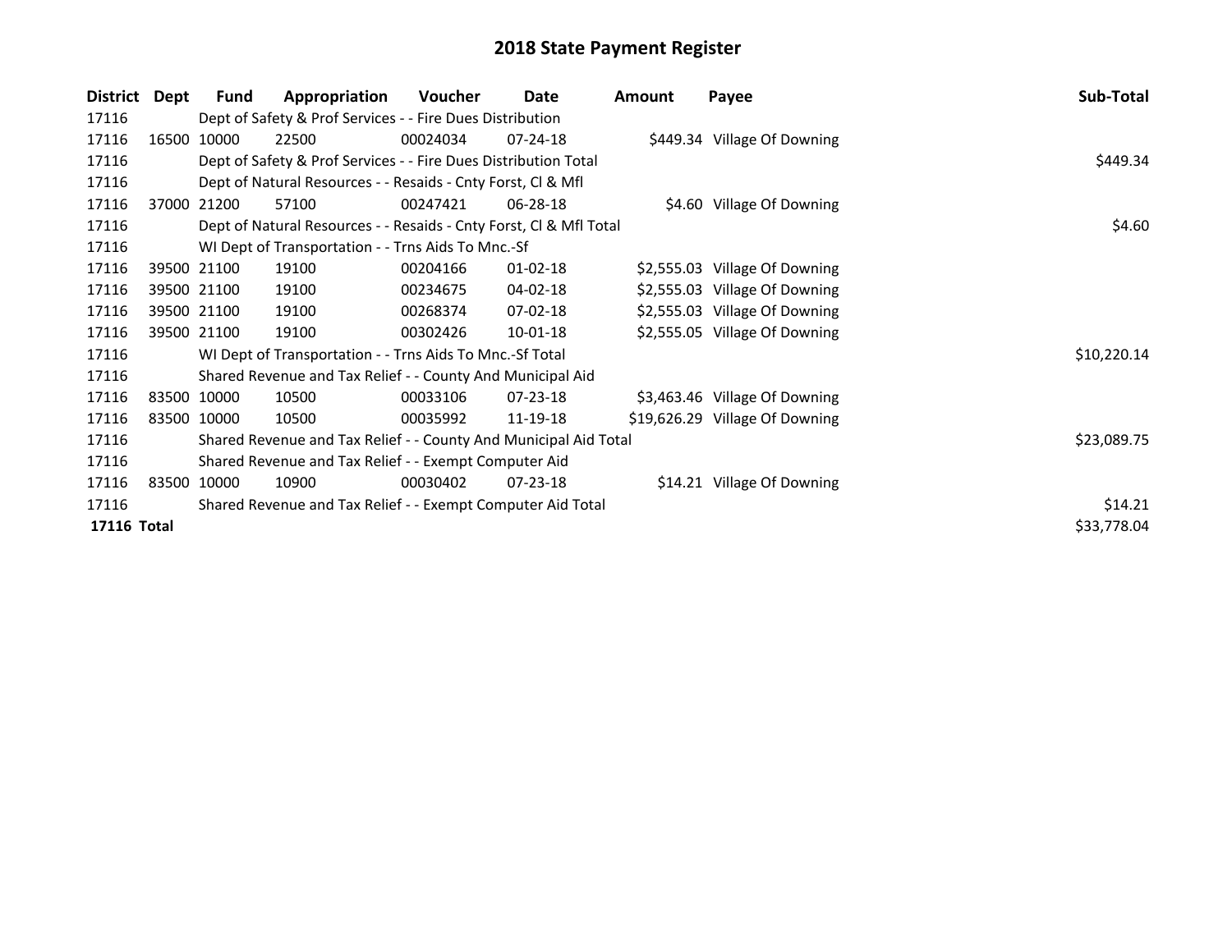# 2018 State Payment Register

| District | Dept | Fund | Appropriation | Voucher | Date | Amount | Payee | Sub-Total |
|---|---|---|---|---|---|---|---|---|
| 17116 | | Dept of Safety & Prof Services - - Fire Dues Distribution | | | | | | |
| 17116 | 16500 | 10000 | 22500 | 00024034 | 07-24-18 | $449.34 | Village Of Downing | |
| 17116 | | Dept of Safety & Prof Services - - Fire Dues Distribution Total | | | | | | $449.34 |
| 17116 | | Dept of Natural Resources - - Resaids - Cnty Forst, Cl & Mfl | | | | | | |
| 17116 | 37000 | 21200 | 57100 | 00247421 | 06-28-18 | $4.60 | Village Of Downing | |
| 17116 | | Dept of Natural Resources - - Resaids - Cnty Forst, Cl & Mfl Total | | | | | | $4.60 |
| 17116 | | WI Dept of Transportation - - Trns Aids To Mnc.-Sf | | | | | | |
| 17116 | 39500 | 21100 | 19100 | 00204166 | 01-02-18 | $2,555.03 | Village Of Downing | |
| 17116 | 39500 | 21100 | 19100 | 00234675 | 04-02-18 | $2,555.03 | Village Of Downing | |
| 17116 | 39500 | 21100 | 19100 | 00268374 | 07-02-18 | $2,555.03 | Village Of Downing | |
| 17116 | 39500 | 21100 | 19100 | 00302426 | 10-01-18 | $2,555.05 | Village Of Downing | |
| 17116 | | WI Dept of Transportation - - Trns Aids To Mnc.-Sf Total | | | | | | $10,220.14 |
| 17116 | | Shared Revenue and Tax Relief - - County And Municipal Aid | | | | | | |
| 17116 | 83500 | 10000 | 10500 | 00033106 | 07-23-18 | $3,463.46 | Village Of Downing | |
| 17116 | 83500 | 10000 | 10500 | 00035992 | 11-19-18 | $19,626.29 | Village Of Downing | |
| 17116 | | Shared Revenue and Tax Relief - - County And Municipal Aid Total | | | | | | $23,089.75 |
| 17116 | | Shared Revenue and Tax Relief - - Exempt Computer Aid | | | | | | |
| 17116 | 83500 | 10000 | 10900 | 00030402 | 07-23-18 | $14.21 | Village Of Downing | |
| 17116 | | Shared Revenue and Tax Relief - - Exempt Computer Aid Total | | | | | | $14.21 |
| **17116** | **Total** | | | | | | | $33,778.04 |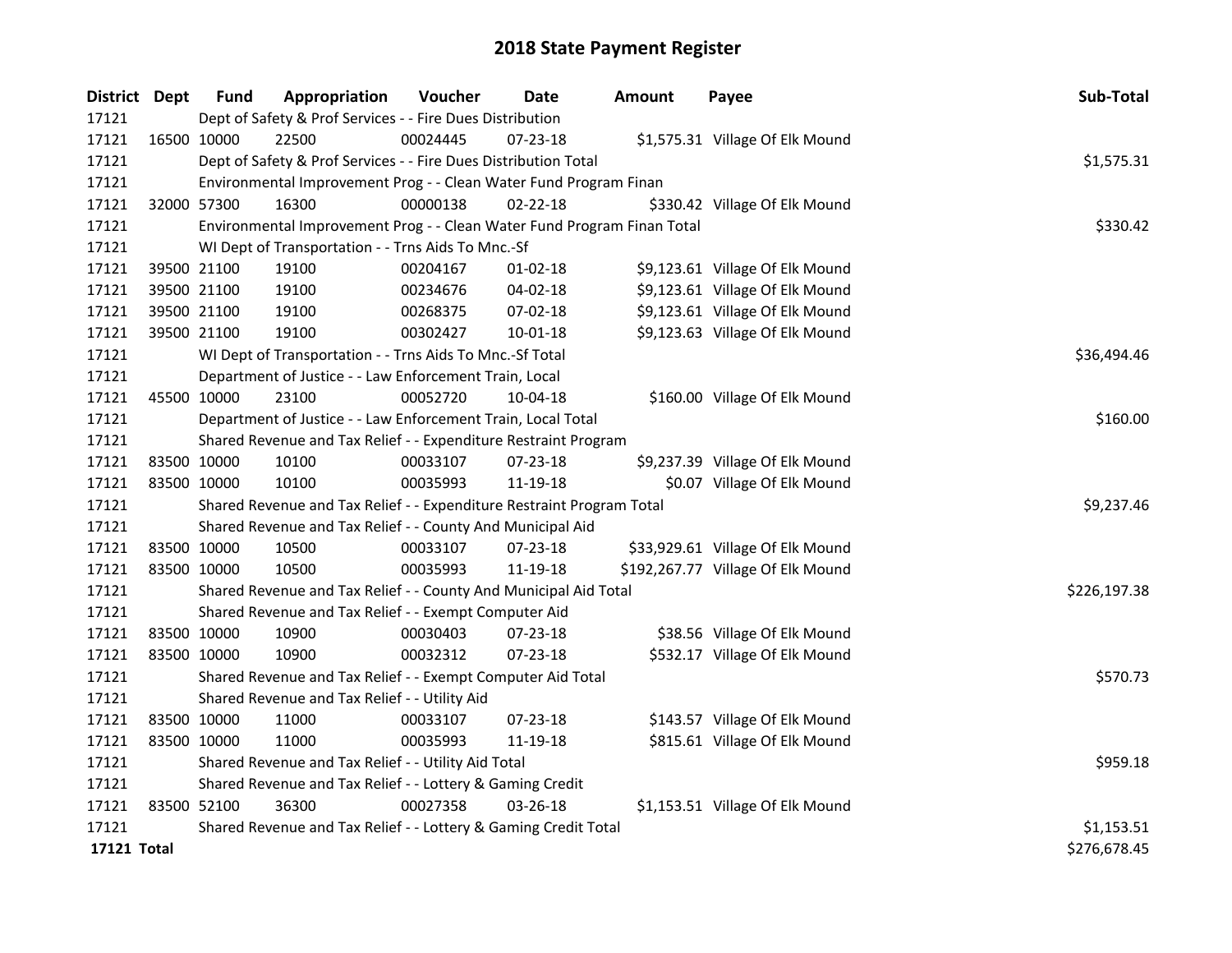# 2018 State Payment Register

| District | Dept | Fund | Appropriation | Voucher | Date | Amount | Payee | Sub-Total |
|---|---|---|---|---|---|---|---|---|
| 17121 | | Dept of Safety & Prof Services - - Fire Dues Distribution | | | | | | |
| 17121 | 16500 | 10000 | 22500 | 00024445 | 07-23-18 | $1,575.31 | Village Of Elk Mound | |
| 17121 | | Dept of Safety & Prof Services - - Fire Dues Distribution Total | | | | | | $1,575.31 |
| 17121 | | Environmental Improvement Prog - - Clean Water Fund Program Finan | | | | | | |
| 17121 | 32000 | 57300 | 16300 | 00000138 | 02-22-18 | $330.42 | Village Of Elk Mound | |
| 17121 | | Environmental Improvement Prog - - Clean Water Fund Program Finan Total | | | | | | $330.42 |
| 17121 | | WI Dept of Transportation - - Trns Aids To Mnc.-Sf | | | | | | |
| 17121 | 39500 | 21100 | 19100 | 00204167 | 01-02-18 | $9,123.61 | Village Of Elk Mound | |
| 17121 | 39500 | 21100 | 19100 | 00234676 | 04-02-18 | $9,123.61 | Village Of Elk Mound | |
| 17121 | 39500 | 21100 | 19100 | 00268375 | 07-02-18 | $9,123.61 | Village Of Elk Mound | |
| 17121 | 39500 | 21100 | 19100 | 00302427 | 10-01-18 | $9,123.63 | Village Of Elk Mound | |
| 17121 | | WI Dept of Transportation - - Trns Aids To Mnc.-Sf Total | | | | | | $36,494.46 |
| 17121 | | Department of Justice - - Law Enforcement Train, Local | | | | | | |
| 17121 | 45500 | 10000 | 23100 | 00052720 | 10-04-18 | $160.00 | Village Of Elk Mound | |
| 17121 | | Department of Justice - - Law Enforcement Train, Local Total | | | | | | $160.00 |
| 17121 | | Shared Revenue and Tax Relief - - Expenditure Restraint Program | | | | | | |
| 17121 | 83500 | 10000 | 10100 | 00033107 | 07-23-18 | $9,237.39 | Village Of Elk Mound | |
| 17121 | 83500 | 10000 | 10100 | 00035993 | 11-19-18 | $0.07 | Village Of Elk Mound | |
| 17121 | | Shared Revenue and Tax Relief - - Expenditure Restraint Program Total | | | | | | $9,237.46 |
| 17121 | | Shared Revenue and Tax Relief - - County And Municipal Aid | | | | | | |
| 17121 | 83500 | 10000 | 10500 | 00033107 | 07-23-18 | $33,929.61 | Village Of Elk Mound | |
| 17121 | 83500 | 10000 | 10500 | 00035993 | 11-19-18 | $192,267.77 | Village Of Elk Mound | |
| 17121 | | Shared Revenue and Tax Relief - - County And Municipal Aid Total | | | | | | $226,197.38 |
| 17121 | | Shared Revenue and Tax Relief - - Exempt Computer Aid | | | | | | |
| 17121 | 83500 | 10000 | 10900 | 00030403 | 07-23-18 | $38.56 | Village Of Elk Mound | |
| 17121 | 83500 | 10000 | 10900 | 00032312 | 07-23-18 | $532.17 | Village Of Elk Mound | |
| 17121 | | Shared Revenue and Tax Relief - - Exempt Computer Aid Total | | | | | | $570.73 |
| 17121 | | Shared Revenue and Tax Relief - - Utility Aid | | | | | | |
| 17121 | 83500 | 10000 | 11000 | 00033107 | 07-23-18 | $143.57 | Village Of Elk Mound | |
| 17121 | 83500 | 10000 | 11000 | 00035993 | 11-19-18 | $815.61 | Village Of Elk Mound | |
| 17121 | | Shared Revenue and Tax Relief - - Utility Aid Total | | | | | | $959.18 |
| 17121 | | Shared Revenue and Tax Relief - - Lottery & Gaming Credit | | | | | | |
| 17121 | 83500 | 52100 | 36300 | 00027358 | 03-26-18 | $1,153.51 | Village Of Elk Mound | |
| 17121 | | Shared Revenue and Tax Relief - - Lottery & Gaming Credit Total | | | | | | $1,153.51 |
| **17121 Total** | | | | | | | | $276,678.45 |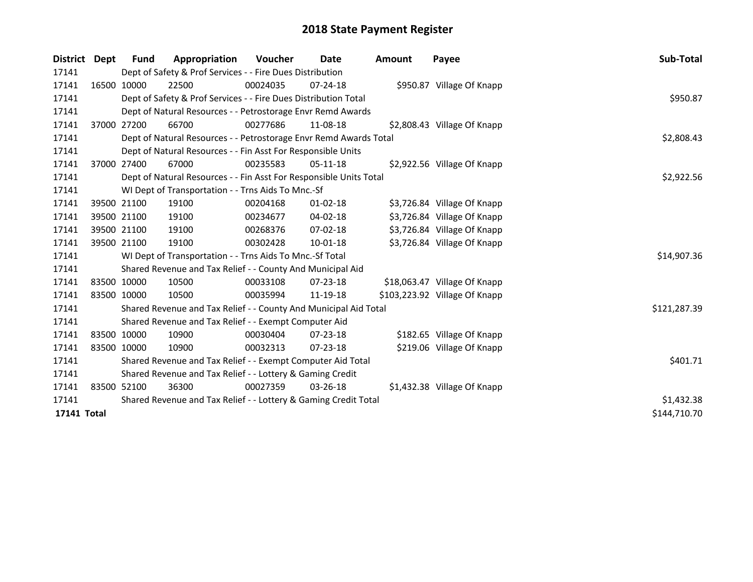# 2018 State Payment Register

| District | Dept | Fund | Appropriation | Voucher | Date | Amount | Payee | Sub-Total |
|---|---|---|---|---|---|---|---|---|
| 17141 | | Dept of Safety & Prof Services - - Fire Dues Distribution | | | | | | |
| 17141 | 16500 | 10000 | 22500 | 00024035 | 07-24-18 | $950.87 | Village Of Knapp | |
| 17141 | | Dept of Safety & Prof Services - - Fire Dues Distribution Total | | | | | | $950.87 |
| 17141 | | Dept of Natural Resources - - Petrostorage Envr Remd Awards | | | | | | |
| 17141 | 37000 | 27200 | 66700 | 00277686 | 11-08-18 | $2,808.43 | Village Of Knapp | |
| 17141 | | Dept of Natural Resources - - Petrostorage Envr Remd Awards Total | | | | | | $2,808.43 |
| 17141 | | Dept of Natural Resources - - Fin Asst For Responsible Units | | | | | | |
| 17141 | 37000 | 27400 | 67000 | 00235583 | 05-11-18 | $2,922.56 | Village Of Knapp | |
| 17141 | | Dept of Natural Resources - - Fin Asst For Responsible Units Total | | | | | | $2,922.56 |
| 17141 | | WI Dept of Transportation - - Trns Aids To Mnc.-Sf | | | | | | |
| 17141 | 39500 | 21100 | 19100 | 00204168 | 01-02-18 | $3,726.84 | Village Of Knapp | |
| 17141 | 39500 | 21100 | 19100 | 00234677 | 04-02-18 | $3,726.84 | Village Of Knapp | |
| 17141 | 39500 | 21100 | 19100 | 00268376 | 07-02-18 | $3,726.84 | Village Of Knapp | |
| 17141 | 39500 | 21100 | 19100 | 00302428 | 10-01-18 | $3,726.84 | Village Of Knapp | |
| 17141 | | WI Dept of Transportation - - Trns Aids To Mnc.-Sf Total | | | | | | $14,907.36 |
| 17141 | | Shared Revenue and Tax Relief - - County And Municipal Aid | | | | | | |
| 17141 | 83500 | 10000 | 10500 | 00033108 | 07-23-18 | $18,063.47 | Village Of Knapp | |
| 17141 | 83500 | 10000 | 10500 | 00035994 | 11-19-18 | $103,223.92 | Village Of Knapp | |
| 17141 | | Shared Revenue and Tax Relief - - County And Municipal Aid Total | | | | | | $121,287.39 |
| 17141 | | Shared Revenue and Tax Relief - - Exempt Computer Aid | | | | | | |
| 17141 | 83500 | 10000 | 10900 | 00030404 | 07-23-18 | $182.65 | Village Of Knapp | |
| 17141 | 83500 | 10000 | 10900 | 00032313 | 07-23-18 | $219.06 | Village Of Knapp | |
| 17141 | | Shared Revenue and Tax Relief - - Exempt Computer Aid Total | | | | | | $401.71 |
| 17141 | | Shared Revenue and Tax Relief - - Lottery & Gaming Credit | | | | | | |
| 17141 | 83500 | 52100 | 36300 | 00027359 | 03-26-18 | $1,432.38 | Village Of Knapp | |
| 17141 | | Shared Revenue and Tax Relief - - Lottery & Gaming Credit Total | | | | | | $1,432.38 |
| **17141 Total** | | | | | | | | $144,710.70 |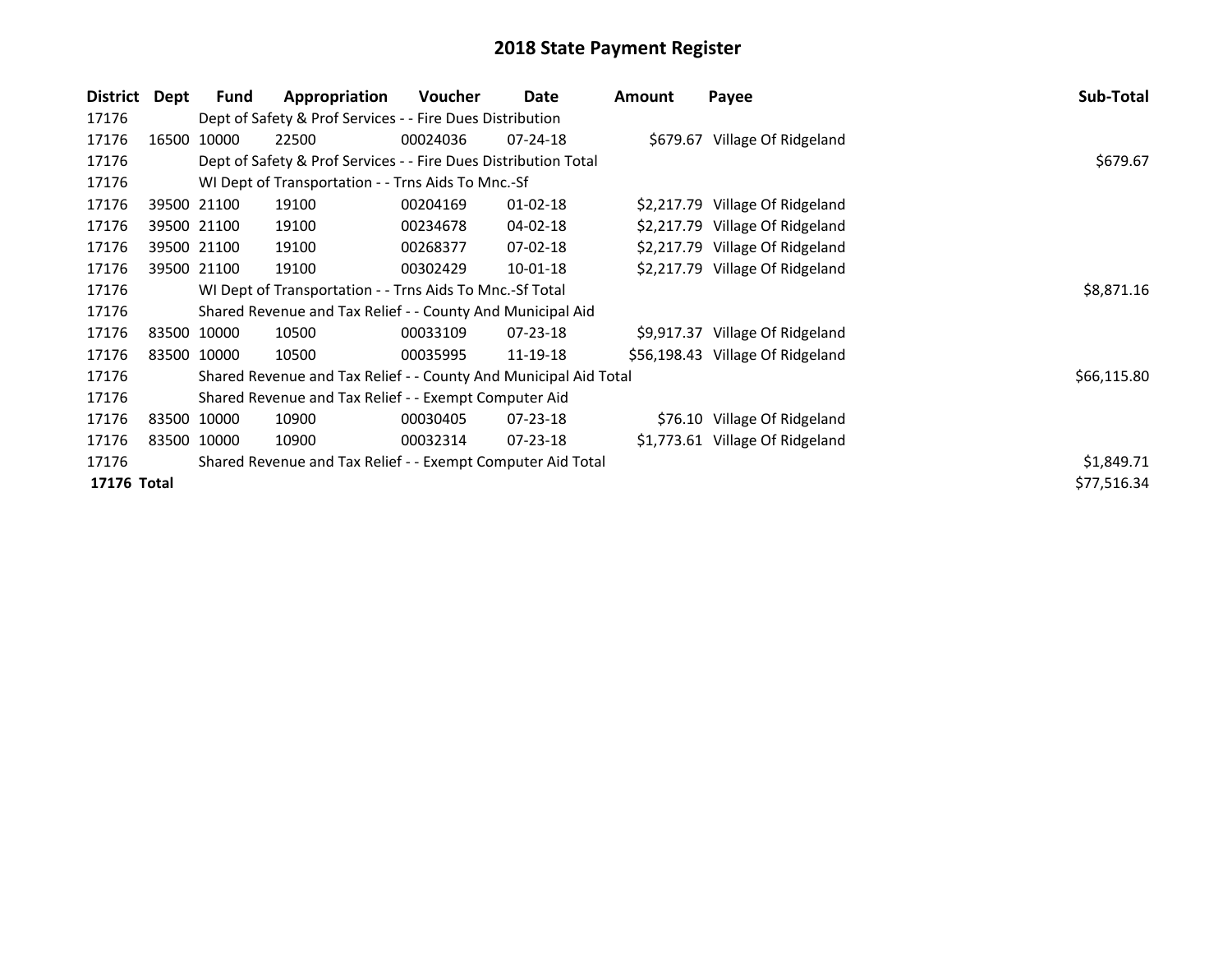# 2018 State Payment Register

| District | Dept | Fund | Appropriation | Voucher | Date | Amount | Payee | Sub-Total |
|---|---|---|---|---|---|---|---|---|
| 17176 | | Dept of Safety & Prof Services - - Fire Dues Distribution | | | | | | |
| 17176 | 16500 | 10000 | 22500 | 00024036 | 07-24-18 | $679.67 | Village Of Ridgeland | |
| 17176 | | Dept of Safety & Prof Services - - Fire Dues Distribution Total | | | | | | $679.67 |
| 17176 | | WI Dept of Transportation - - Trns Aids To Mnc.-Sf | | | | | | |
| 17176 | 39500 | 21100 | 19100 | 00204169 | 01-02-18 | $2,217.79 | Village Of Ridgeland | |
| 17176 | 39500 | 21100 | 19100 | 00234678 | 04-02-18 | $2,217.79 | Village Of Ridgeland | |
| 17176 | 39500 | 21100 | 19100 | 00268377 | 07-02-18 | $2,217.79 | Village Of Ridgeland | |
| 17176 | 39500 | 21100 | 19100 | 00302429 | 10-01-18 | $2,217.79 | Village Of Ridgeland | |
| 17176 | | WI Dept of Transportation - - Trns Aids To Mnc.-Sf Total | | | | | | $8,871.16 |
| 17176 | | Shared Revenue and Tax Relief - - County And Municipal Aid | | | | | | |
| 17176 | 83500 | 10000 | 10500 | 00033109 | 07-23-18 | $9,917.37 | Village Of Ridgeland | |
| 17176 | 83500 | 10000 | 10500 | 00035995 | 11-19-18 | $56,198.43 | Village Of Ridgeland | |
| 17176 | | Shared Revenue and Tax Relief - - County And Municipal Aid Total | | | | | | $66,115.80 |
| 17176 | | Shared Revenue and Tax Relief - - Exempt Computer Aid | | | | | | |
| 17176 | 83500 | 10000 | 10900 | 00030405 | 07-23-18 | $76.10 | Village Of Ridgeland | |
| 17176 | 83500 | 10000 | 10900 | 00032314 | 07-23-18 | $1,773.61 | Village Of Ridgeland | |
| 17176 | | Shared Revenue and Tax Relief - - Exempt Computer Aid Total | | | | | | $1,849.71 |
| **17176 Total** | | | | | | | | $77,516.34 |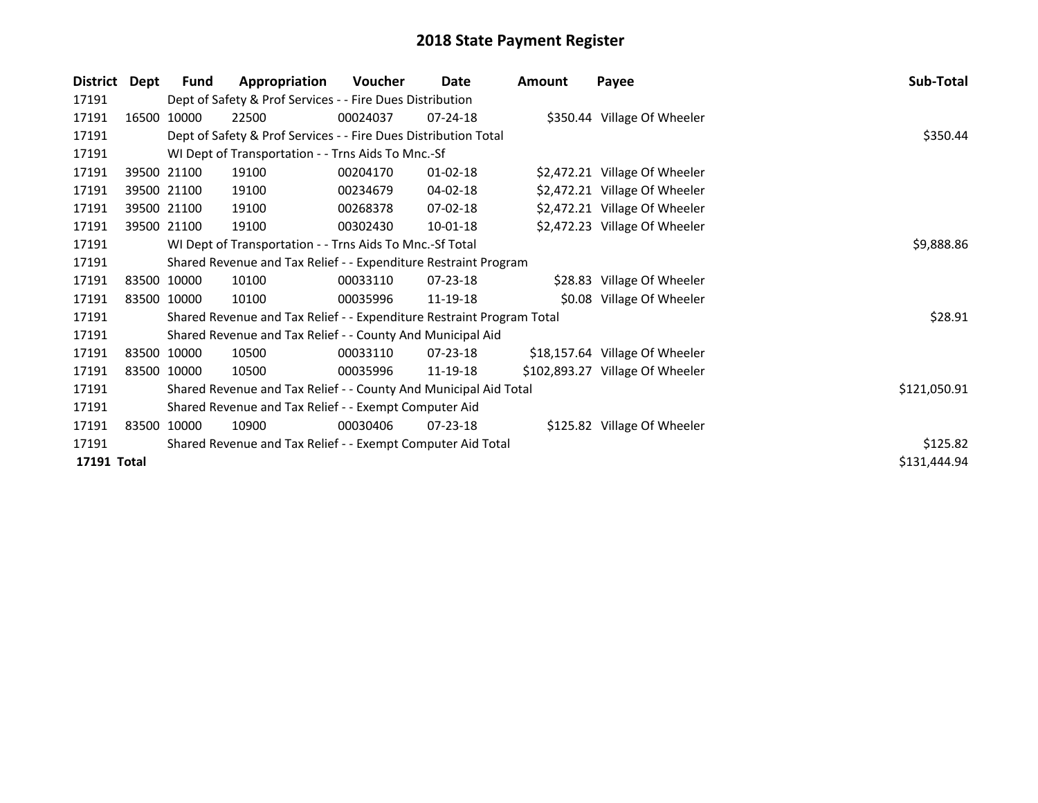# 2018 State Payment Register

| District | Dept | Fund | Appropriation | Voucher | Date | Amount | Payee | Sub-Total |
|---|---|---|---|---|---|---|---|---|
| 17191 | | Dept of Safety & Prof Services - - Fire Dues Distribution | | | | | | |
| 17191 | 16500 | 10000 | 22500 | 00024037 | 07-24-18 | $350.44 | Village Of Wheeler | |
| 17191 | | Dept of Safety & Prof Services - - Fire Dues Distribution Total | | | | | | $350.44 |
| 17191 | | WI Dept of Transportation - - Trns Aids To Mnc.-Sf | | | | | | |
| 17191 | 39500 | 21100 | 19100 | 00204170 | 01-02-18 | $2,472.21 | Village Of Wheeler | |
| 17191 | 39500 | 21100 | 19100 | 00234679 | 04-02-18 | $2,472.21 | Village Of Wheeler | |
| 17191 | 39500 | 21100 | 19100 | 00268378 | 07-02-18 | $2,472.21 | Village Of Wheeler | |
| 17191 | 39500 | 21100 | 19100 | 00302430 | 10-01-18 | $2,472.23 | Village Of Wheeler | |
| 17191 | | WI Dept of Transportation - - Trns Aids To Mnc.-Sf Total | | | | | | $9,888.86 |
| 17191 | | Shared Revenue and Tax Relief - - Expenditure Restraint Program | | | | | | |
| 17191 | 83500 | 10000 | 10100 | 00033110 | 07-23-18 | $28.83 | Village Of Wheeler | |
| 17191 | 83500 | 10000 | 10100 | 00035996 | 11-19-18 | $0.08 | Village Of Wheeler | |
| 17191 | | Shared Revenue and Tax Relief - - Expenditure Restraint Program Total | | | | | | $28.91 |
| 17191 | | Shared Revenue and Tax Relief - - County And Municipal Aid | | | | | | |
| 17191 | 83500 | 10000 | 10500 | 00033110 | 07-23-18 | $18,157.64 | Village Of Wheeler | |
| 17191 | 83500 | 10000 | 10500 | 00035996 | 11-19-18 | $102,893.27 | Village Of Wheeler | |
| 17191 | | Shared Revenue and Tax Relief - - County And Municipal Aid Total | | | | | | $121,050.91 |
| 17191 | | Shared Revenue and Tax Relief - - Exempt Computer Aid | | | | | | |
| 17191 | 83500 | 10000 | 10900 | 00030406 | 07-23-18 | $125.82 | Village Of Wheeler | |
| 17191 | | Shared Revenue and Tax Relief - - Exempt Computer Aid Total | | | | | | $125.82 |
| **17191** | **Total** | | | | | | | $131,444.94 |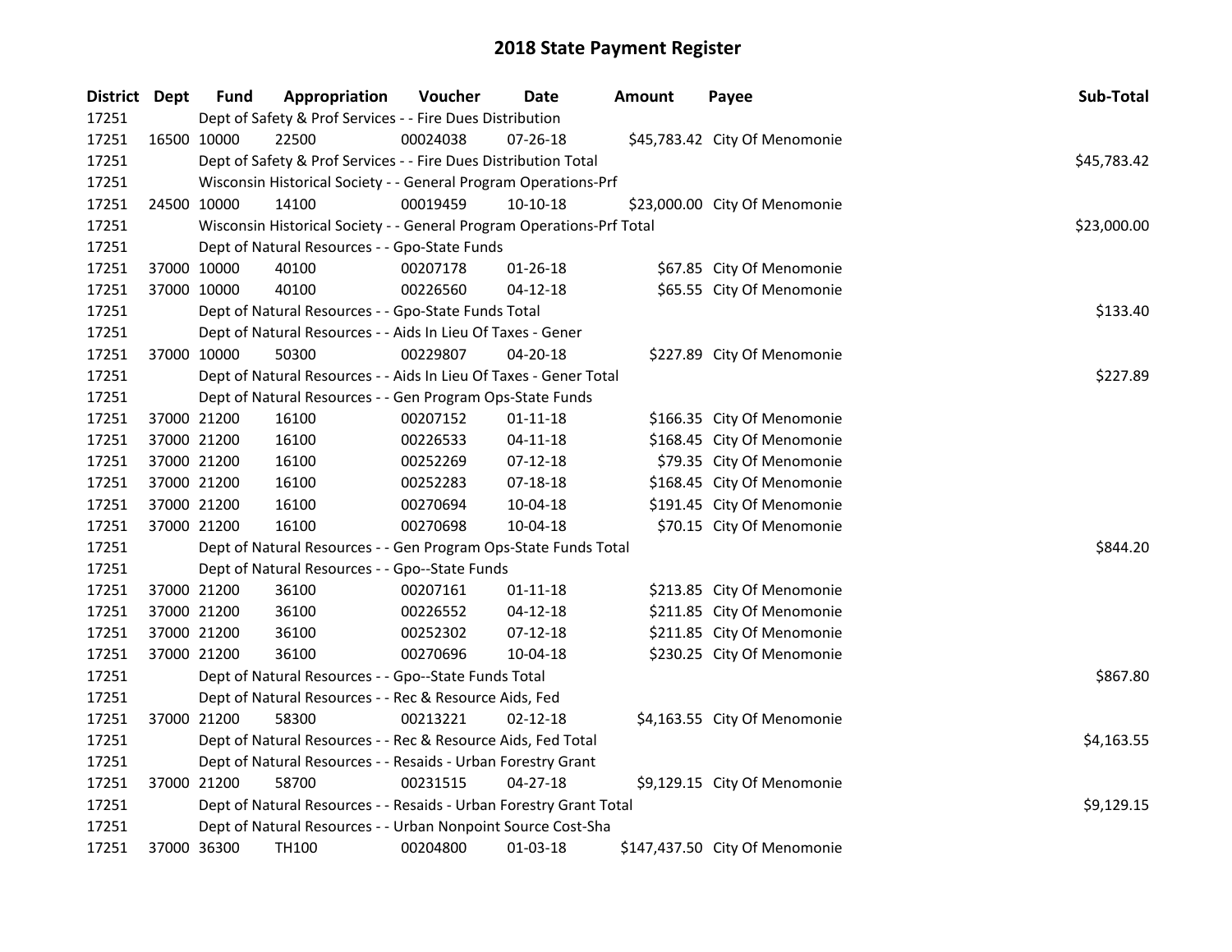# 2018 State Payment Register

| District | Dept | Fund | Appropriation | Voucher | Date | Amount | Payee | Sub-Total |
|---|---|---|---|---|---|---|---|---|
| 17251 | | Dept of Safety & Prof Services - - Fire Dues Distribution | | | | | | |
| 17251 | 16500 | 10000 | 22500 | 00024038 | 07-26-18 | $45,783.42 | City Of Menomonie | |
| 17251 | | Dept of Safety & Prof Services - - Fire Dues Distribution Total | | | | | | $45,783.42 |
| 17251 | | Wisconsin Historical Society - - General Program Operations-Prf | | | | | | |
| 17251 | 24500 | 10000 | 14100 | 00019459 | 10-10-18 | $23,000.00 | City Of Menomonie | |
| 17251 | | Wisconsin Historical Society - - General Program Operations-Prf Total | | | | | | $23,000.00 |
| 17251 | | Dept of Natural Resources - - Gpo-State Funds | | | | | | |
| 17251 | 37000 | 10000 | 40100 | 00207178 | 01-26-18 | $67.85 | City Of Menomonie | |
| 17251 | 37000 | 10000 | 40100 | 00226560 | 04-12-18 | $65.55 | City Of Menomonie | |
| 17251 | | Dept of Natural Resources - - Gpo-State Funds Total | | | | | | $133.40 |
| 17251 | | Dept of Natural Resources - - Aids In Lieu Of Taxes - Gener | | | | | | |
| 17251 | 37000 | 10000 | 50300 | 00229807 | 04-20-18 | $227.89 | City Of Menomonie | |
| 17251 | | Dept of Natural Resources - - Aids In Lieu Of Taxes - Gener Total | | | | | | $227.89 |
| 17251 | | Dept of Natural Resources - - Gen Program Ops-State Funds | | | | | | |
| 17251 | 37000 | 21200 | 16100 | 00207152 | 01-11-18 | $166.35 | City Of Menomonie | |
| 17251 | 37000 | 21200 | 16100 | 00226533 | 04-11-18 | $168.45 | City Of Menomonie | |
| 17251 | 37000 | 21200 | 16100 | 00252269 | 07-12-18 | $79.35 | City Of Menomonie | |
| 17251 | 37000 | 21200 | 16100 | 00252283 | 07-18-18 | $168.45 | City Of Menomonie | |
| 17251 | 37000 | 21200 | 16100 | 00270694 | 10-04-18 | $191.45 | City Of Menomonie | |
| 17251 | 37000 | 21200 | 16100 | 00270698 | 10-04-18 | $70.15 | City Of Menomonie | |
| 17251 | | Dept of Natural Resources - - Gen Program Ops-State Funds Total | | | | | | $844.20 |
| 17251 | | Dept of Natural Resources - - Gpo--State Funds | | | | | | |
| 17251 | 37000 | 21200 | 36100 | 00207161 | 01-11-18 | $213.85 | City Of Menomonie | |
| 17251 | 37000 | 21200 | 36100 | 00226552 | 04-12-18 | $211.85 | City Of Menomonie | |
| 17251 | 37000 | 21200 | 36100 | 00252302 | 07-12-18 | $211.85 | City Of Menomonie | |
| 17251 | 37000 | 21200 | 36100 | 00270696 | 10-04-18 | $230.25 | City Of Menomonie | |
| 17251 | | Dept of Natural Resources - - Gpo--State Funds Total | | | | | | $867.80 |
| 17251 | | Dept of Natural Resources - - Rec & Resource Aids, Fed | | | | | | |
| 17251 | 37000 | 21200 | 58300 | 00213221 | 02-12-18 | $4,163.55 | City Of Menomonie | |
| 17251 | | Dept of Natural Resources - - Rec & Resource Aids, Fed Total | | | | | | $4,163.55 |
| 17251 | | Dept of Natural Resources - - Resaids - Urban Forestry Grant | | | | | | |
| 17251 | 37000 | 21200 | 58700 | 00231515 | 04-27-18 | $9,129.15 | City Of Menomonie | |
| 17251 | | Dept of Natural Resources - - Resaids - Urban Forestry Grant Total | | | | | | $9,129.15 |
| 17251 | | Dept of Natural Resources - - Urban Nonpoint Source Cost-Sha | | | | | | |
| 17251 | 37000 | 36300 | TH100 | 00204800 | 01-03-18 | $147,437.50 | City Of Menomonie | |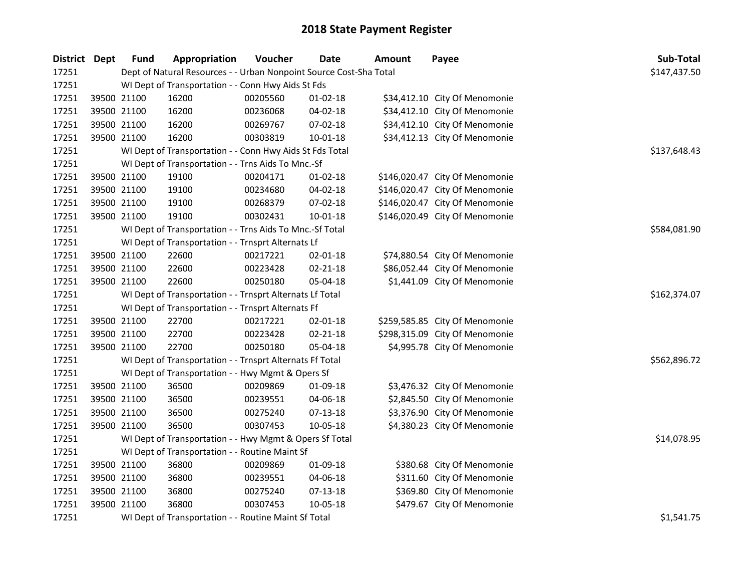# 2018 State Payment Register

| District | Dept | Fund | Appropriation | Voucher | Date | Amount | Payee | Sub-Total |
|---|---|---|---|---|---|---|---|---|
| 17251 | | Dept of Natural Resources - - Urban Nonpoint Source Cost-Sha Total | | | | | | $147,437.50 |
| 17251 | | WI Dept of Transportation - - Conn Hwy Aids St Fds | | | | | | |
| 17251 | 39500 | 21100 | 16200 | 00205560 | 01-02-18 | $34,412.10 | City Of Menomonie | |
| 17251 | 39500 | 21100 | 16200 | 00236068 | 04-02-18 | $34,412.10 | City Of Menomonie | |
| 17251 | 39500 | 21100 | 16200 | 00269767 | 07-02-18 | $34,412.10 | City Of Menomonie | |
| 17251 | 39500 | 21100 | 16200 | 00303819 | 10-01-18 | $34,412.13 | City Of Menomonie | |
| 17251 | | WI Dept of Transportation - - Conn Hwy Aids St Fds Total | | | | | | $137,648.43 |
| 17251 | | WI Dept of Transportation - - Trns Aids To Mnc.-Sf | | | | | | |
| 17251 | 39500 | 21100 | 19100 | 00204171 | 01-02-18 | $146,020.47 | City Of Menomonie | |
| 17251 | 39500 | 21100 | 19100 | 00234680 | 04-02-18 | $146,020.47 | City Of Menomonie | |
| 17251 | 39500 | 21100 | 19100 | 00268379 | 07-02-18 | $146,020.47 | City Of Menomonie | |
| 17251 | 39500 | 21100 | 19100 | 00302431 | 10-01-18 | $146,020.49 | City Of Menomonie | |
| 17251 | | WI Dept of Transportation - - Trns Aids To Mnc.-Sf Total | | | | | | $584,081.90 |
| 17251 | | WI Dept of Transportation - - Trnsprt Alternats Lf | | | | | | |
| 17251 | 39500 | 21100 | 22600 | 00217221 | 02-01-18 | $74,880.54 | City Of Menomonie | |
| 17251 | 39500 | 21100 | 22600 | 00223428 | 02-21-18 | $86,052.44 | City Of Menomonie | |
| 17251 | 39500 | 21100 | 22600 | 00250180 | 05-04-18 | $1,441.09 | City Of Menomonie | |
| 17251 | | WI Dept of Transportation - - Trnsprt Alternats Lf Total | | | | | | $162,374.07 |
| 17251 | | WI Dept of Transportation - - Trnsprt Alternats Ff | | | | | | |
| 17251 | 39500 | 21100 | 22700 | 00217221 | 02-01-18 | $259,585.85 | City Of Menomonie | |
| 17251 | 39500 | 21100 | 22700 | 00223428 | 02-21-18 | $298,315.09 | City Of Menomonie | |
| 17251 | 39500 | 21100 | 22700 | 00250180 | 05-04-18 | $4,995.78 | City Of Menomonie | |
| 17251 | | WI Dept of Transportation - - Trnsprt Alternats Ff Total | | | | | | $562,896.72 |
| 17251 | | WI Dept of Transportation - - Hwy Mgmt & Opers Sf | | | | | | |
| 17251 | 39500 | 21100 | 36500 | 00209869 | 01-09-18 | $3,476.32 | City Of Menomonie | |
| 17251 | 39500 | 21100 | 36500 | 00239551 | 04-06-18 | $2,845.50 | City Of Menomonie | |
| 17251 | 39500 | 21100 | 36500 | 00275240 | 07-13-18 | $3,376.90 | City Of Menomonie | |
| 17251 | 39500 | 21100 | 36500 | 00307453 | 10-05-18 | $4,380.23 | City Of Menomonie | |
| 17251 | | WI Dept of Transportation - - Hwy Mgmt & Opers Sf Total | | | | | | $14,078.95 |
| 17251 | | WI Dept of Transportation - - Routine Maint Sf | | | | | | |
| 17251 | 39500 | 21100 | 36800 | 00209869 | 01-09-18 | $380.68 | City Of Menomonie | |
| 17251 | 39500 | 21100 | 36800 | 00239551 | 04-06-18 | $311.60 | City Of Menomonie | |
| 17251 | 39500 | 21100 | 36800 | 00275240 | 07-13-18 | $369.80 | City Of Menomonie | |
| 17251 | 39500 | 21100 | 36800 | 00307453 | 10-05-18 | $479.67 | City Of Menomonie | |
| 17251 | | WI Dept of Transportation - - Routine Maint Sf Total | | | | | | $1,541.75 |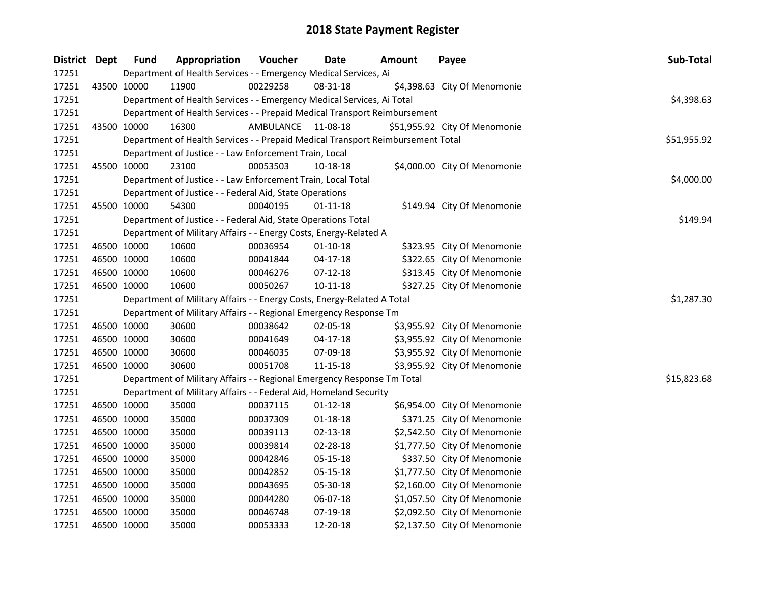## 2018 State Payment Register

| District | Dept | Fund | Appropriation | Voucher | Date | Amount | Payee | Sub-Total |
|---|---|---|---|---|---|---|---|---|
| 17251 | | Department of Health Services - - Emergency Medical Services, Ai | | | | | | |
| 17251 | 43500 | 10000 | 11900 | 00229258 | 08-31-18 | $4,398.63 | City Of Menomonie | |
| 17251 | | Department of Health Services - - Emergency Medical Services, Ai Total | | | | | | $4,398.63 |
| 17251 | | Department of Health Services - - Prepaid Medical Transport Reimbursement | | | | | | |
| 17251 | 43500 | 10000 | 16300 | AMBULANCE | 11-08-18 | $51,955.92 | City Of Menomonie | |
| 17251 | | Department of Health Services - - Prepaid Medical Transport Reimbursement Total | | | | | | $51,955.92 |
| 17251 | | Department of Justice - - Law Enforcement Train, Local | | | | | | |
| 17251 | 45500 | 10000 | 23100 | 00053503 | 10-18-18 | $4,000.00 | City Of Menomonie | |
| 17251 | | Department of Justice - - Law Enforcement Train, Local Total | | | | | | $4,000.00 |
| 17251 | | Department of Justice - - Federal Aid, State Operations | | | | | | |
| 17251 | 45500 | 10000 | 54300 | 00040195 | 01-11-18 | $149.94 | City Of Menomonie | |
| 17251 | | Department of Justice - - Federal Aid, State Operations Total | | | | | | $149.94 |
| 17251 | | Department of Military Affairs - - Energy Costs, Energy-Related A | | | | | | |
| 17251 | 46500 | 10000 | 10600 | 00036954 | 01-10-18 | $323.95 | City Of Menomonie | |
| 17251 | 46500 | 10000 | 10600 | 00041844 | 04-17-18 | $322.65 | City Of Menomonie | |
| 17251 | 46500 | 10000 | 10600 | 00046276 | 07-12-18 | $313.45 | City Of Menomonie | |
| 17251 | 46500 | 10000 | 10600 | 00050267 | 10-11-18 | $327.25 | City Of Menomonie | |
| 17251 | | Department of Military Affairs - - Energy Costs, Energy-Related A Total | | | | | | $1,287.30 |
| 17251 | | Department of Military Affairs - - Regional Emergency Response Tm | | | | | | |
| 17251 | 46500 | 10000 | 30600 | 00038642 | 02-05-18 | $3,955.92 | City Of Menomonie | |
| 17251 | 46500 | 10000 | 30600 | 00041649 | 04-17-18 | $3,955.92 | City Of Menomonie | |
| 17251 | 46500 | 10000 | 30600 | 00046035 | 07-09-18 | $3,955.92 | City Of Menomonie | |
| 17251 | 46500 | 10000 | 30600 | 00051708 | 11-15-18 | $3,955.92 | City Of Menomonie | |
| 17251 | | Department of Military Affairs - - Regional Emergency Response Tm Total | | | | | | $15,823.68 |
| 17251 | | Department of Military Affairs - - Federal Aid, Homeland Security | | | | | | |
| 17251 | 46500 | 10000 | 35000 | 00037115 | 01-12-18 | $6,954.00 | City Of Menomonie | |
| 17251 | 46500 | 10000 | 35000 | 00037309 | 01-18-18 | $371.25 | City Of Menomonie | |
| 17251 | 46500 | 10000 | 35000 | 00039113 | 02-13-18 | $2,542.50 | City Of Menomonie | |
| 17251 | 46500 | 10000 | 35000 | 00039814 | 02-28-18 | $1,777.50 | City Of Menomonie | |
| 17251 | 46500 | 10000 | 35000 | 00042846 | 05-15-18 | $337.50 | City Of Menomonie | |
| 17251 | 46500 | 10000 | 35000 | 00042852 | 05-15-18 | $1,777.50 | City Of Menomonie | |
| 17251 | 46500 | 10000 | 35000 | 00043695 | 05-30-18 | $2,160.00 | City Of Menomonie | |
| 17251 | 46500 | 10000 | 35000 | 00044280 | 06-07-18 | $1,057.50 | City Of Menomonie | |
| 17251 | 46500 | 10000 | 35000 | 00046748 | 07-19-18 | $2,092.50 | City Of Menomonie | |
| 17251 | 46500 | 10000 | 35000 | 00053333 | 12-20-18 | $2,137.50 | City Of Menomonie | |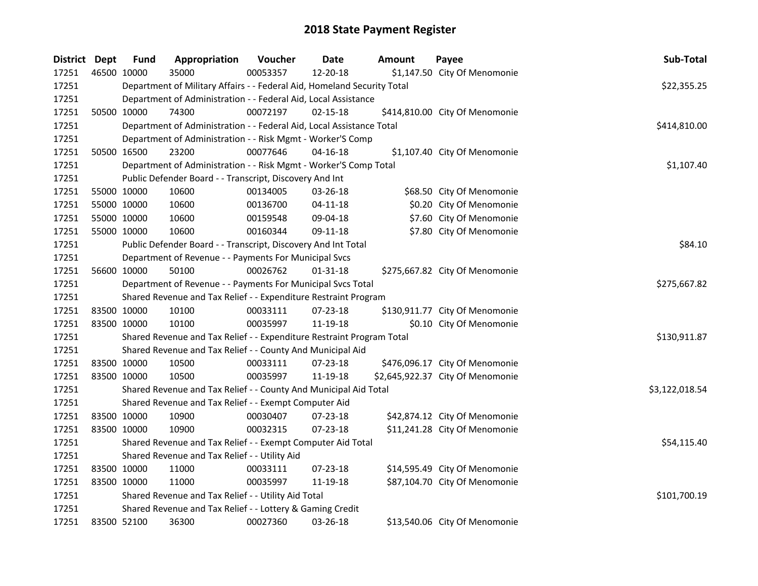# 2018 State Payment Register

| District | Dept | Fund | Appropriation | Voucher | Date | Amount | Payee | Sub-Total |
|---|---|---|---|---|---|---|---|---|
| 17251 | 46500 | 10000 | 35000 | 00053357 | 12-20-18 | $1,147.50 | City Of Menomonie | |
| 17251 | | Department of Military Affairs - - Federal Aid, Homeland Security Total | | | | | | $22,355.25 |
| 17251 | | Department of Administration - - Federal Aid, Local Assistance | | | | | | |
| 17251 | 50500 | 10000 | 74300 | 00072197 | 02-15-18 | $414,810.00 | City Of Menomonie | |
| 17251 | | Department of Administration - - Federal Aid, Local Assistance Total | | | | | | $414,810.00 |
| 17251 | | Department of Administration - - Risk Mgmt - Worker'S Comp | | | | | | |
| 17251 | 50500 | 16500 | 23200 | 00077646 | 04-16-18 | $1,107.40 | City Of Menomonie | |
| 17251 | | Department of Administration - - Risk Mgmt - Worker'S Comp Total | | | | | | $1,107.40 |
| 17251 | | Public Defender Board - - Transcript, Discovery And Int | | | | | | |
| 17251 | 55000 | 10000 | 10600 | 00134005 | 03-26-18 | $68.50 | City Of Menomonie | |
| 17251 | 55000 | 10000 | 10600 | 00136700 | 04-11-18 | $0.20 | City Of Menomonie | |
| 17251 | 55000 | 10000 | 10600 | 00159548 | 09-04-18 | $7.60 | City Of Menomonie | |
| 17251 | 55000 | 10000 | 10600 | 00160344 | 09-11-18 | $7.80 | City Of Menomonie | |
| 17251 | | Public Defender Board - - Transcript, Discovery And Int Total | | | | | | $84.10 |
| 17251 | | Department of Revenue - - Payments For Municipal Svcs | | | | | | |
| 17251 | 56600 | 10000 | 50100 | 00026762 | 01-31-18 | $275,667.82 | City Of Menomonie | |
| 17251 | | Department of Revenue - - Payments For Municipal Svcs Total | | | | | | $275,667.82 |
| 17251 | | Shared Revenue and Tax Relief - - Expenditure Restraint Program | | | | | | |
| 17251 | 83500 | 10000 | 10100 | 00033111 | 07-23-18 | $130,911.77 | City Of Menomonie | |
| 17251 | 83500 | 10000 | 10100 | 00035997 | 11-19-18 | $0.10 | City Of Menomonie | |
| 17251 | | Shared Revenue and Tax Relief - - Expenditure Restraint Program Total | | | | | | $130,911.87 |
| 17251 | | Shared Revenue and Tax Relief - - County And Municipal Aid | | | | | | |
| 17251 | 83500 | 10000 | 10500 | 00033111 | 07-23-18 | $476,096.17 | City Of Menomonie | |
| 17251 | 83500 | 10000 | 10500 | 00035997 | 11-19-18 | $2,645,922.37 | City Of Menomonie | |
| 17251 | | Shared Revenue and Tax Relief - - County And Municipal Aid Total | | | | | | $3,122,018.54 |
| 17251 | | Shared Revenue and Tax Relief - - Exempt Computer Aid | | | | | | |
| 17251 | 83500 | 10000 | 10900 | 00030407 | 07-23-18 | $42,874.12 | City Of Menomonie | |
| 17251 | 83500 | 10000 | 10900 | 00032315 | 07-23-18 | $11,241.28 | City Of Menomonie | |
| 17251 | | Shared Revenue and Tax Relief - - Exempt Computer Aid Total | | | | | | $54,115.40 |
| 17251 | | Shared Revenue and Tax Relief - - Utility Aid | | | | | | |
| 17251 | 83500 | 10000 | 11000 | 00033111 | 07-23-18 | $14,595.49 | City Of Menomonie | |
| 17251 | 83500 | 10000 | 11000 | 00035997 | 11-19-18 | $87,104.70 | City Of Menomonie | |
| 17251 | | Shared Revenue and Tax Relief - - Utility Aid Total | | | | | | $101,700.19 |
| 17251 | | Shared Revenue and Tax Relief - - Lottery & Gaming Credit | | | | | | |
| 17251 | 83500 | 52100 | 36300 | 00027360 | 03-26-18 | $13,540.06 | City Of Menomonie | |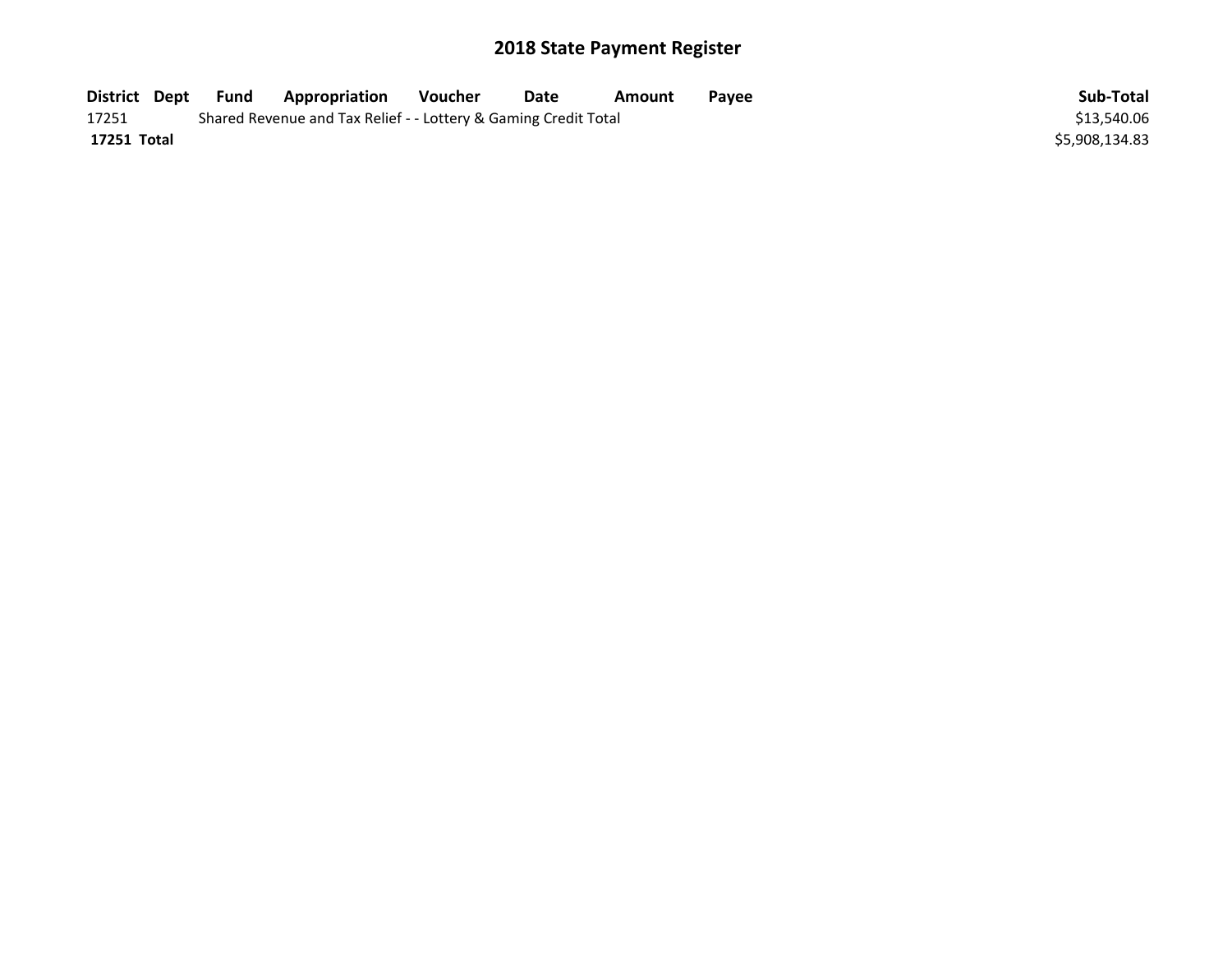# 2018 State Payment Register

| District | Dept | Fund | Appropriation | Voucher | Date | Amount | Payee | Sub-Total |
|---|---|---|---|---|---|---|---|---|
| 17251 | | Shared Revenue and Tax Relief - - Lottery & Gaming Credit Total | | | | | | $13,540.06 |
| **17251 Total** | | | | | | | | $5,908,134.83 |